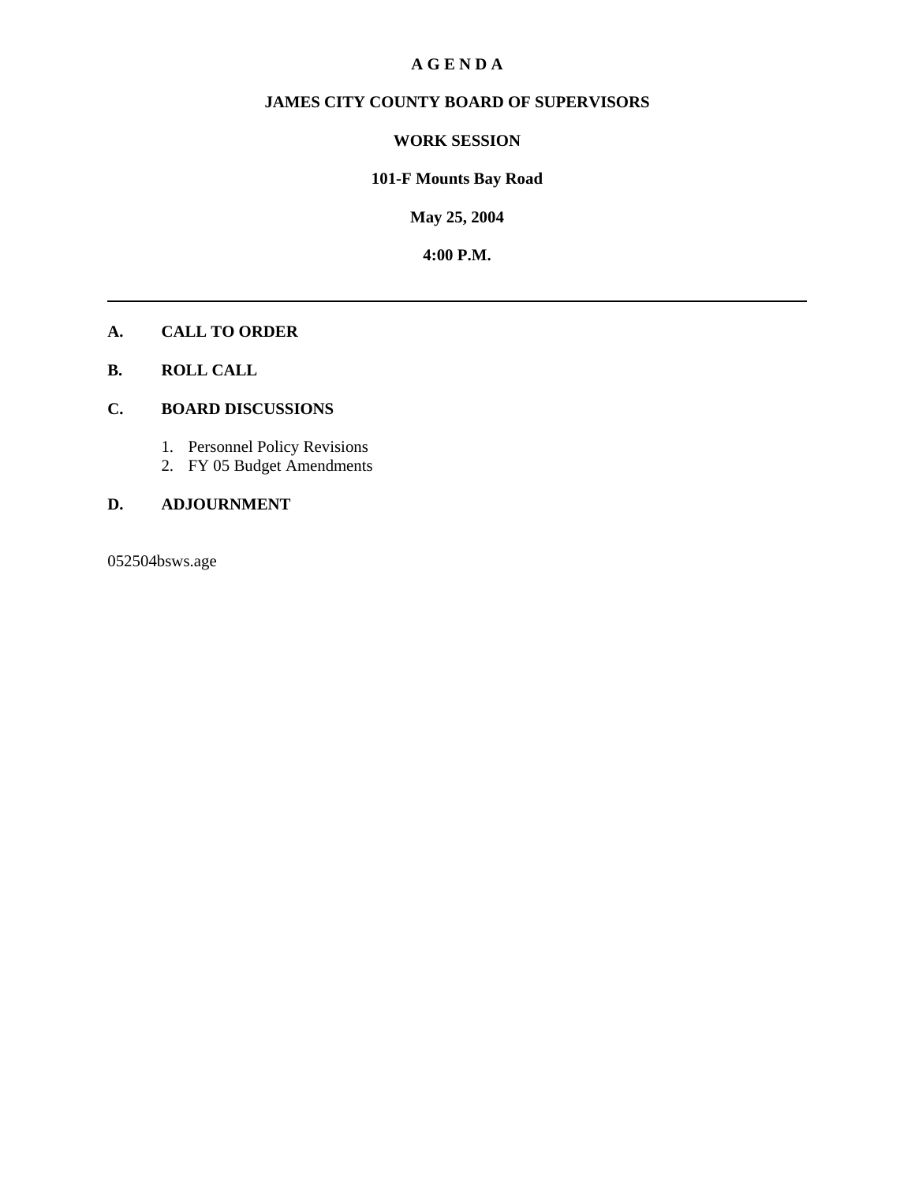# A G E N D A

## JAMES CITY COUNTY BOARD OF SUPERVISORS

## WORK SESSION

**101-F Mounts Bay Road**

**May 25, 2004**

**4:00 P.M.**

---

**A. CALL TO ORDER**

**B. ROLL CALL**

**C. BOARD DISCUSSIONS**

1. Personnel Policy Revisions
2. FY 05 Budget Amendments

**D. ADJOURNMENT**

052504bsws.age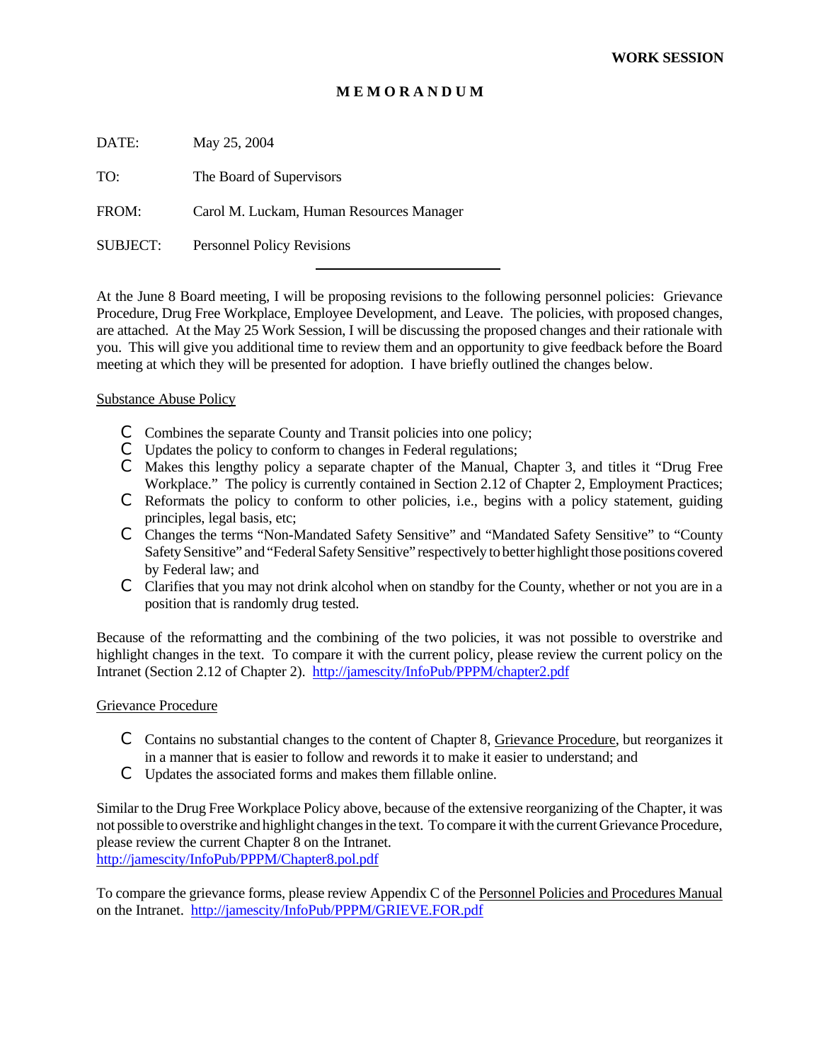**WORK SESSION**

**M E M O R A N D U M**

DATE: May 25, 2004

TO: The Board of Supervisors

FROM: Carol M. Luckam, Human Resources Manager

SUBJECT: Personnel Policy Revisions

---

At the June 8 Board meeting, I will be proposing revisions to the following personnel policies: Grievance Procedure, Drug Free Workplace, Employee Development, and Leave. The policies, with proposed changes, are attached. At the May 25 Work Session, I will be discussing the proposed changes and their rationale with you. This will give you additional time to review them and an opportunity to give feedback before the Board meeting at which they will be presented for adoption. I have briefly outlined the changes below.

Substance Abuse Policy

- Combines the separate County and Transit policies into one policy;
- Updates the policy to conform to changes in Federal regulations;
- Makes this lengthy policy a separate chapter of the Manual, Chapter 3, and titles it "Drug Free Workplace." The policy is currently contained in Section 2.12 of Chapter 2, Employment Practices;
- Reformats the policy to conform to other policies, i.e., begins with a policy statement, guiding principles, legal basis, etc;
- Changes the terms "Non-Mandated Safety Sensitive" and "Mandated Safety Sensitive" to "County Safety Sensitive" and "Federal Safety Sensitive" respectively to better highlight those positions covered by Federal law; and
- Clarifies that you may not drink alcohol when on standby for the County, whether or not you are in a position that is randomly drug tested.

Because of the reformatting and the combining of the two policies, it was not possible to overstrike and highlight changes in the text. To compare it with the current policy, please review the current policy on the Intranet (Section 2.12 of Chapter 2). http://jamescity/InfoPub/PPPM/chapter2.pdf

Grievance Procedure

- Contains no substantial changes to the content of Chapter 8, Grievance Procedure, but reorganizes it in a manner that is easier to follow and rewords it to make it easier to understand; and
- Updates the associated forms and makes them fillable online.

Similar to the Drug Free Workplace Policy above, because of the extensive reorganizing of the Chapter, it was not possible to overstrike and highlight changes in the text. To compare it with the current Grievance Procedure, please review the current Chapter 8 on the Intranet.
http://jamescity/InfoPub/PPPM/Chapter8.pol.pdf

To compare the grievance forms, please review Appendix C of the Personnel Policies and Procedures Manual on the Intranet. http://jamescity/InfoPub/PPPM/GRIEVE.FOR.pdf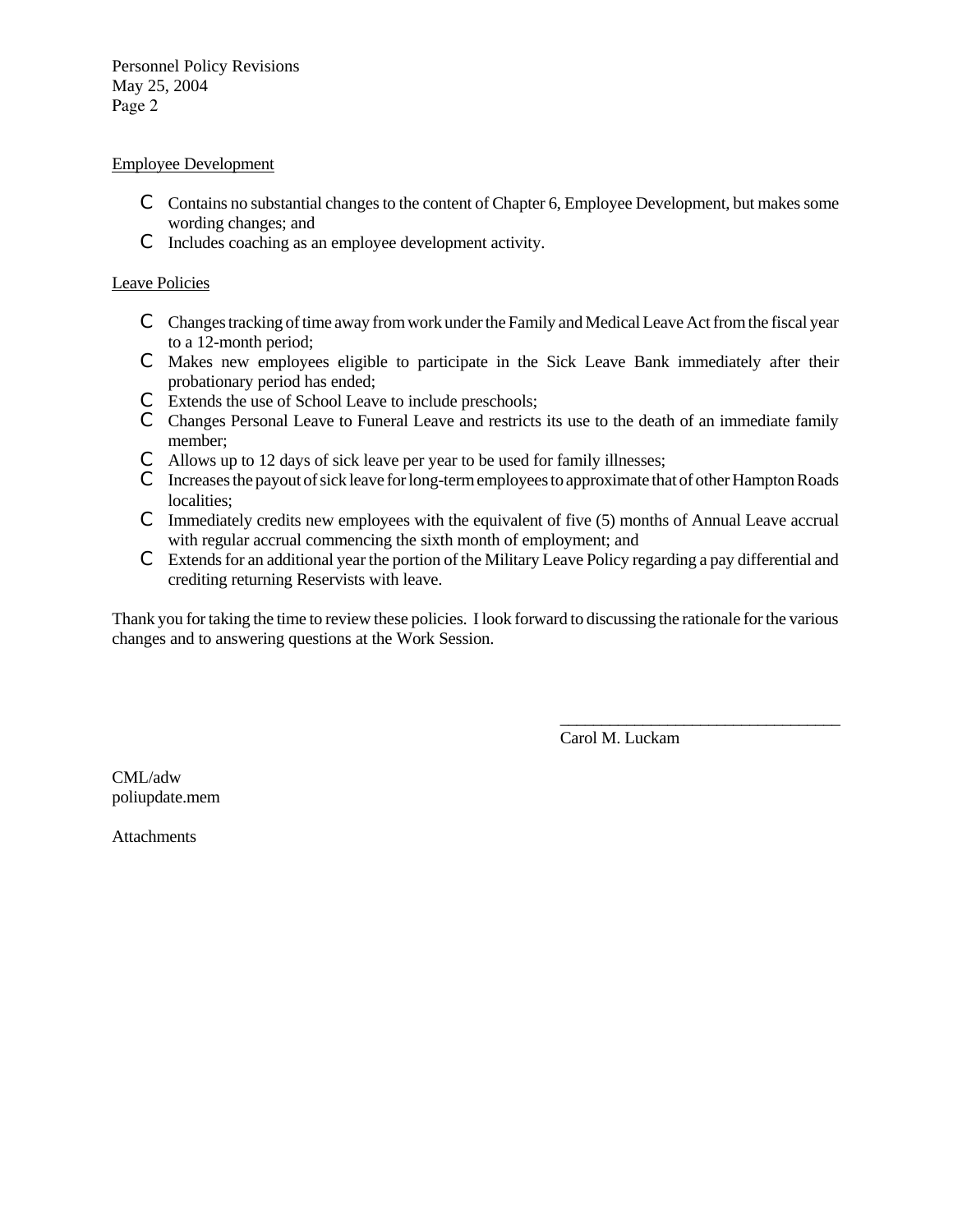Personnel Policy Revisions
May 25, 2004

<u>Employee Development</u>

- Contains no substantial changes to the content of Chapter 6, Employee Development, but makes some wording changes; and
- Includes coaching as an employee development activity.

<u>Leave Policies</u>

- Changes tracking of time away from work under the Family and Medical Leave Act from the fiscal year to a 12-month period;
- Makes new employees eligible to participate in the Sick Leave Bank immediately after their probationary period has ended;
- Extends the use of School Leave to include preschools;
- Changes Personal Leave to Funeral Leave and restricts its use to the death of an immediate family member;
- Allows up to 12 days of sick leave per year to be used for family illnesses;
- Increases the payout of sick leave for long-term employees to approximate that of other Hampton Roads localities;
- Immediately credits new employees with the equivalent of five (5) months of Annual Leave accrual with regular accrual commencing the sixth month of employment; and
- Extends for an additional year the portion of the Military Leave Policy regarding a pay differential and crediting returning Reservists with leave.

Thank you for taking the time to review these policies. I look forward to discussing the rationale for the various changes and to answering questions at the Work Session.

_________________________________
Carol M. Luckam

CML/adw
poliupdate.mem

Attachments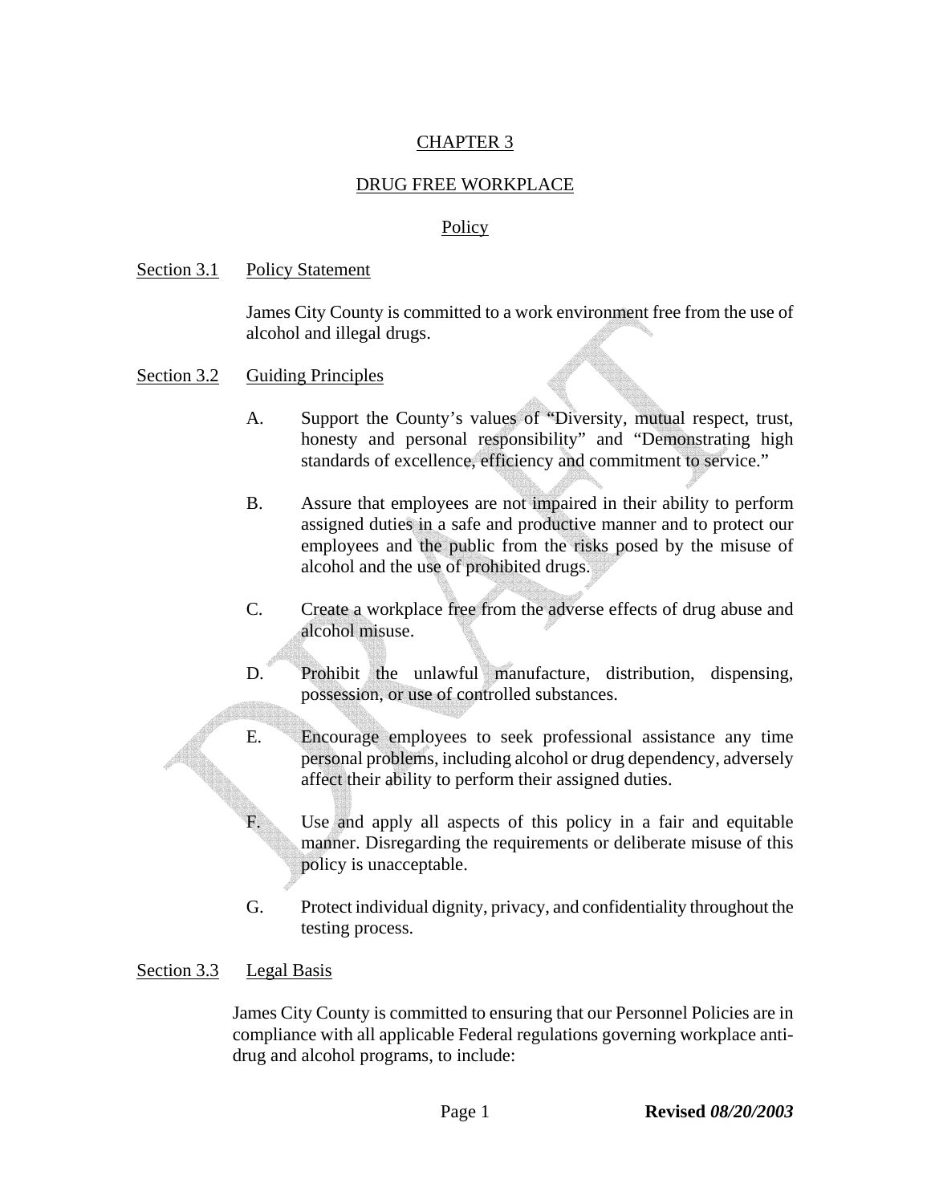# CHAPTER 3

## DRUG FREE WORKPLACE

### Policy

Section 3.1 Policy Statement

James City County is committed to a work environment free from the use of alcohol and illegal drugs.

Section 3.2 Guiding Principles

A. Support the County's values of "Diversity, mutual respect, trust, honesty and personal responsibility" and "Demonstrating high standards of excellence, efficiency and commitment to service."

B. Assure that employees are not impaired in their ability to perform assigned duties in a safe and productive manner and to protect our employees and the public from the risks posed by the misuse of alcohol and the use of prohibited drugs.

C. Create a workplace free from the adverse effects of drug abuse and alcohol misuse.

D. Prohibit the unlawful manufacture, distribution, dispensing, possession, or use of controlled substances.

E. Encourage employees to seek professional assistance any time personal problems, including alcohol or drug dependency, adversely affect their ability to perform their assigned duties.

F. Use and apply all aspects of this policy in a fair and equitable manner. Disregarding the requirements or deliberate misuse of this policy is unacceptable.

G. Protect individual dignity, privacy, and confidentiality throughout the testing process.

Section 3.3 Legal Basis

James City County is committed to ensuring that our Personnel Policies are in compliance with all applicable Federal regulations governing workplace anti-drug and alcohol programs, to include: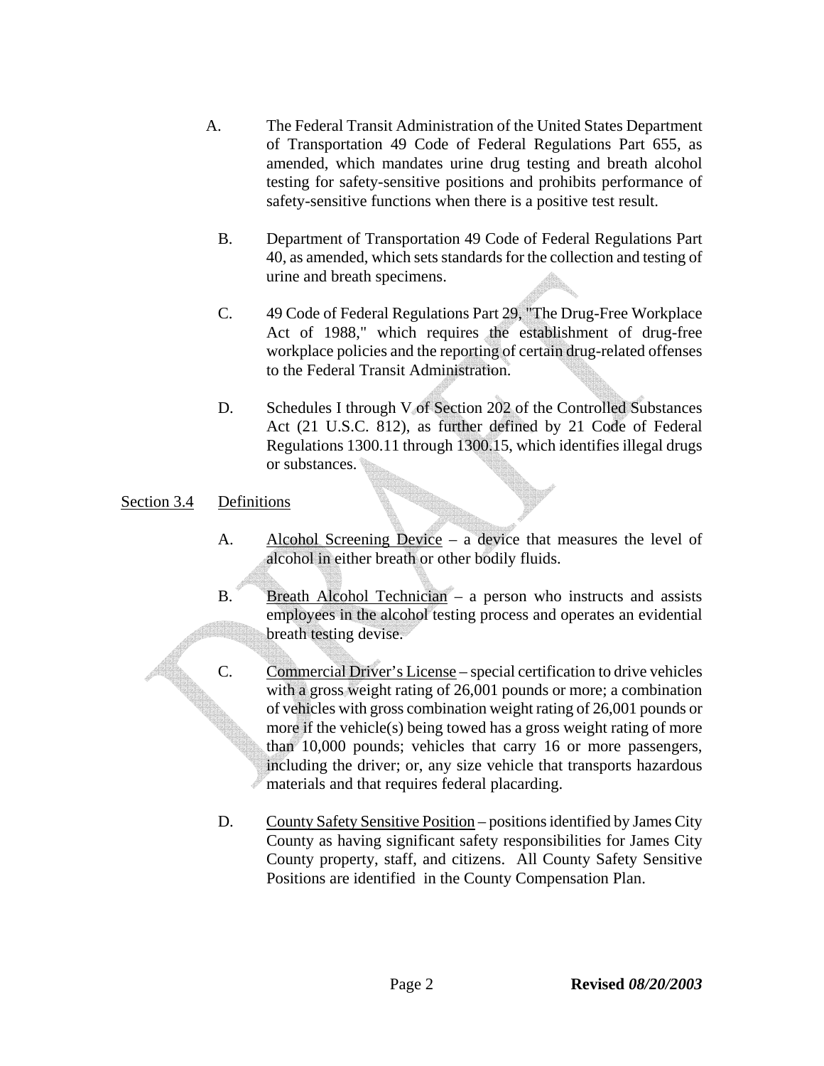A. The Federal Transit Administration of the United States Department of Transportation 49 Code of Federal Regulations Part 655, as amended, which mandates urine drug testing and breath alcohol testing for safety-sensitive positions and prohibits performance of safety-sensitive functions when there is a positive test result.

B. Department of Transportation 49 Code of Federal Regulations Part 40, as amended, which sets standards for the collection and testing of urine and breath specimens.

C. 49 Code of Federal Regulations Part 29, "The Drug-Free Workplace Act of 1988," which requires the establishment of drug-free workplace policies and the reporting of certain drug-related offenses to the Federal Transit Administration.

D. Schedules I through V of Section 202 of the Controlled Substances Act (21 U.S.C. 812), as further defined by 21 Code of Federal Regulations 1300.11 through 1300.15, which identifies illegal drugs or substances.

## Section 3.4 Definitions

A. Alcohol Screening Device – a device that measures the level of alcohol in either breath or other bodily fluids.

B. Breath Alcohol Technician – a person who instructs and assists employees in the alcohol testing process and operates an evidential breath testing devise.

C. Commercial Driver's License – special certification to drive vehicles with a gross weight rating of 26,001 pounds or more; a combination of vehicles with gross combination weight rating of 26,001 pounds or more if the vehicle(s) being towed has a gross weight rating of more than 10,000 pounds; vehicles that carry 16 or more passengers, including the driver; or, any size vehicle that transports hazardous materials and that requires federal placarding.

D. County Safety Sensitive Position – positions identified by James City County as having significant safety responsibilities for James City County property, staff, and citizens. All County Safety Sensitive Positions are identified in the County Compensation Plan.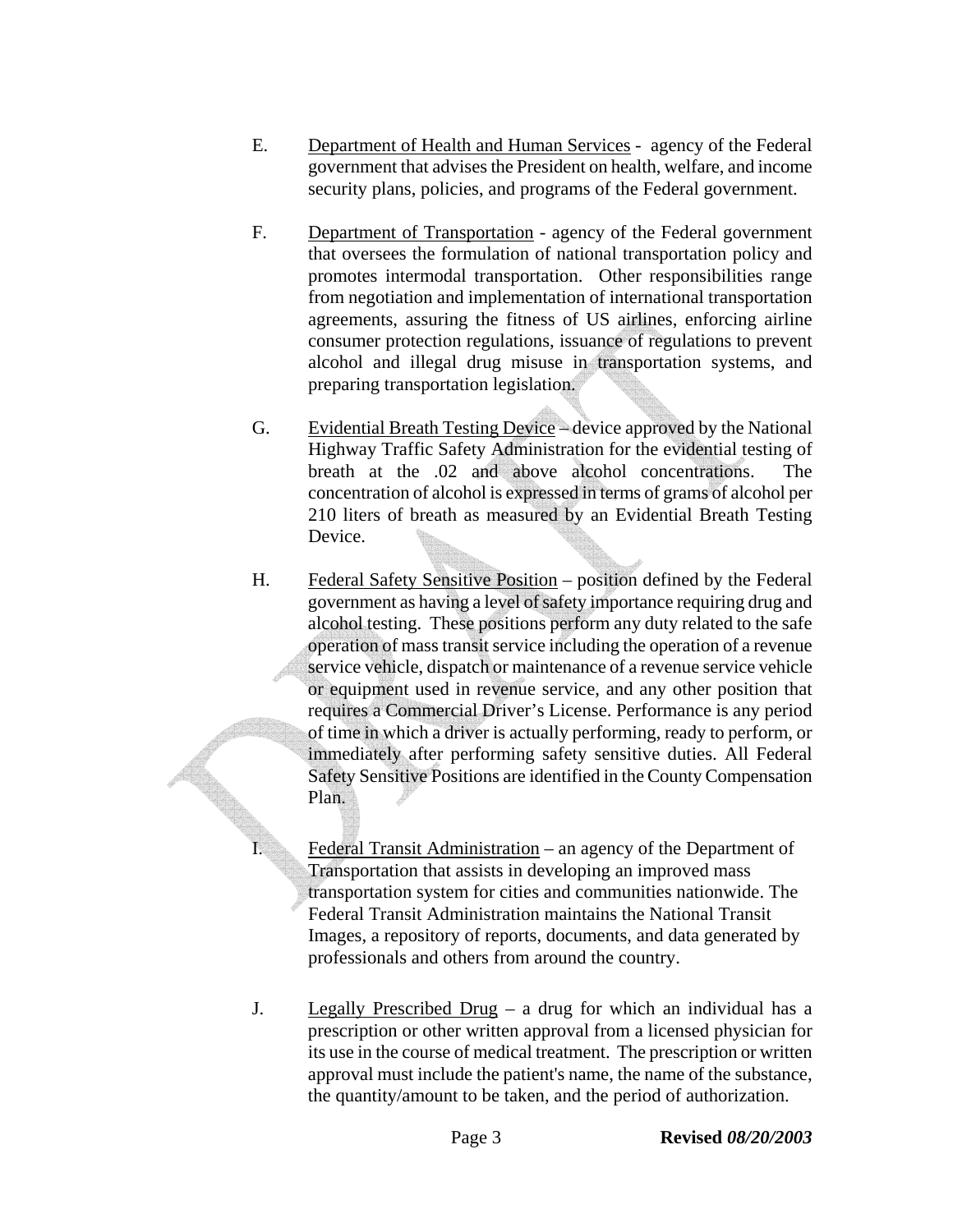E. <u>Department of Health and Human Services</u> - agency of the Federal government that advises the President on health, welfare, and income security plans, policies, and programs of the Federal government.

F. <u>Department of Transportation</u> - agency of the Federal government that oversees the formulation of national transportation policy and promotes intermodal transportation. Other responsibilities range from negotiation and implementation of international transportation agreements, assuring the fitness of US airlines, enforcing airline consumer protection regulations, issuance of regulations to prevent alcohol and illegal drug misuse in transportation systems, and preparing transportation legislation.

G. <u>Evidential Breath Testing Device</u> – device approved by the National Highway Traffic Safety Administration for the evidential testing of breath at the .02 and above alcohol concentrations. The concentration of alcohol is expressed in terms of grams of alcohol per 210 liters of breath as measured by an Evidential Breath Testing Device.

H. <u>Federal Safety Sensitive Position</u> – position defined by the Federal government as having a level of safety importance requiring drug and alcohol testing. These positions perform any duty related to the safe operation of mass transit service including the operation of a revenue service vehicle, dispatch or maintenance of a revenue service vehicle or equipment used in revenue service, and any other position that requires a Commercial Driver's License. Performance is any period of time in which a driver is actually performing, ready to perform, or immediately after performing safety sensitive duties. All Federal Safety Sensitive Positions are identified in the County Compensation Plan.

I. <u>Federal Transit Administration</u> – an agency of the Department of Transportation that assists in developing an improved mass transportation system for cities and communities nationwide. The Federal Transit Administration maintains the National Transit Images, a repository of reports, documents, and data generated by professionals and others from around the country.

J. <u>Legally Prescribed Drug</u> – a drug for which an individual has a prescription or other written approval from a licensed physician for its use in the course of medical treatment. The prescription or written approval must include the patient's name, the name of the substance, the quantity/amount to be taken, and the period of authorization.

**Revised** ***08/20/2003***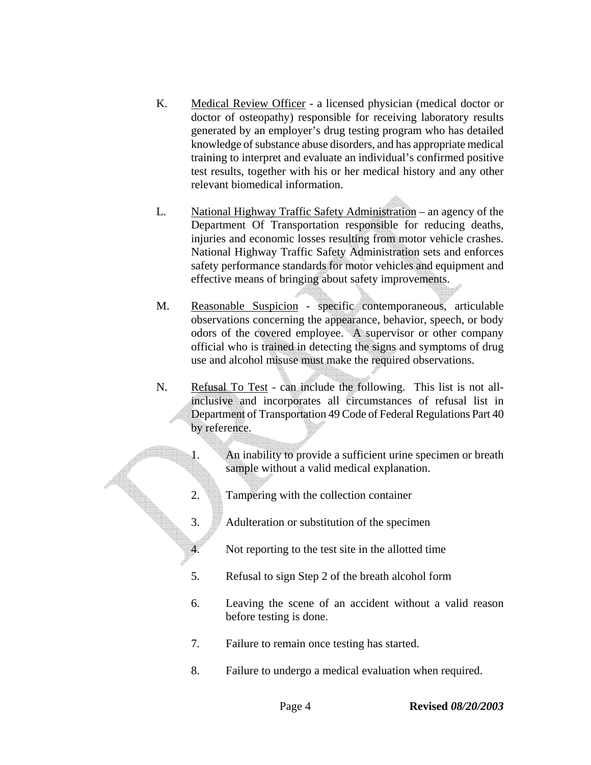K. <u>Medical Review Officer</u> - a licensed physician (medical doctor or doctor of osteopathy) responsible for receiving laboratory results generated by an employer's drug testing program who has detailed knowledge of substance abuse disorders, and has appropriate medical training to interpret and evaluate an individual's confirmed positive test results, together with his or her medical history and any other relevant biomedical information.

L. <u>National Highway Traffic Safety Administration</u> – an agency of the Department Of Transportation responsible for reducing deaths, injuries and economic losses resulting from motor vehicle crashes. National Highway Traffic Safety Administration sets and enforces safety performance standards for motor vehicles and equipment and effective means of bringing about safety improvements.

M. <u>Reasonable Suspicion</u> - specific contemporaneous, articulable observations concerning the appearance, behavior, speech, or body odors of the covered employee. A supervisor or other company official who is trained in detecting the signs and symptoms of drug use and alcohol misuse must make the required observations.

N. <u>Refusal To Test</u> - can include the following. This list is not all-inclusive and incorporates all circumstances of refusal list in Department of Transportation 49 Code of Federal Regulations Part 40 by reference.

1. An inability to provide a sufficient urine specimen or breath sample without a valid medical explanation.
2. Tampering with the collection container
3. Adulteration or substitution of the specimen
4. Not reporting to the test site in the allotted time
5. Refusal to sign Step 2 of the breath alcohol form
6. Leaving the scene of an accident without a valid reason before testing is done.
7. Failure to remain once testing has started.
8. Failure to undergo a medical evaluation when required.

**Revised** ***08/20/2003***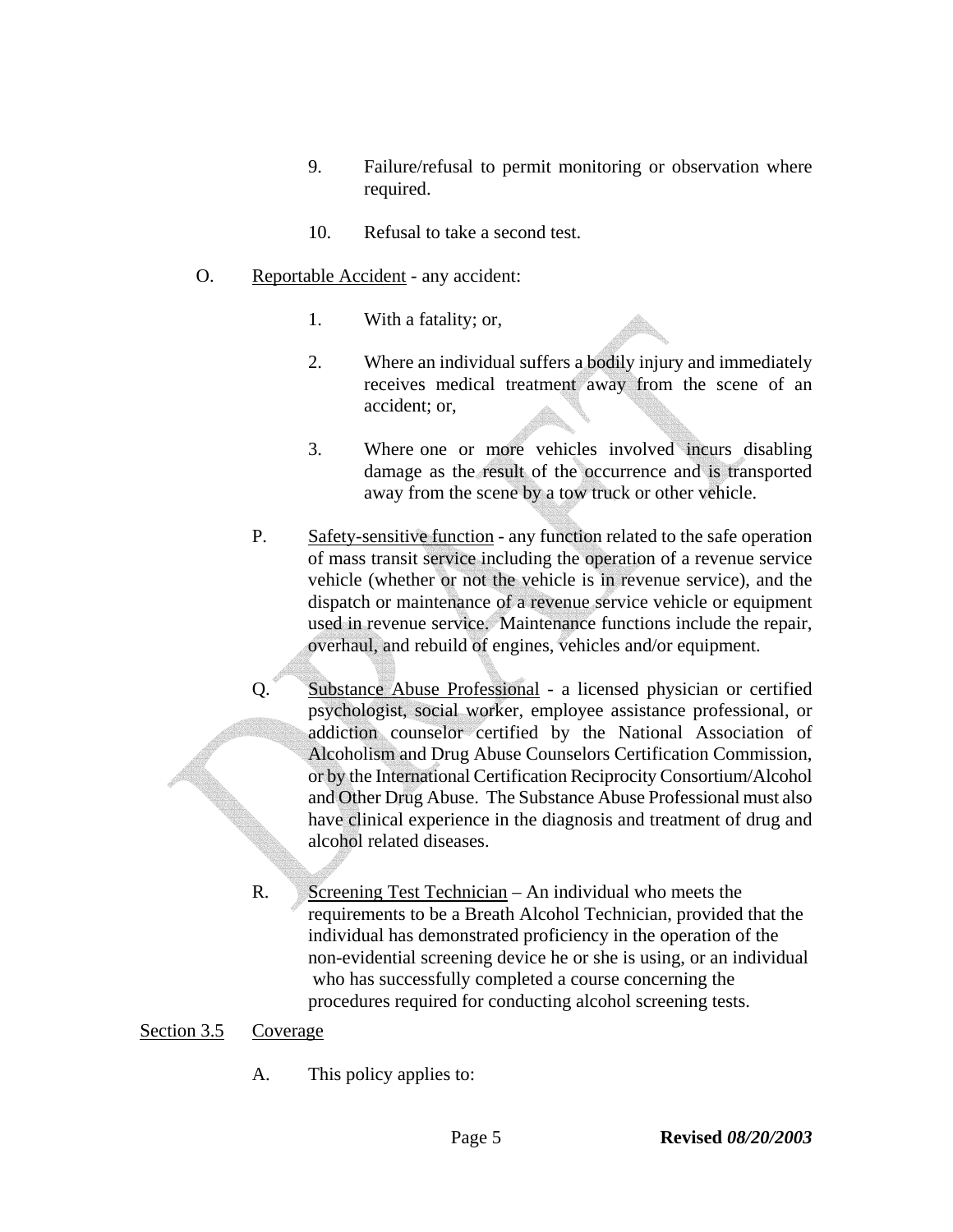9. Failure/refusal to permit monitoring or observation where required.

10. Refusal to take a second test.

O. Reportable Accident - any accident:

1. With a fatality; or,

2. Where an individual suffers a bodily injury and immediately receives medical treatment away from the scene of an accident; or,

3. Where one or more vehicles involved incurs disabling damage as the result of the occurrence and is transported away from the scene by a tow truck or other vehicle.

P. Safety-sensitive function - any function related to the safe operation of mass transit service including the operation of a revenue service vehicle (whether or not the vehicle is in revenue service), and the dispatch or maintenance of a revenue service vehicle or equipment used in revenue service. Maintenance functions include the repair, overhaul, and rebuild of engines, vehicles and/or equipment.

Q. Substance Abuse Professional - a licensed physician or certified psychologist, social worker, employee assistance professional, or addiction counselor certified by the National Association of Alcoholism and Drug Abuse Counselors Certification Commission, or by the International Certification Reciprocity Consortium/Alcohol and Other Drug Abuse. The Substance Abuse Professional must also have clinical experience in the diagnosis and treatment of drug and alcohol related diseases.

R. Screening Test Technician – An individual who meets the requirements to be a Breath Alcohol Technician, provided that the individual has demonstrated proficiency in the operation of the non-evidential screening device he or she is using, or an individual who has successfully completed a course concerning the procedures required for conducting alcohol screening tests.

Section 3.5 Coverage

A. This policy applies to: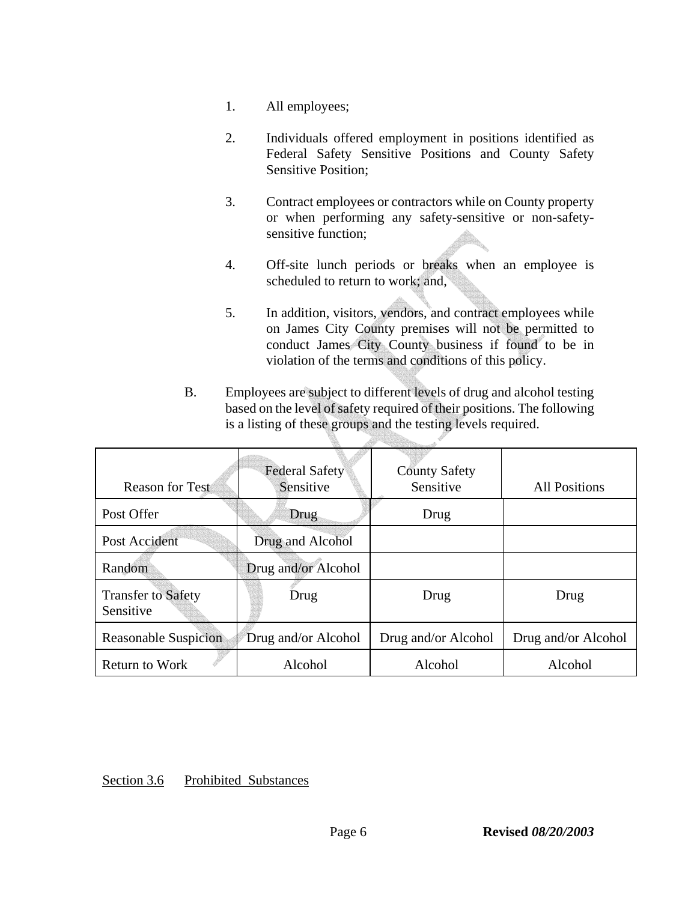1. All employees;

2. Individuals offered employment in positions identified as Federal Safety Sensitive Positions and County Safety Sensitive Position;

3. Contract employees or contractors while on County property or when performing any safety-sensitive or non-safety-sensitive function;

4. Off-site lunch periods or breaks when an employee is scheduled to return to work; and,

5. In addition, visitors, vendors, and contract employees while on James City County premises will not be permitted to conduct James City County business if found to be in violation of the terms and conditions of this policy.

B. Employees are subject to different levels of drug and alcohol testing based on the level of safety required of their positions. The following is a listing of these groups and the testing levels required.

| Reason for Test | Federal Safety Sensitive | County Safety Sensitive | All Positions |
|---|---|---|---|
| Post Offer | Drug | Drug | |
| Post Accident | Drug and Alcohol | | |
| Random | Drug and/or Alcohol | | |
| Transfer to Safety Sensitive | Drug | Drug | Drug |
| Reasonable Suspicion | Drug and/or Alcohol | Drug and/or Alcohol | Drug and/or Alcohol |
| Return to Work | Alcohol | Alcohol | Alcohol |

Section 3.6 Prohibited Substances

**Revised** ***08/20/2003***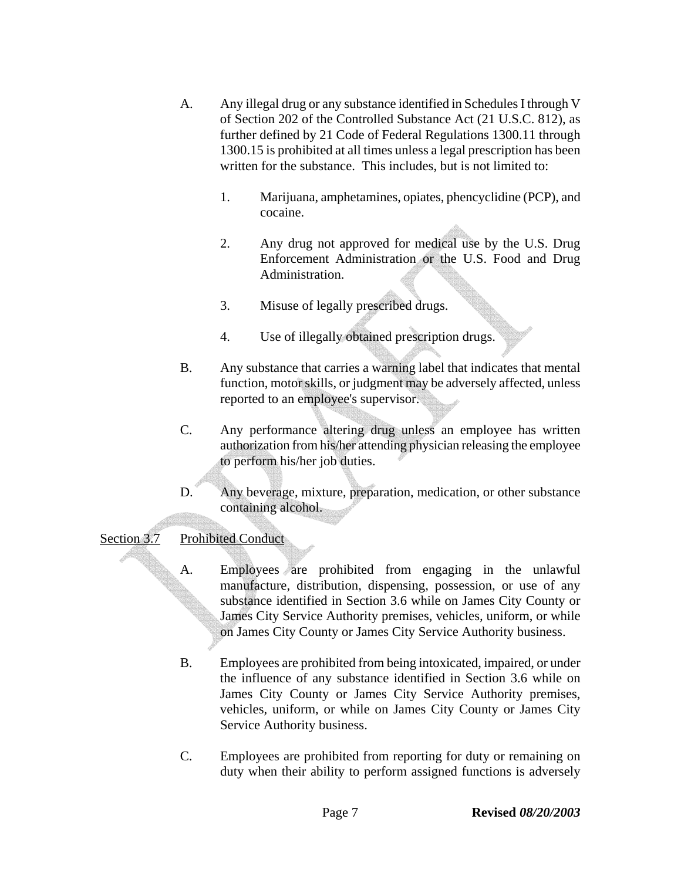A. Any illegal drug or any substance identified in Schedules I through V of Section 202 of the Controlled Substance Act (21 U.S.C. 812), as further defined by 21 Code of Federal Regulations 1300.11 through 1300.15 is prohibited at all times unless a legal prescription has been written for the substance. This includes, but is not limited to:

   1. Marijuana, amphetamines, opiates, phencyclidine (PCP), and cocaine.

   2. Any drug not approved for medical use by the U.S. Drug Enforcement Administration or the U.S. Food and Drug Administration.

   3. Misuse of legally prescribed drugs.

   4. Use of illegally obtained prescription drugs.

B. Any substance that carries a warning label that indicates that mental function, motor skills, or judgment may be adversely affected, unless reported to an employee's supervisor.

C. Any performance altering drug unless an employee has written authorization from his/her attending physician releasing the employee to perform his/her job duties.

D. Any beverage, mixture, preparation, medication, or other substance containing alcohol.

## Section 3.7 Prohibited Conduct

A. Employees are prohibited from engaging in the unlawful manufacture, distribution, dispensing, possession, or use of any substance identified in Section 3.6 while on James City County or James City Service Authority premises, vehicles, uniform, or while on James City County or James City Service Authority business.

B. Employees are prohibited from being intoxicated, impaired, or under the influence of any substance identified in Section 3.6 while on James City County or James City Service Authority premises, vehicles, uniform, or while on James City County or James City Service Authority business.

C. Employees are prohibited from reporting for duty or remaining on duty when their ability to perform assigned functions is adversely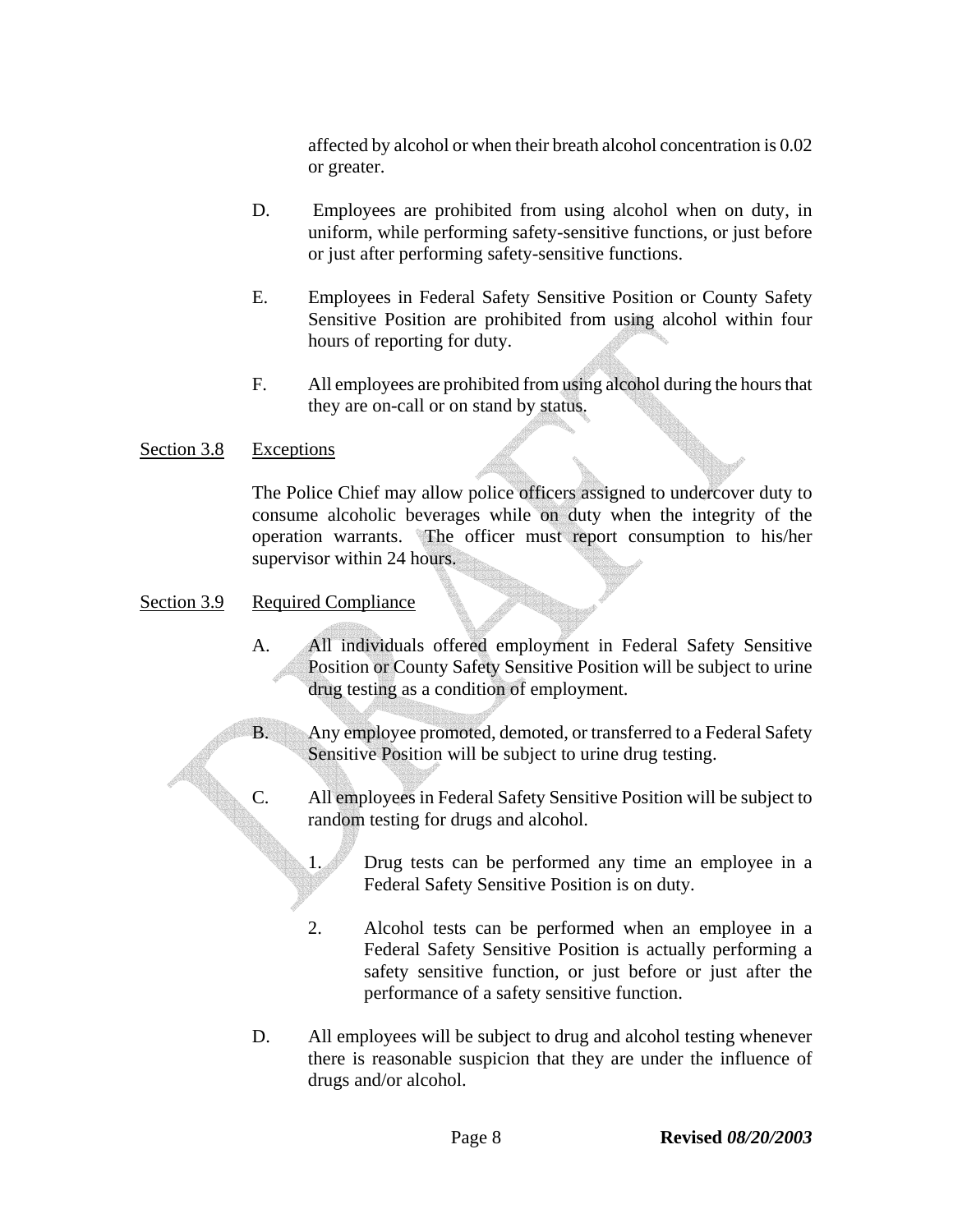affected by alcohol or when their breath alcohol concentration is 0.02 or greater.

D. Employees are prohibited from using alcohol when on duty, in uniform, while performing safety-sensitive functions, or just before or just after performing safety-sensitive functions.

E. Employees in Federal Safety Sensitive Position or County Safety Sensitive Position are prohibited from using alcohol within four hours of reporting for duty.

F. All employees are prohibited from using alcohol during the hours that they are on-call or on stand by status.

Section 3.8 Exceptions

The Police Chief may allow police officers assigned to undercover duty to consume alcoholic beverages while on duty when the integrity of the operation warrants. The officer must report consumption to his/her supervisor within 24 hours.

Section 3.9 Required Compliance

A. All individuals offered employment in Federal Safety Sensitive Position or County Safety Sensitive Position will be subject to urine drug testing as a condition of employment.

B. Any employee promoted, demoted, or transferred to a Federal Safety Sensitive Position will be subject to urine drug testing.

C. All employees in Federal Safety Sensitive Position will be subject to random testing for drugs and alcohol.

1. Drug tests can be performed any time an employee in a Federal Safety Sensitive Position is on duty.

2. Alcohol tests can be performed when an employee in a Federal Safety Sensitive Position is actually performing a safety sensitive function, or just before or just after the performance of a safety sensitive function.

D. All employees will be subject to drug and alcohol testing whenever there is reasonable suspicion that they are under the influence of drugs and/or alcohol.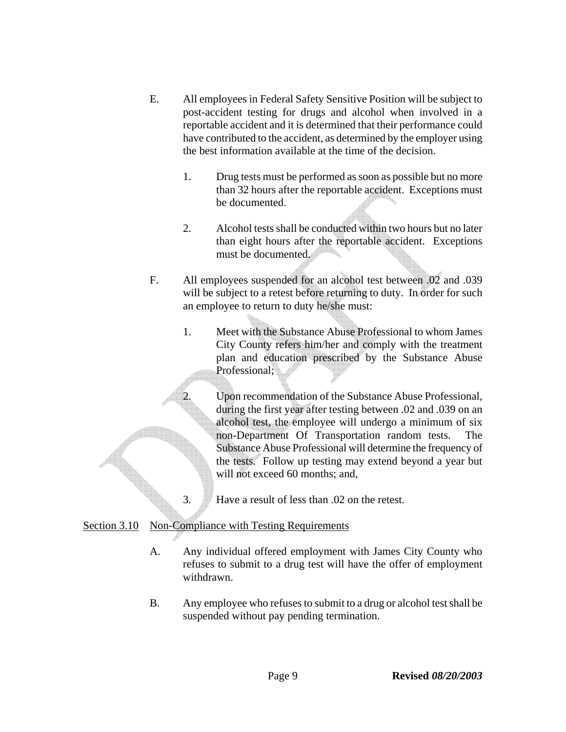E. All employees in Federal Safety Sensitive Position will be subject to post-accident testing for drugs and alcohol when involved in a reportable accident and it is determined that their performance could have contributed to the accident, as determined by the employer using the best information available at the time of the decision.

   1. Drug tests must be performed as soon as possible but no more than 32 hours after the reportable accident. Exceptions must be documented.

   2. Alcohol tests shall be conducted within two hours but no later than eight hours after the reportable accident. Exceptions must be documented.

F. All employees suspended for an alcohol test between .02 and .039 will be subject to a retest before returning to duty. In order for such an employee to return to duty he/she must:

   1. Meet with the Substance Abuse Professional to whom James City County refers him/her and comply with the treatment plan and education prescribed by the Substance Abuse Professional;

   2. Upon recommendation of the Substance Abuse Professional, during the first year after testing between .02 and .039 on an alcohol test, the employee will undergo a minimum of six non-Department Of Transportation random tests. The Substance Abuse Professional will determine the frequency of the tests. Follow up testing may extend beyond a year but will not exceed 60 months; and,

   3. Have a result of less than .02 on the retest.

Section 3.10 Non-Compliance with Testing Requirements

A. Any individual offered employment with James City County who refuses to submit to a drug test will have the offer of employment withdrawn.

B. Any employee who refuses to submit to a drug or alcohol test shall be suspended without pay pending termination.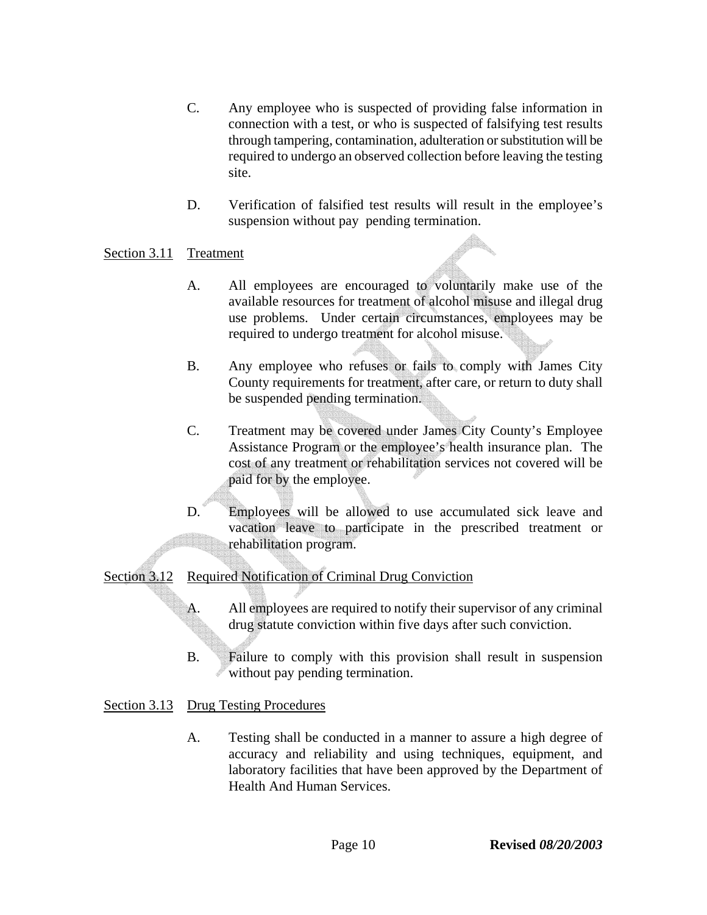C. Any employee who is suspected of providing false information in connection with a test, or who is suspected of falsifying test results through tampering, contamination, adulteration or substitution will be required to undergo an observed collection before leaving the testing site.

D. Verification of falsified test results will result in the employee's suspension without pay pending termination.

Section 3.11 Treatment

A. All employees are encouraged to voluntarily make use of the available resources for treatment of alcohol misuse and illegal drug use problems. Under certain circumstances, employees may be required to undergo treatment for alcohol misuse.

B. Any employee who refuses or fails to comply with James City County requirements for treatment, after care, or return to duty shall be suspended pending termination.

C. Treatment may be covered under James City County's Employee Assistance Program or the employee's health insurance plan. The cost of any treatment or rehabilitation services not covered will be paid for by the employee.

D. Employees will be allowed to use accumulated sick leave and vacation leave to participate in the prescribed treatment or rehabilitation program.

Section 3.12 Required Notification of Criminal Drug Conviction

A. All employees are required to notify their supervisor of any criminal drug statute conviction within five days after such conviction.

B. Failure to comply with this provision shall result in suspension without pay pending termination.

Section 3.13 Drug Testing Procedures

A. Testing shall be conducted in a manner to assure a high degree of accuracy and reliability and using techniques, equipment, and laboratory facilities that have been approved by the Department of Health And Human Services.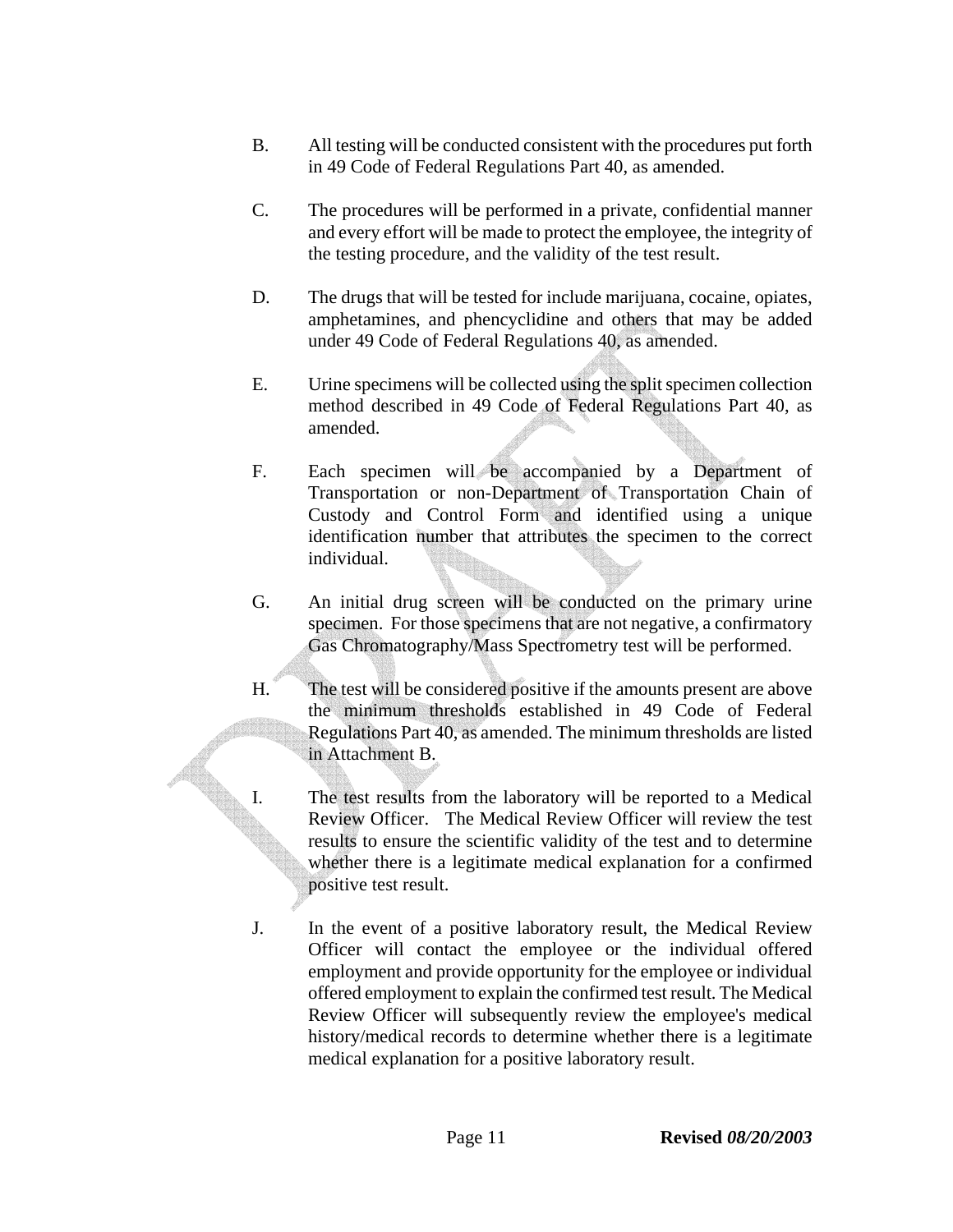B. All testing will be conducted consistent with the procedures put forth in 49 Code of Federal Regulations Part 40, as amended.

C. The procedures will be performed in a private, confidential manner and every effort will be made to protect the employee, the integrity of the testing procedure, and the validity of the test result.

D. The drugs that will be tested for include marijuana, cocaine, opiates, amphetamines, and phencyclidine and others that may be added under 49 Code of Federal Regulations 40, as amended.

E. Urine specimens will be collected using the split specimen collection method described in 49 Code of Federal Regulations Part 40, as amended.

F. Each specimen will be accompanied by a Department of Transportation or non-Department of Transportation Chain of Custody and Control Form and identified using a unique identification number that attributes the specimen to the correct individual.

G. An initial drug screen will be conducted on the primary urine specimen. For those specimens that are not negative, a confirmatory Gas Chromatography/Mass Spectrometry test will be performed.

H. The test will be considered positive if the amounts present are above the minimum thresholds established in 49 Code of Federal Regulations Part 40, as amended. The minimum thresholds are listed in Attachment B.

I. The test results from the laboratory will be reported to a Medical Review Officer. The Medical Review Officer will review the test results to ensure the scientific validity of the test and to determine whether there is a legitimate medical explanation for a confirmed positive test result.

J. In the event of a positive laboratory result, the Medical Review Officer will contact the employee or the individual offered employment and provide opportunity for the employee or individual offered employment to explain the confirmed test result. The Medical Review Officer will subsequently review the employee's medical history/medical records to determine whether there is a legitimate medical explanation for a positive laboratory result.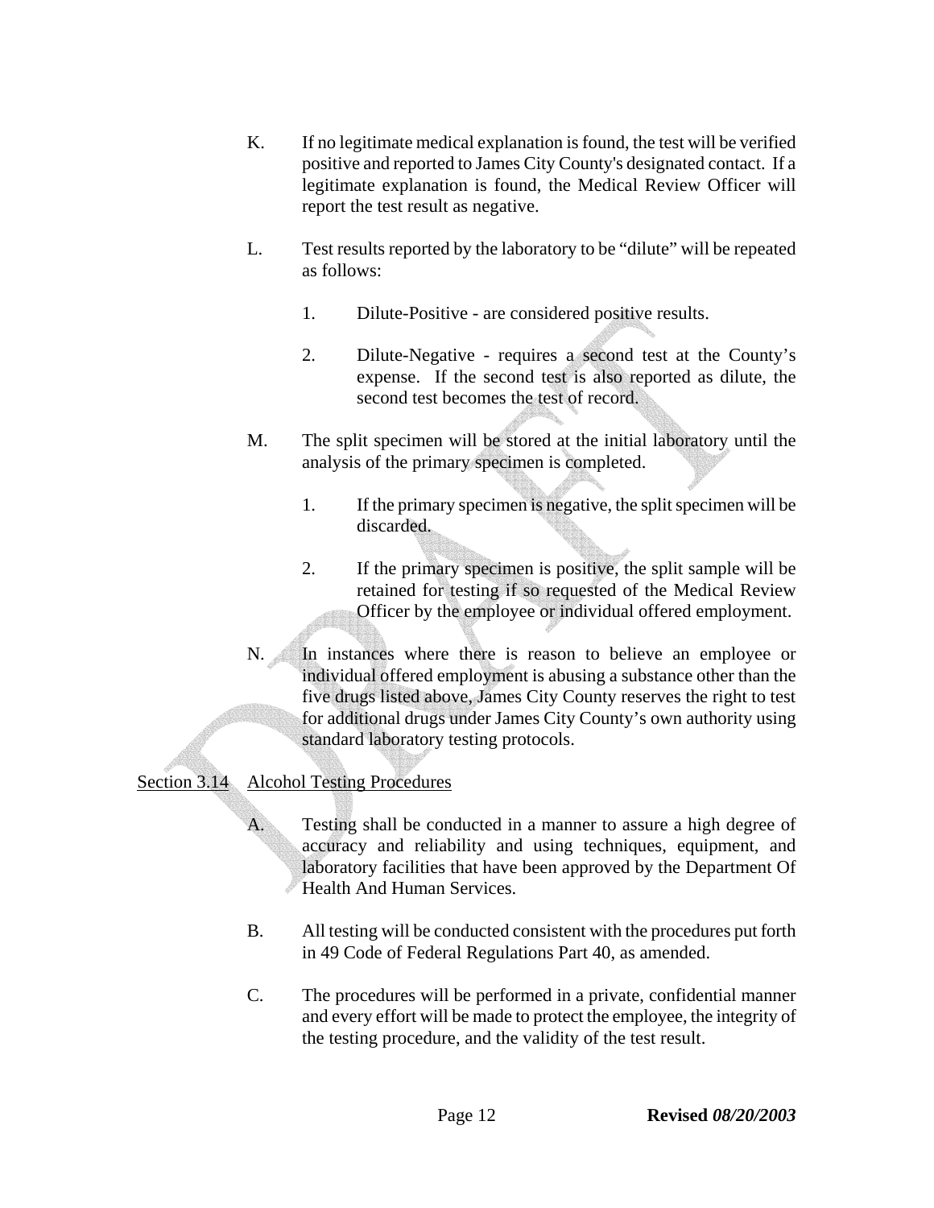K. If no legitimate medical explanation is found, the test will be verified positive and reported to James City County's designated contact. If a legitimate explanation is found, the Medical Review Officer will report the test result as negative.

L. Test results reported by the laboratory to be "dilute" will be repeated as follows:

  1. Dilute-Positive - are considered positive results.

  2. Dilute-Negative - requires a second test at the County's expense. If the second test is also reported as dilute, the second test becomes the test of record.

M. The split specimen will be stored at the initial laboratory until the analysis of the primary specimen is completed.

  1. If the primary specimen is negative, the split specimen will be discarded.

  2. If the primary specimen is positive, the split sample will be retained for testing if so requested of the Medical Review Officer by the employee or individual offered employment.

N. In instances where there is reason to believe an employee or individual offered employment is abusing a substance other than the five drugs listed above, James City County reserves the right to test for additional drugs under James City County's own authority using standard laboratory testing protocols.

Section 3.14 Alcohol Testing Procedures

A. Testing shall be conducted in a manner to assure a high degree of accuracy and reliability and using techniques, equipment, and laboratory facilities that have been approved by the Department Of Health And Human Services.

B. All testing will be conducted consistent with the procedures put forth in 49 Code of Federal Regulations Part 40, as amended.

C. The procedures will be performed in a private, confidential manner and every effort will be made to protect the employee, the integrity of the testing procedure, and the validity of the test result.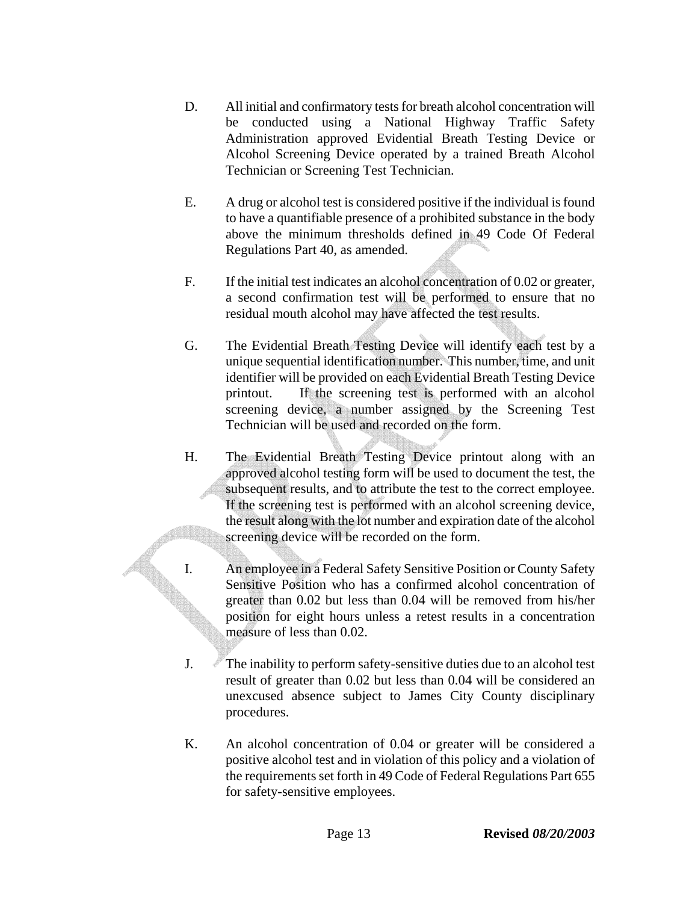D. All initial and confirmatory tests for breath alcohol concentration will be conducted using a National Highway Traffic Safety Administration approved Evidential Breath Testing Device or Alcohol Screening Device operated by a trained Breath Alcohol Technician or Screening Test Technician.

E. A drug or alcohol test is considered positive if the individual is found to have a quantifiable presence of a prohibited substance in the body above the minimum thresholds defined in 49 Code Of Federal Regulations Part 40, as amended.

F. If the initial test indicates an alcohol concentration of 0.02 or greater, a second confirmation test will be performed to ensure that no residual mouth alcohol may have affected the test results.

G. The Evidential Breath Testing Device will identify each test by a unique sequential identification number. This number, time, and unit identifier will be provided on each Evidential Breath Testing Device printout. If the screening test is performed with an alcohol screening device, a number assigned by the Screening Test Technician will be used and recorded on the form.

H. The Evidential Breath Testing Device printout along with an approved alcohol testing form will be used to document the test, the subsequent results, and to attribute the test to the correct employee. If the screening test is performed with an alcohol screening device, the result along with the lot number and expiration date of the alcohol screening device will be recorded on the form.

I. An employee in a Federal Safety Sensitive Position or County Safety Sensitive Position who has a confirmed alcohol concentration of greater than 0.02 but less than 0.04 will be removed from his/her position for eight hours unless a retest results in a concentration measure of less than 0.02.

J. The inability to perform safety-sensitive duties due to an alcohol test result of greater than 0.02 but less than 0.04 will be considered an unexcused absence subject to James City County disciplinary procedures.

K. An alcohol concentration of 0.04 or greater will be considered a positive alcohol test and in violation of this policy and a violation of the requirements set forth in 49 Code of Federal Regulations Part 655 for safety-sensitive employees.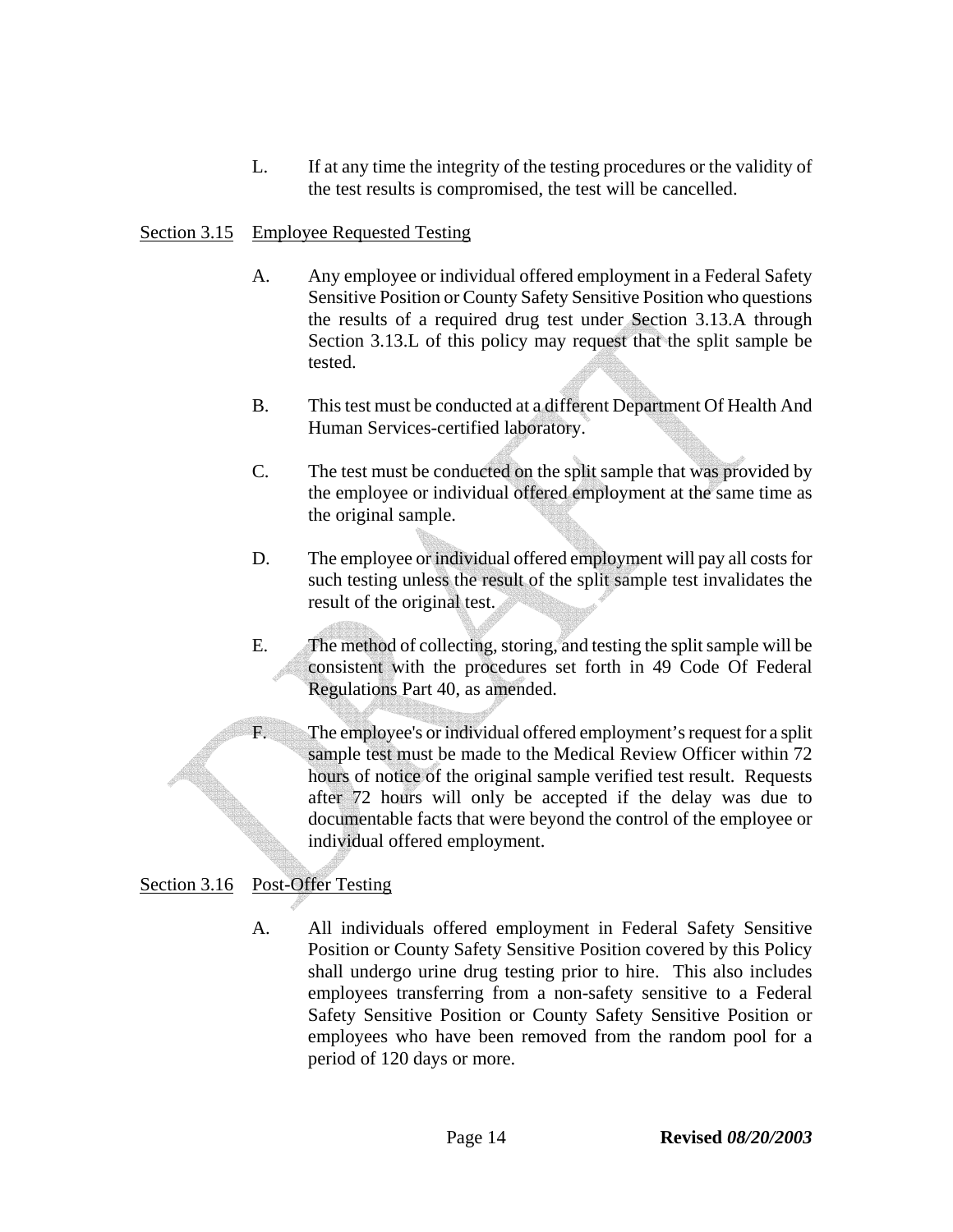L. If at any time the integrity of the testing procedures or the validity of the test results is compromised, the test will be cancelled.

## Section 3.15 Employee Requested Testing

A. Any employee or individual offered employment in a Federal Safety Sensitive Position or County Safety Sensitive Position who questions the results of a required drug test under Section 3.13.A through Section 3.13.L of this policy may request that the split sample be tested.

B. This test must be conducted at a different Department Of Health And Human Services-certified laboratory.

C. The test must be conducted on the split sample that was provided by the employee or individual offered employment at the same time as the original sample.

D. The employee or individual offered employment will pay all costs for such testing unless the result of the split sample test invalidates the result of the original test.

E. The method of collecting, storing, and testing the split sample will be consistent with the procedures set forth in 49 Code Of Federal Regulations Part 40, as amended.

F. The employee's or individual offered employment's request for a split sample test must be made to the Medical Review Officer within 72 hours of notice of the original sample verified test result. Requests after 72 hours will only be accepted if the delay was due to documentable facts that were beyond the control of the employee or individual offered employment.

## Section 3.16 Post-Offer Testing

A. All individuals offered employment in Federal Safety Sensitive Position or County Safety Sensitive Position covered by this Policy shall undergo urine drug testing prior to hire. This also includes employees transferring from a non-safety sensitive to a Federal Safety Sensitive Position or County Safety Sensitive Position or employees who have been removed from the random pool for a period of 120 days or more.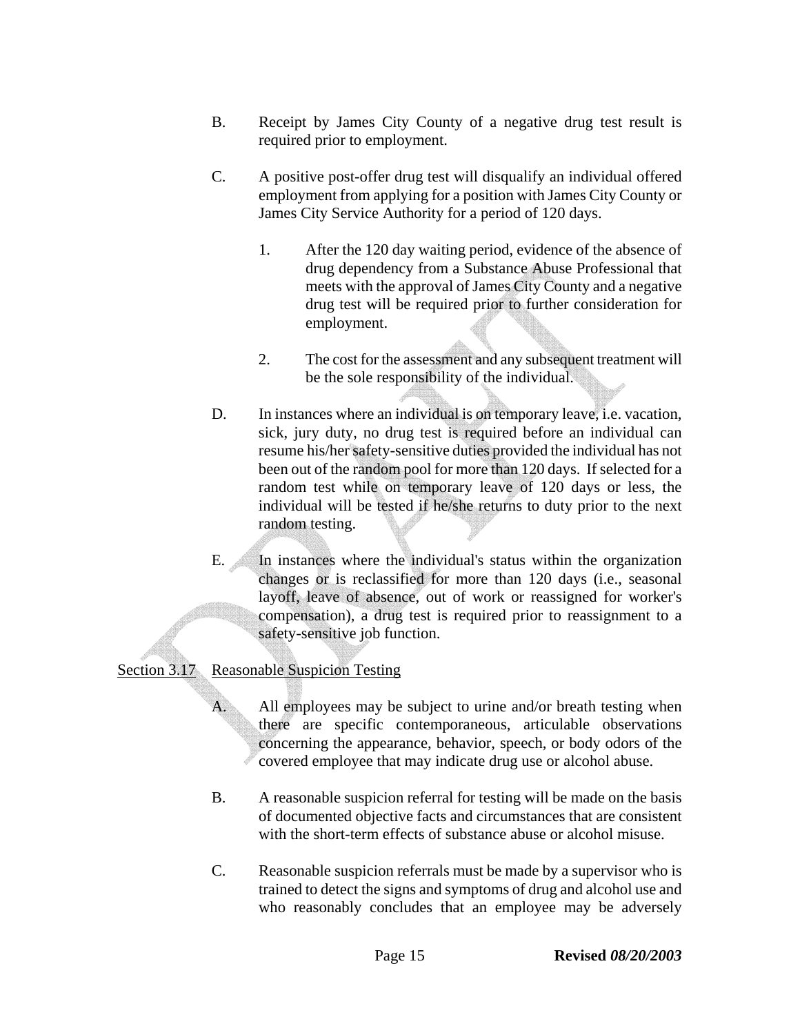B. Receipt by James City County of a negative drug test result is required prior to employment.

C. A positive post-offer drug test will disqualify an individual offered employment from applying for a position with James City County or James City Service Authority for a period of 120 days.

1. After the 120 day waiting period, evidence of the absence of drug dependency from a Substance Abuse Professional that meets with the approval of James City County and a negative drug test will be required prior to further consideration for employment.

2. The cost for the assessment and any subsequent treatment will be the sole responsibility of the individual.

D. In instances where an individual is on temporary leave, i.e. vacation, sick, jury duty, no drug test is required before an individual can resume his/her safety-sensitive duties provided the individual has not been out of the random pool for more than 120 days. If selected for a random test while on temporary leave of 120 days or less, the individual will be tested if he/she returns to duty prior to the next random testing.

E. In instances where the individual's status within the organization changes or is reclassified for more than 120 days (i.e., seasonal layoff, leave of absence, out of work or reassigned for worker's compensation), a drug test is required prior to reassignment to a safety-sensitive job function.

<u>Section 3.17</u> <u>Reasonable Suspicion Testing</u>

A. All employees may be subject to urine and/or breath testing when there are specific contemporaneous, articulable observations concerning the appearance, behavior, speech, or body odors of the covered employee that may indicate drug use or alcohol abuse.

B. A reasonable suspicion referral for testing will be made on the basis of documented objective facts and circumstances that are consistent with the short-term effects of substance abuse or alcohol misuse.

C. Reasonable suspicion referrals must be made by a supervisor who is trained to detect the signs and symptoms of drug and alcohol use and who reasonably concludes that an employee may be adversely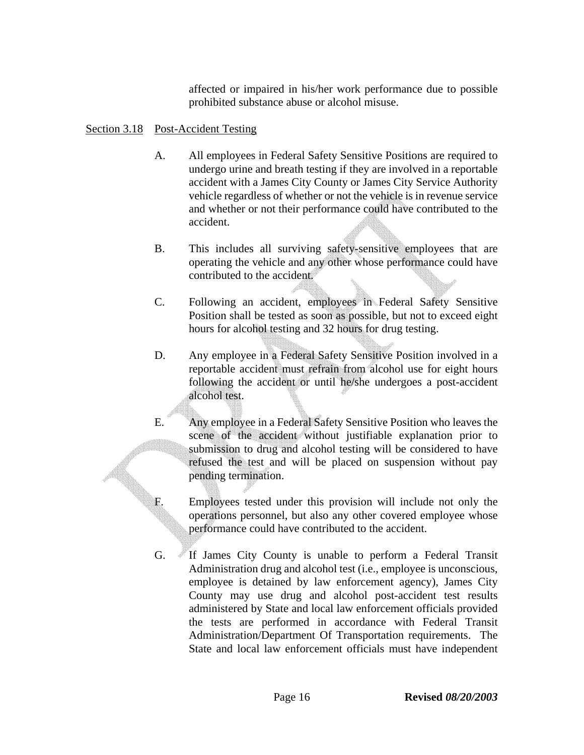affected or impaired in his/her work performance due to possible prohibited substance abuse or alcohol misuse.

Section 3.18 Post-Accident Testing

A. All employees in Federal Safety Sensitive Positions are required to undergo urine and breath testing if they are involved in a reportable accident with a James City County or James City Service Authority vehicle regardless of whether or not the vehicle is in revenue service and whether or not their performance could have contributed to the accident.

B. This includes all surviving safety-sensitive employees that are operating the vehicle and any other whose performance could have contributed to the accident.

C. Following an accident, employees in Federal Safety Sensitive Position shall be tested as soon as possible, but not to exceed eight hours for alcohol testing and 32 hours for drug testing.

D. Any employee in a Federal Safety Sensitive Position involved in a reportable accident must refrain from alcohol use for eight hours following the accident or until he/she undergoes a post-accident alcohol test.

E. Any employee in a Federal Safety Sensitive Position who leaves the scene of the accident without justifiable explanation prior to submission to drug and alcohol testing will be considered to have refused the test and will be placed on suspension without pay pending termination.

F. Employees tested under this provision will include not only the operations personnel, but also any other covered employee whose performance could have contributed to the accident.

G. If James City County is unable to perform a Federal Transit Administration drug and alcohol test (i.e., employee is unconscious, employee is detained by law enforcement agency), James City County may use drug and alcohol post-accident test results administered by State and local law enforcement officials provided the tests are performed in accordance with Federal Transit Administration/Department Of Transportation requirements. The State and local law enforcement officials must have independent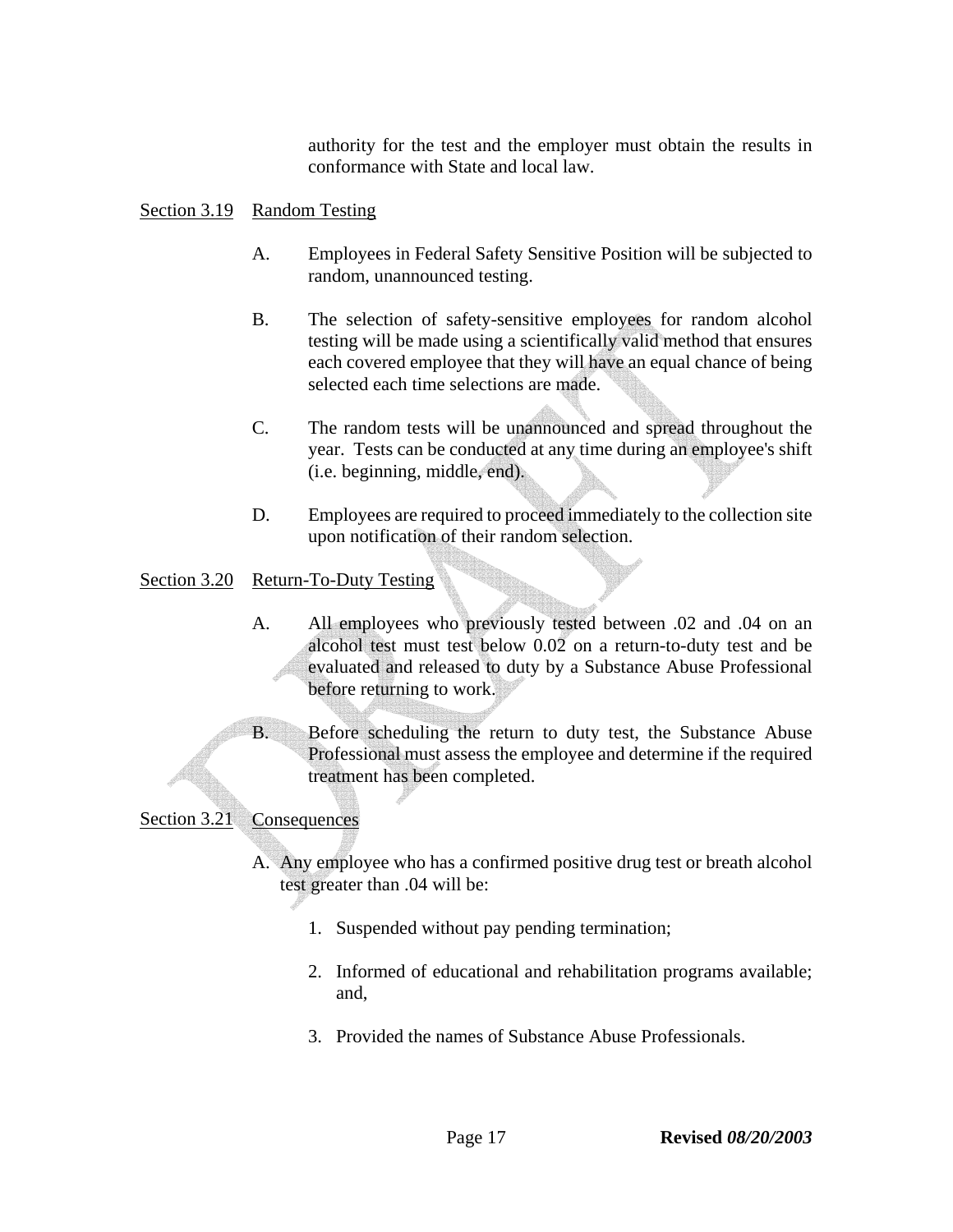authority for the test and the employer must obtain the results in conformance with State and local law.

## Section 3.19 Random Testing

A. Employees in Federal Safety Sensitive Position will be subjected to random, unannounced testing.

B. The selection of safety-sensitive employees for random alcohol testing will be made using a scientifically valid method that ensures each covered employee that they will have an equal chance of being selected each time selections are made.

C. The random tests will be unannounced and spread throughout the year. Tests can be conducted at any time during an employee's shift (i.e. beginning, middle, end).

D. Employees are required to proceed immediately to the collection site upon notification of their random selection.

## Section 3.20 Return-To-Duty Testing

A. All employees who previously tested between .02 and .04 on an alcohol test must test below 0.02 on a return-to-duty test and be evaluated and released to duty by a Substance Abuse Professional before returning to work.

B. Before scheduling the return to duty test, the Substance Abuse Professional must assess the employee and determine if the required treatment has been completed.

## Section 3.21 Consequences

A. Any employee who has a confirmed positive drug test or breath alcohol test greater than .04 will be:

1. Suspended without pay pending termination;

2. Informed of educational and rehabilitation programs available; and,

3. Provided the names of Substance Abuse Professionals.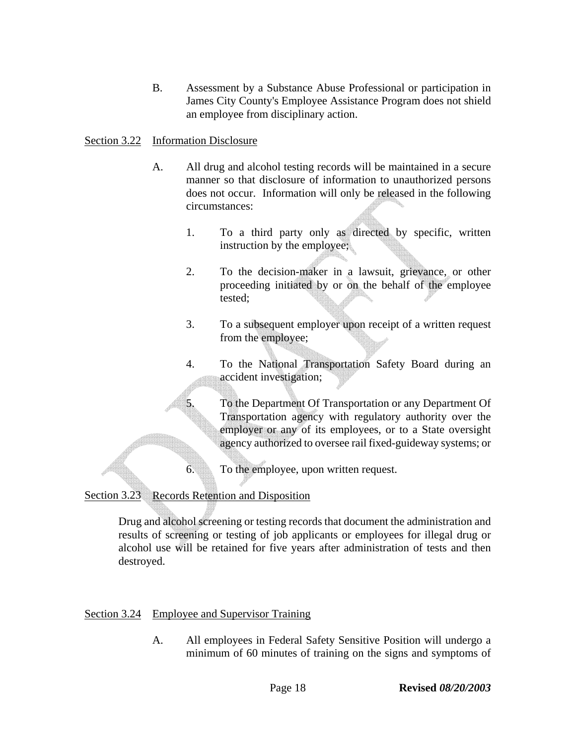B. Assessment by a Substance Abuse Professional or participation in James City County's Employee Assistance Program does not shield an employee from disciplinary action.

Section 3.22 Information Disclosure

A. All drug and alcohol testing records will be maintained in a secure manner so that disclosure of information to unauthorized persons does not occur. Information will only be released in the following circumstances:

1. To a third party only as directed by specific, written instruction by the employee;

2. To the decision-maker in a lawsuit, grievance, or other proceeding initiated by or on the behalf of the employee tested;

3. To a subsequent employer upon receipt of a written request from the employee;

4. To the National Transportation Safety Board during an accident investigation;

5. To the Department Of Transportation or any Department Of Transportation agency with regulatory authority over the employer or any of its employees, or to a State oversight agency authorized to oversee rail fixed-guideway systems; or

6. To the employee, upon written request.

Section 3.23 Records Retention and Disposition

Drug and alcohol screening or testing records that document the administration and results of screening or testing of job applicants or employees for illegal drug or alcohol use will be retained for five years after administration of tests and then destroyed.

Section 3.24 Employee and Supervisor Training

A. All employees in Federal Safety Sensitive Position will undergo a minimum of 60 minutes of training on the signs and symptoms of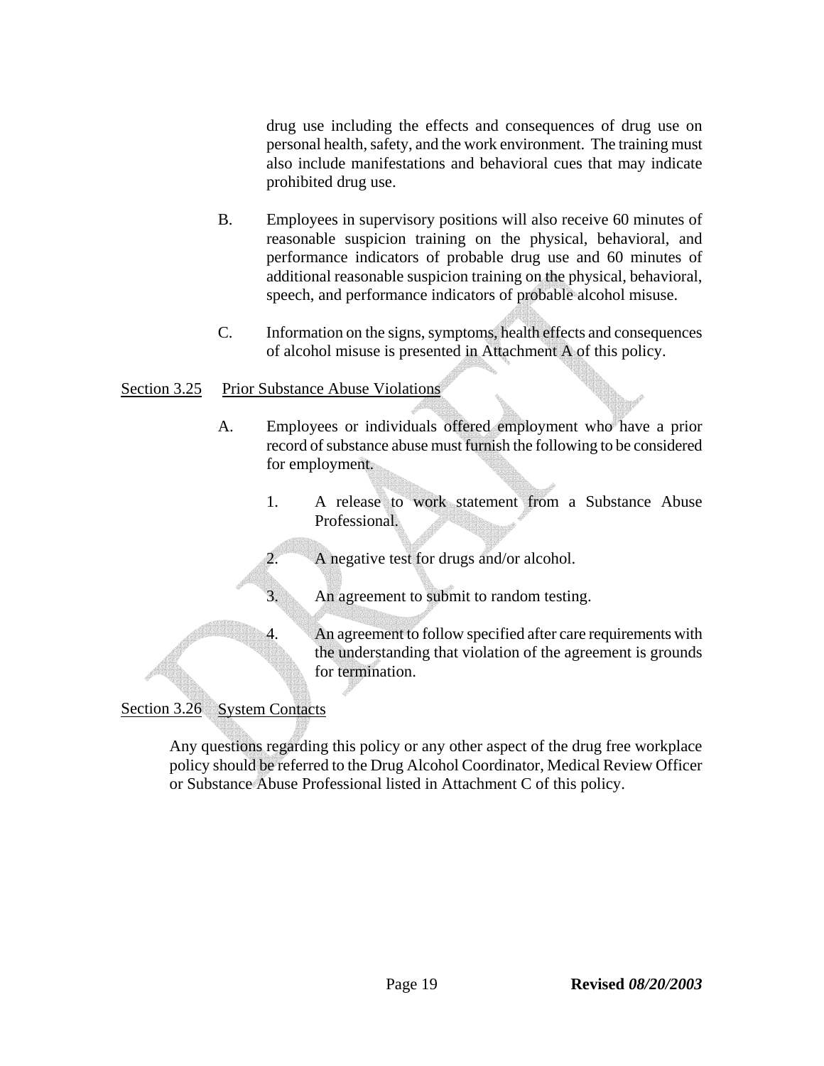drug use including the effects and consequences of drug use on personal health, safety, and the work environment. The training must also include manifestations and behavioral cues that may indicate prohibited drug use.

B. Employees in supervisory positions will also receive 60 minutes of reasonable suspicion training on the physical, behavioral, and performance indicators of probable drug use and 60 minutes of additional reasonable suspicion training on the physical, behavioral, speech, and performance indicators of probable alcohol misuse.

C. Information on the signs, symptoms, health effects and consequences of alcohol misuse is presented in Attachment A of this policy.

Section 3.25 Prior Substance Abuse Violations

A. Employees or individuals offered employment who have a prior record of substance abuse must furnish the following to be considered for employment.

1. A release to work statement from a Substance Abuse Professional.
2. A negative test for drugs and/or alcohol.
3. An agreement to submit to random testing.
4. An agreement to follow specified after care requirements with the understanding that violation of the agreement is grounds for termination.

Section 3.26 System Contacts

Any questions regarding this policy or any other aspect of the drug free workplace policy should be referred to the Drug Alcohol Coordinator, Medical Review Officer or Substance Abuse Professional listed in Attachment C of this policy.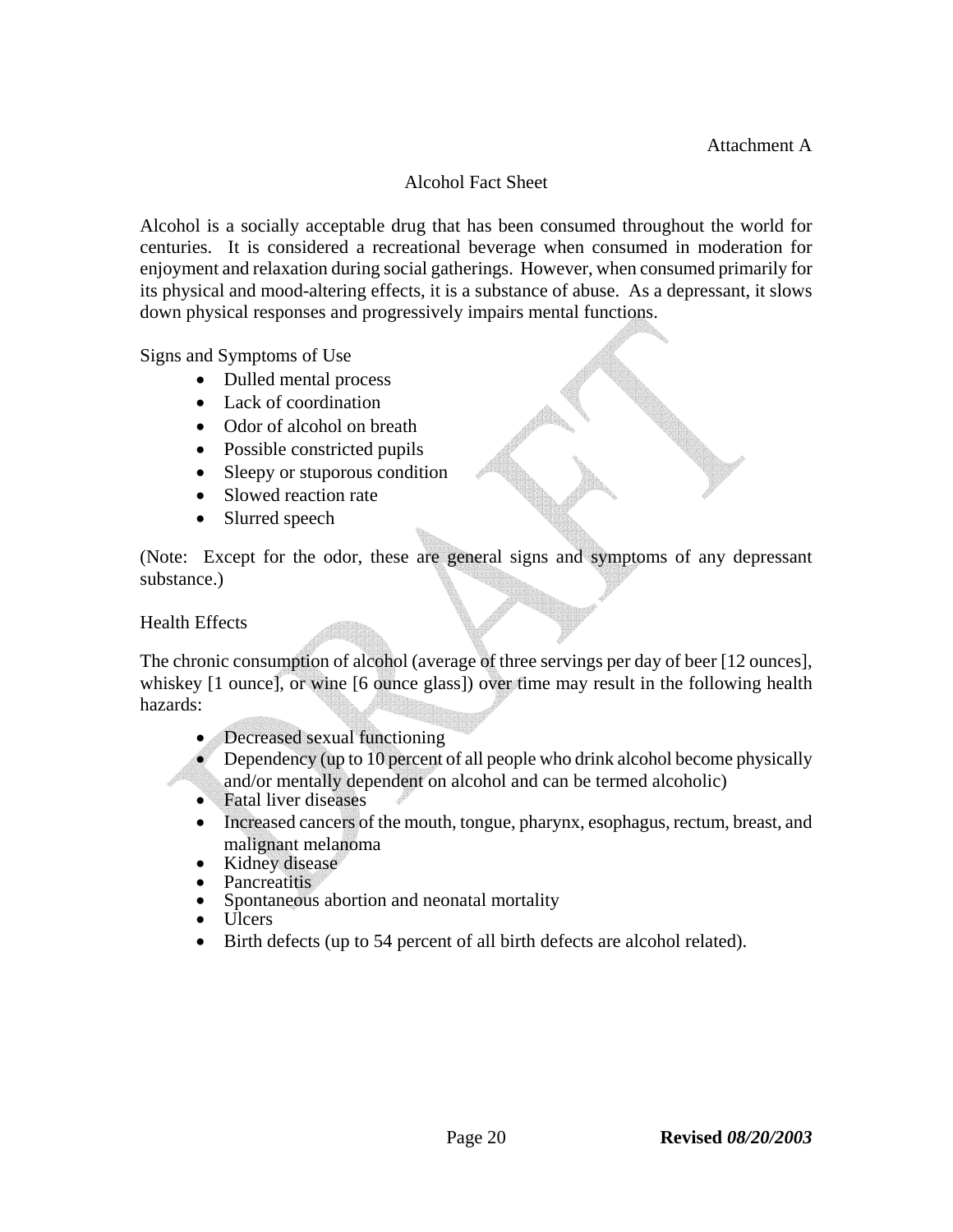Attachment A

## Alcohol Fact Sheet

Alcohol is a socially acceptable drug that has been consumed throughout the world for centuries. It is considered a recreational beverage when consumed in moderation for enjoyment and relaxation during social gatherings. However, when consumed primarily for its physical and mood-altering effects, it is a substance of abuse. As a depressant, it slows down physical responses and progressively impairs mental functions.

### Signs and Symptoms of Use

- Dulled mental process
- Lack of coordination
- Odor of alcohol on breath
- Possible constricted pupils
- Sleepy or stuporous condition
- Slowed reaction rate
- Slurred speech

(Note: Except for the odor, these are general signs and symptoms of any depressant substance.)

### Health Effects

The chronic consumption of alcohol (average of three servings per day of beer [12 ounces], whiskey [1 ounce], or wine [6 ounce glass]) over time may result in the following health hazards:

- Decreased sexual functioning
- Dependency (up to 10 percent of all people who drink alcohol become physically and/or mentally dependent on alcohol and can be termed alcoholic)
- Fatal liver diseases
- Increased cancers of the mouth, tongue, pharynx, esophagus, rectum, breast, and malignant melanoma
- Kidney disease
- Pancreatitis
- Spontaneous abortion and neonatal mortality
- Ulcers
- Birth defects (up to 54 percent of all birth defects are alcohol related).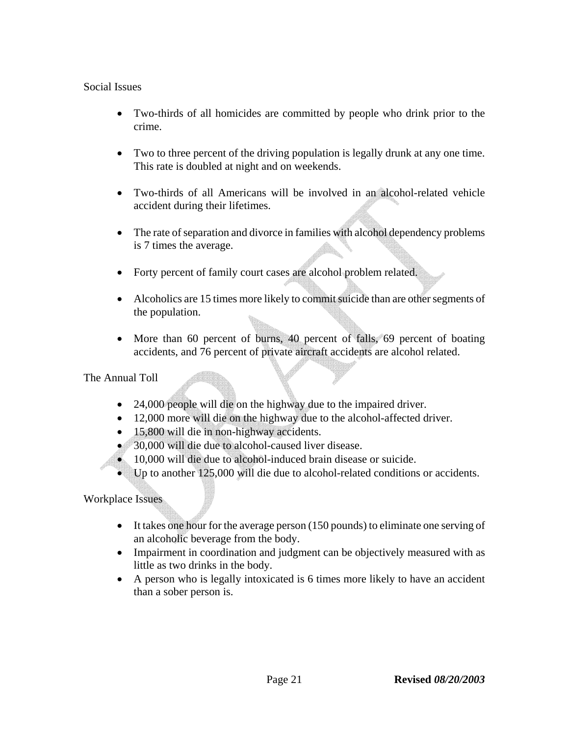Social Issues

- Two-thirds of all homicides are committed by people who drink prior to the crime.
- Two to three percent of the driving population is legally drunk at any one time. This rate is doubled at night and on weekends.
- Two-thirds of all Americans will be involved in an alcohol-related vehicle accident during their lifetimes.
- The rate of separation and divorce in families with alcohol dependency problems is 7 times the average.
- Forty percent of family court cases are alcohol problem related.
- Alcoholics are 15 times more likely to commit suicide than are other segments of the population.
- More than 60 percent of burns, 40 percent of falls, 69 percent of boating accidents, and 76 percent of private aircraft accidents are alcohol related.

The Annual Toll

- 24,000 people will die on the highway due to the impaired driver.
- 12,000 more will die on the highway due to the alcohol-affected driver.
- 15,800 will die in non-highway accidents.
- 30,000 will die due to alcohol-caused liver disease.
- 10,000 will die due to alcohol-induced brain disease or suicide.
- Up to another 125,000 will die due to alcohol-related conditions or accidents.

Workplace Issues

- It takes one hour for the average person (150 pounds) to eliminate one serving of an alcoholic beverage from the body.
- Impairment in coordination and judgment can be objectively measured with as little as two drinks in the body.
- A person who is legally intoxicated is 6 times more likely to have an accident than a sober person is.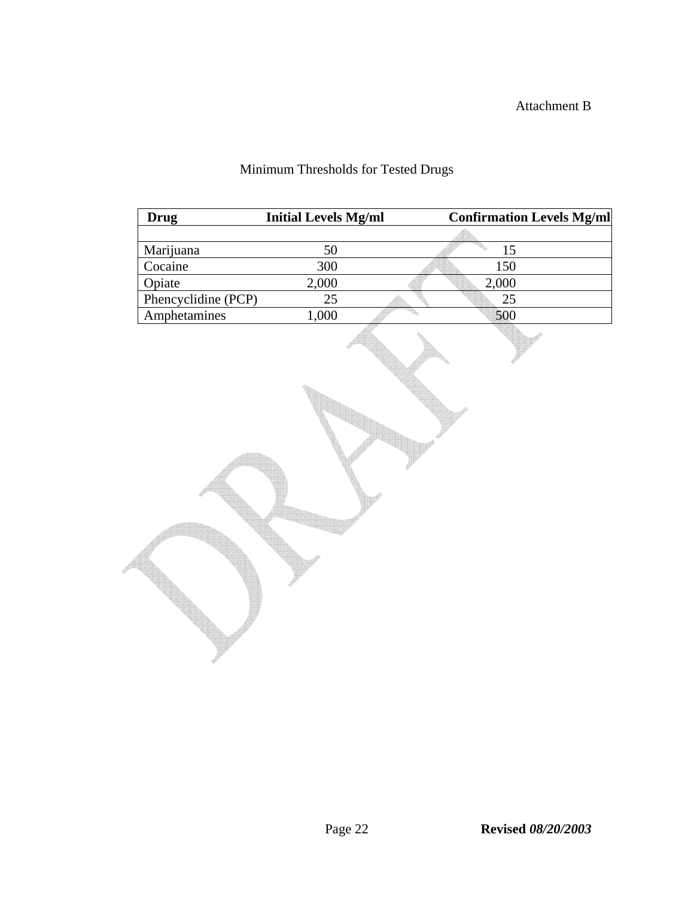Attachment B

Minimum Thresholds for Tested Drugs

| Drug | Initial Levels Mg/ml | Confirmation Levels Mg/ml |
|---|---|---|
| | | |
| Marijuana | 50 | 15 |
| Cocaine | 300 | 150 |
| Opiate | 2,000 | 2,000 |
| Phencyclidine (PCP) | 25 | 25 |
| Amphetamines | 1,000 | 500 |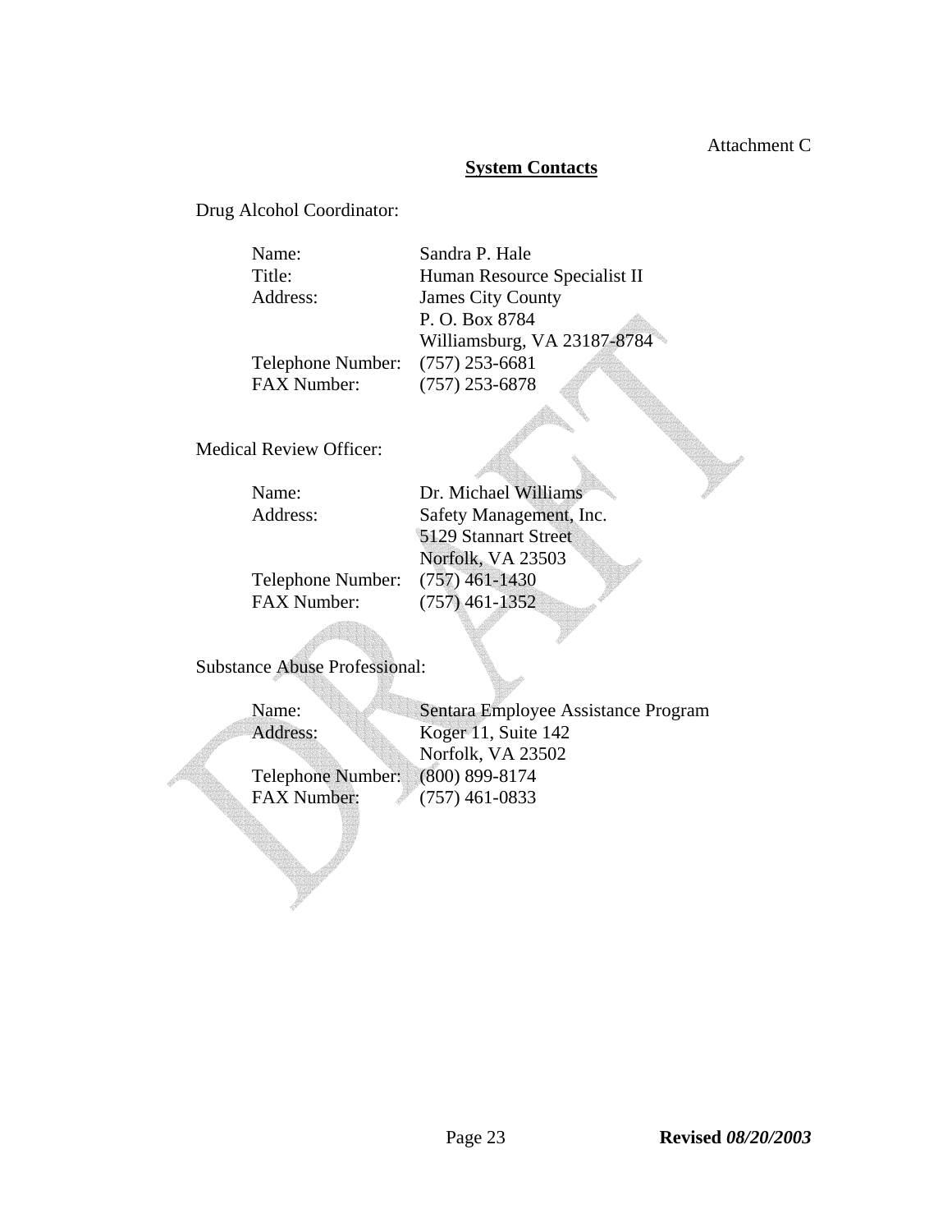Attachment C

## System Contacts

Drug Alcohol Coordinator:

| | |
|---|---|
| Name: | Sandra P. Hale |
| Title: | Human Resource Specialist II |
| Address: | James City County<br>P. O. Box 8784<br>Williamsburg, VA 23187-8784 |
| Telephone Number: | (757) 253-6681 |
| FAX Number: | (757) 253-6878 |

Medical Review Officer:

| | |
|---|---|
| Name: | Dr. Michael Williams |
| Address: | Safety Management, Inc.<br>5129 Stannart Street<br>Norfolk, VA 23503 |
| Telephone Number: | (757) 461-1430 |
| FAX Number: | (757) 461-1352 |

Substance Abuse Professional:

| | |
|---|---|
| Name: | Sentara Employee Assistance Program |
| Address: | Koger 11, Suite 142<br>Norfolk, VA 23502 |
| Telephone Number: | (800) 899-8174 |
| FAX Number: | (757) 461-0833 |

**Revised** ***08/20/2003***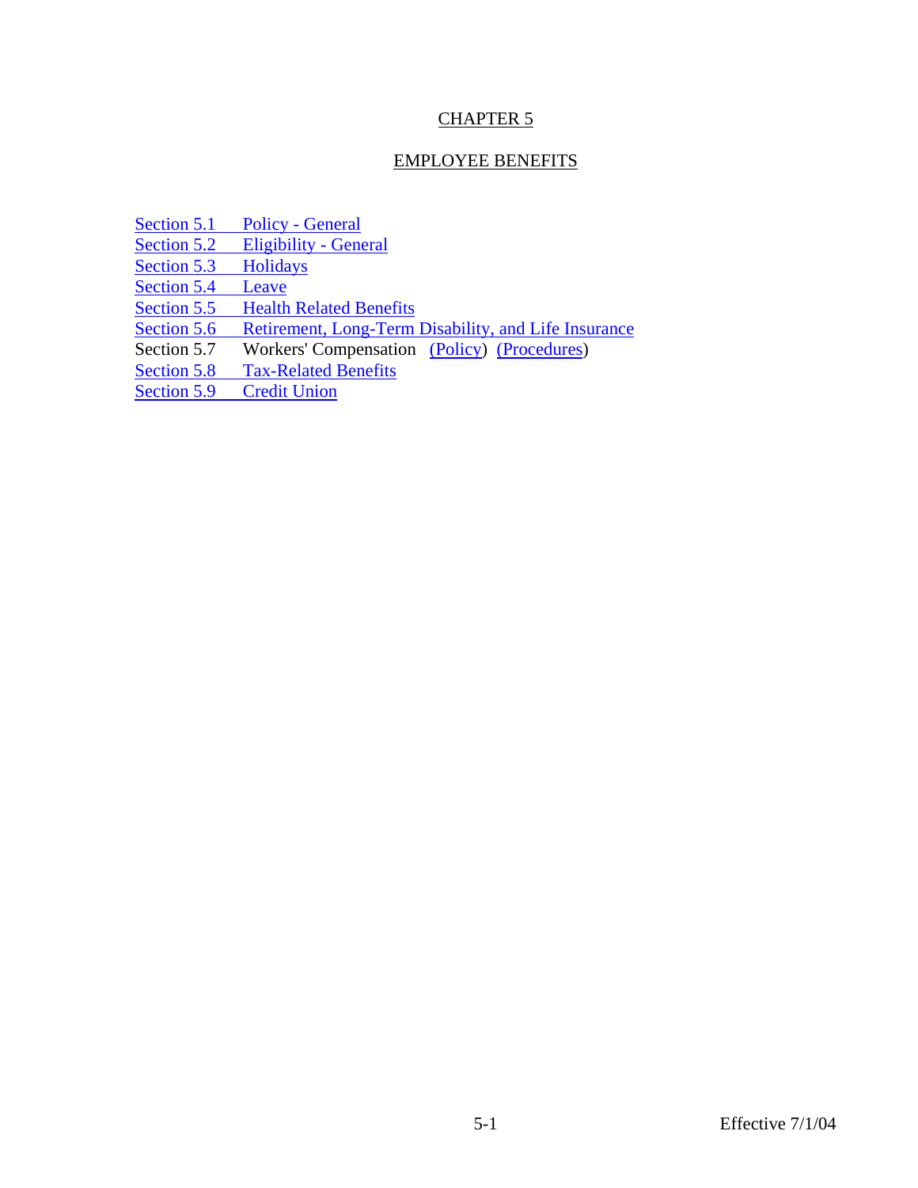# CHAPTER 5

## EMPLOYEE BENEFITS

Section 5.1 Policy - General
Section 5.2 Eligibility - General
Section 5.3 Holidays
Section 5.4 Leave
Section 5.5 Health Related Benefits
Section 5.6 Retirement, Long-Term Disability, and Life Insurance
Section 5.7 Workers' Compensation (Policy) (Procedures)
Section 5.8 Tax-Related Benefits
Section 5.9 Credit Union

Effective 7/1/04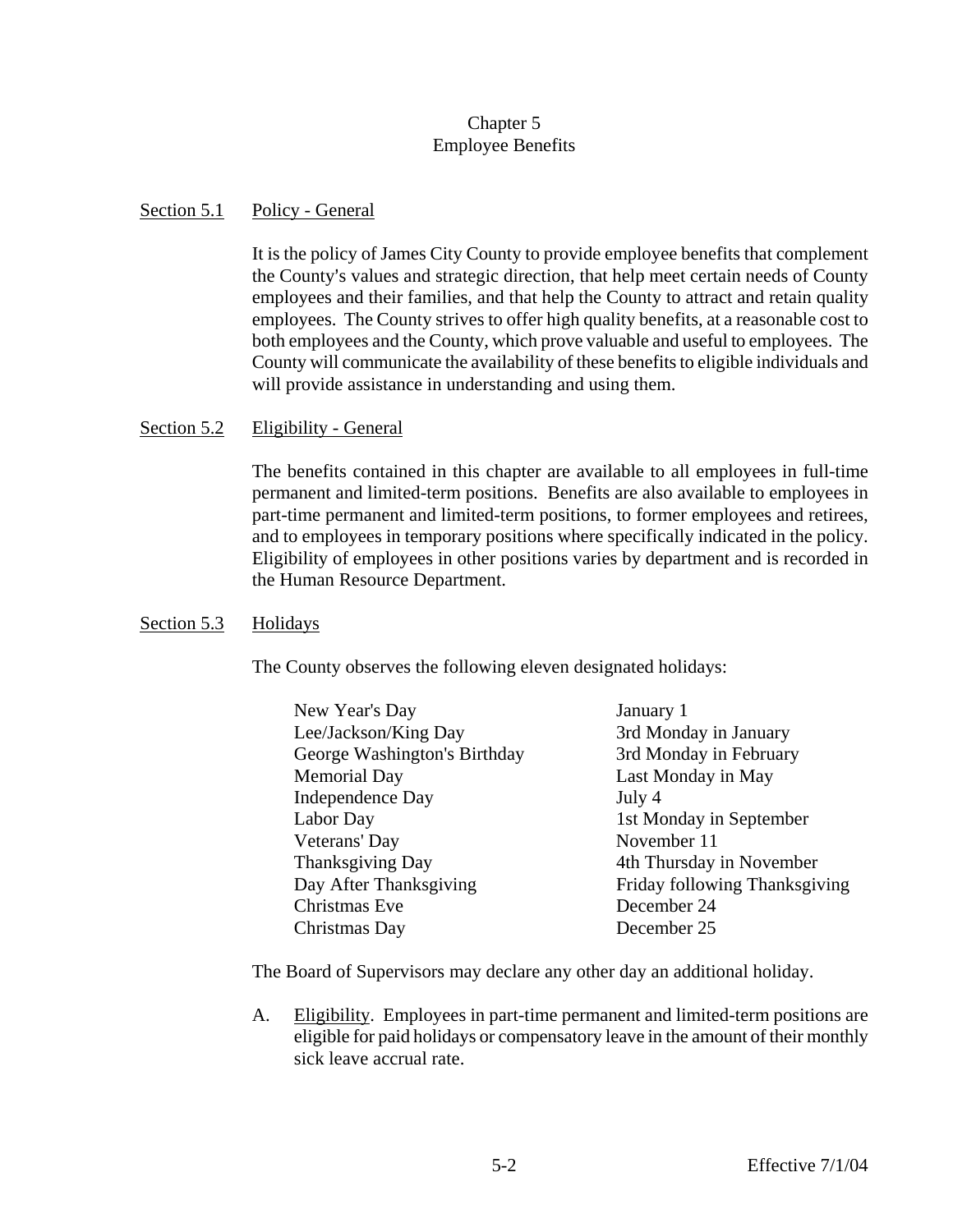# Chapter 5
# Employee Benefits

## Section 5.1 Policy - General

It is the policy of James City County to provide employee benefits that complement the County's values and strategic direction, that help meet certain needs of County employees and their families, and that help the County to attract and retain quality employees. The County strives to offer high quality benefits, at a reasonable cost to both employees and the County, which prove valuable and useful to employees. The County will communicate the availability of these benefits to eligible individuals and will provide assistance in understanding and using them.

## Section 5.2 Eligibility - General

The benefits contained in this chapter are available to all employees in full-time permanent and limited-term positions. Benefits are also available to employees in part-time permanent and limited-term positions, to former employees and retirees, and to employees in temporary positions where specifically indicated in the policy. Eligibility of employees in other positions varies by department and is recorded in the Human Resource Department.

## Section 5.3 Holidays

The County observes the following eleven designated holidays:

| | |
|---|---|
| New Year's Day | January 1 |
| Lee/Jackson/King Day | 3rd Monday in January |
| George Washington's Birthday | 3rd Monday in February |
| Memorial Day | Last Monday in May |
| Independence Day | July 4 |
| Labor Day | 1st Monday in September |
| Veterans' Day | November 11 |
| Thanksgiving Day | 4th Thursday in November |
| Day After Thanksgiving | Friday following Thanksgiving |
| Christmas Eve | December 24 |
| Christmas Day | December 25 |

The Board of Supervisors may declare any other day an additional holiday.

A. Eligibility. Employees in part-time permanent and limited-term positions are eligible for paid holidays or compensatory leave in the amount of their monthly sick leave accrual rate.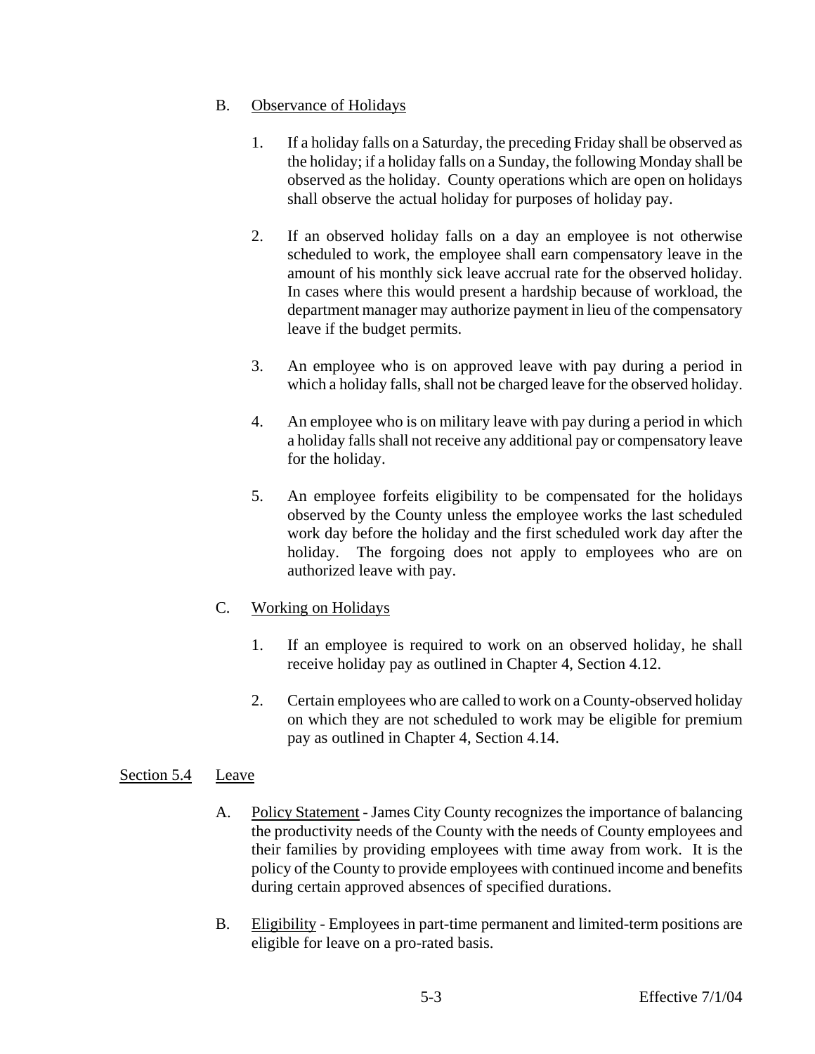B. <u>Observance of Holidays</u>

1. If a holiday falls on a Saturday, the preceding Friday shall be observed as the holiday; if a holiday falls on a Sunday, the following Monday shall be observed as the holiday. County operations which are open on holidays shall observe the actual holiday for purposes of holiday pay.

2. If an observed holiday falls on a day an employee is not otherwise scheduled to work, the employee shall earn compensatory leave in the amount of his monthly sick leave accrual rate for the observed holiday. In cases where this would present a hardship because of workload, the department manager may authorize payment in lieu of the compensatory leave if the budget permits.

3. An employee who is on approved leave with pay during a period in which a holiday falls, shall not be charged leave for the observed holiday.

4. An employee who is on military leave with pay during a period in which a holiday falls shall not receive any additional pay or compensatory leave for the holiday.

5. An employee forfeits eligibility to be compensated for the holidays observed by the County unless the employee works the last scheduled work day before the holiday and the first scheduled work day after the holiday. The forgoing does not apply to employees who are on authorized leave with pay.

C. <u>Working on Holidays</u>

1. If an employee is required to work on an observed holiday, he shall receive holiday pay as outlined in Chapter 4, Section 4.12.

2. Certain employees who are called to work on a County-observed holiday on which they are not scheduled to work may be eligible for premium pay as outlined in Chapter 4, Section 4.14.

## <u>Section 5.4</u> <u>Leave</u>

A. <u>Policy Statement</u> - James City County recognizes the importance of balancing the productivity needs of the County with the needs of County employees and their families by providing employees with time away from work. It is the policy of the County to provide employees with continued income and benefits during certain approved absences of specified durations.

B. <u>Eligibility</u> - Employees in part-time permanent and limited-term positions are eligible for leave on a pro-rated basis.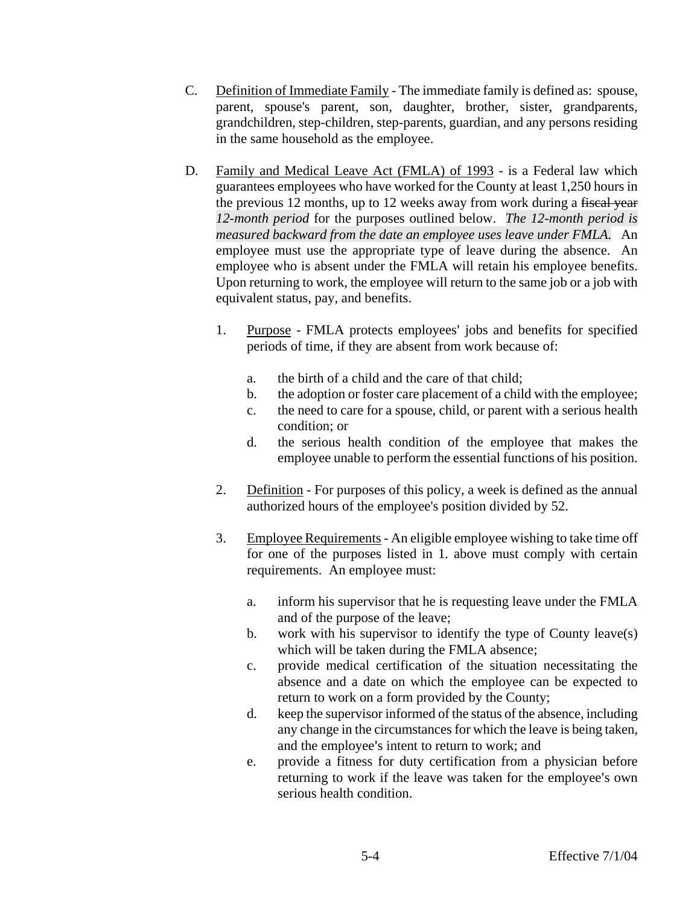C. <u>Definition of Immediate Family</u> - The immediate family is defined as: spouse, parent, spouse's parent, son, daughter, brother, sister, grandparents, grandchildren, step-children, step-parents, guardian, and any persons residing in the same household as the employee.

D. <u>Family and Medical Leave Act (FMLA) of 1993</u> - is a Federal law which guarantees employees who have worked for the County at least 1,250 hours in the previous 12 months, up to 12 weeks away from work during a ~~fiscal year~~ *12-month period* for the purposes outlined below. *The 12-month period is measured backward from the date an employee uses leave under FMLA.* An employee must use the appropriate type of leave during the absence. An employee who is absent under the FMLA will retain his employee benefits. Upon returning to work, the employee will return to the same job or a job with equivalent status, pay, and benefits.

1. <u>Purpose</u> - FMLA protects employees' jobs and benefits for specified periods of time, if they are absent from work because of:

   a. the birth of a child and the care of that child;
   b. the adoption or foster care placement of a child with the employee;
   c. the need to care for a spouse, child, or parent with a serious health condition; or
   d. the serious health condition of the employee that makes the employee unable to perform the essential functions of his position.

2. <u>Definition</u> - For purposes of this policy, a week is defined as the annual authorized hours of the employee's position divided by 52.

3. <u>Employee Requirements</u> - An eligible employee wishing to take time off for one of the purposes listed in 1. above must comply with certain requirements. An employee must:

   a. inform his supervisor that he is requesting leave under the FMLA and of the purpose of the leave;
   b. work with his supervisor to identify the type of County leave(s) which will be taken during the FMLA absence;
   c. provide medical certification of the situation necessitating the absence and a date on which the employee can be expected to return to work on a form provided by the County;
   d. keep the supervisor informed of the status of the absence, including any change in the circumstances for which the leave is being taken, and the employee's intent to return to work; and
   e. provide a fitness for duty certification from a physician before returning to work if the leave was taken for the employee's own serious health condition.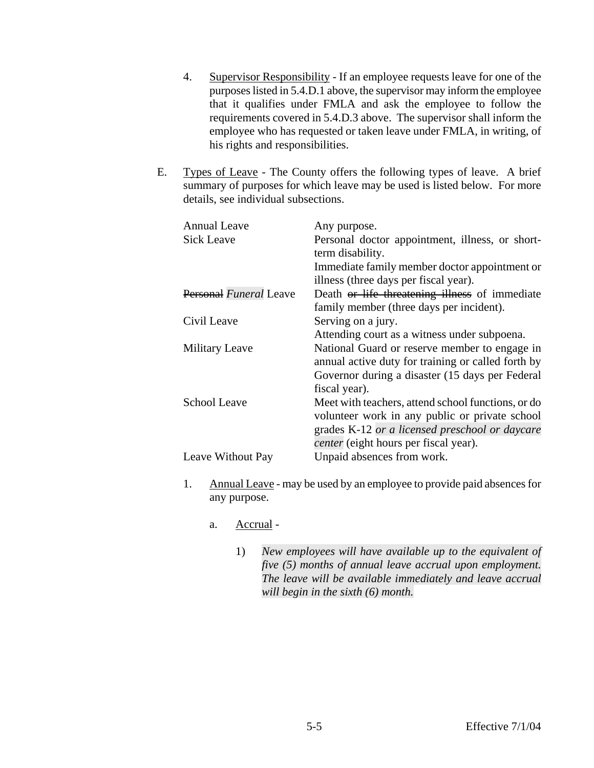4. Supervisor Responsibility - If an employee requests leave for one of the purposes listed in 5.4.D.1 above, the supervisor may inform the employee that it qualifies under FMLA and ask the employee to follow the requirements covered in 5.4.D.3 above. The supervisor shall inform the employee who has requested or taken leave under FMLA, in writing, of his rights and responsibilities.

E. Types of Leave - The County offers the following types of leave. A brief summary of purposes for which leave may be used is listed below. For more details, see individual subsections.

| | |
|---|---|
| Annual Leave | Any purpose. |
| Sick Leave | Personal doctor appointment, illness, or short-term disability.<br>Immediate family member doctor appointment or illness (three days per fiscal year). |
| ~~Personal~~ *Funeral* Leave | Death ~~or life threatening illness~~ of immediate family member (three days per incident). |
| Civil Leave | Serving on a jury.<br>Attending court as a witness under subpoena. |
| Military Leave | National Guard or reserve member to engage in annual active duty for training or called forth by Governor during a disaster (15 days per Federal fiscal year). |
| School Leave | Meet with teachers, attend school functions, or do volunteer work in any public or private school grades K-12 *or a licensed preschool or daycare center* (eight hours per fiscal year). |
| Leave Without Pay | Unpaid absences from work. |

1. Annual Leave - may be used by an employee to provide paid absences for any purpose.

   a. Accrual -

      1) *New employees will have available up to the equivalent of five (5) months of annual leave accrual upon employment. The leave will be available immediately and leave accrual will begin in the sixth (6) month.*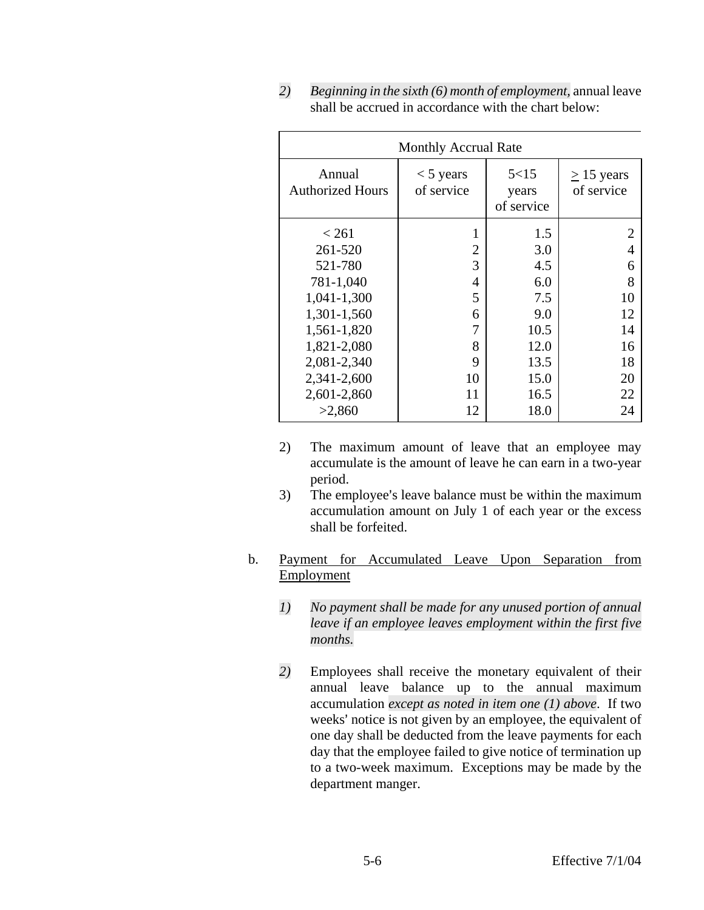*2)* *Beginning in the sixth (6) month of employment*, annual leave shall be accrued in accordance with the chart below:

| Monthly Accrual Rate | | | |
|---|---|---|---|
| Annual Authorized Hours | < 5 years of service | 5<15 years of service | ≥ 15 years of service |
| < 261 | 1 | 1.5 | 2 |
| 261-520 | 2 | 3.0 | 4 |
| 521-780 | 3 | 4.5 | 6 |
| 781-1,040 | 4 | 6.0 | 8 |
| 1,041-1,300 | 5 | 7.5 | 10 |
| 1,301-1,560 | 6 | 9.0 | 12 |
| 1,561-1,820 | 7 | 10.5 | 14 |
| 1,821-2,080 | 8 | 12.0 | 16 |
| 2,081-2,340 | 9 | 13.5 | 18 |
| 2,341-2,600 | 10 | 15.0 | 20 |
| 2,601-2,860 | 11 | 16.5 | 22 |
| >2,860 | 12 | 18.0 | 24 |

2) The maximum amount of leave that an employee may accumulate is the amount of leave he can earn in a two-year period.

3) The employee's leave balance must be within the maximum accumulation amount on July 1 of each year or the excess shall be forfeited.

b. Payment for Accumulated Leave Upon Separation from Employment

*1)* *No payment shall be made for any unused portion of annual leave if an employee leaves employment within the first five months.*

*2)* Employees shall receive the monetary equivalent of their annual leave balance up to the annual maximum accumulation *except as noted in item one (1) above*. If two weeks' notice is not given by an employee, the equivalent of one day shall be deducted from the leave payments for each day that the employee failed to give notice of termination up to a two-week maximum. Exceptions may be made by the department manger.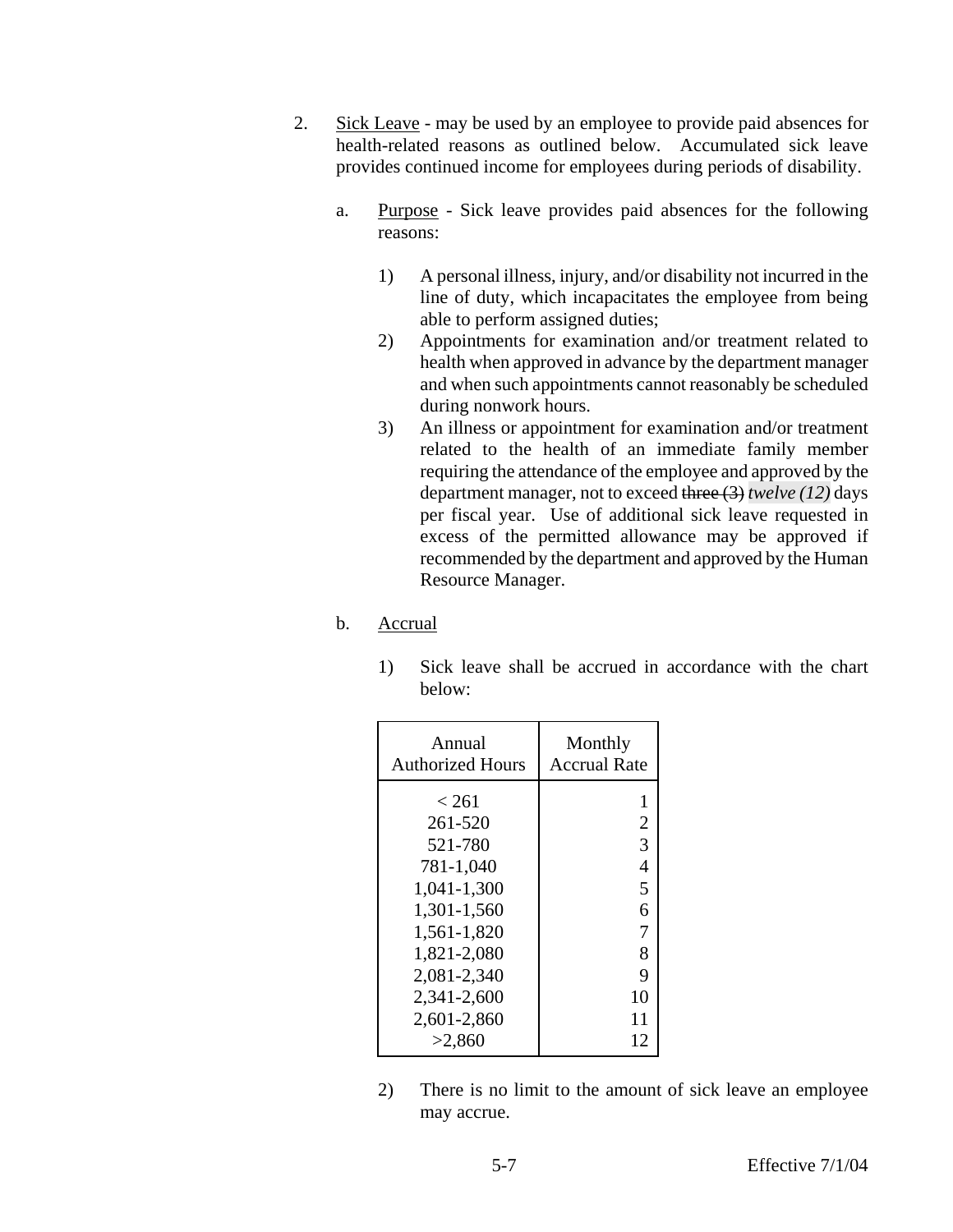2. Sick Leave - may be used by an employee to provide paid absences for health-related reasons as outlined below. Accumulated sick leave provides continued income for employees during periods of disability.

   a. Purpose - Sick leave provides paid absences for the following reasons:

      1) A personal illness, injury, and/or disability not incurred in the line of duty, which incapacitates the employee from being able to perform assigned duties;
      2) Appointments for examination and/or treatment related to health when approved in advance by the department manager and when such appointments cannot reasonably be scheduled during nonwork hours.
      3) An illness or appointment for examination and/or treatment related to the health of an immediate family member requiring the attendance of the employee and approved by the department manager, not to exceed ~~three (3)~~ *twelve (12)* days per fiscal year. Use of additional sick leave requested in excess of the permitted allowance may be approved if recommended by the department and approved by the Human Resource Manager.

   b. Accrual

      1) Sick leave shall be accrued in accordance with the chart below:

| Annual Authorized Hours | Monthly Accrual Rate |
|---|---|
| < 261 | 1 |
| 261-520 | 2 |
| 521-780 | 3 |
| 781-1,040 | 4 |
| 1,041-1,300 | 5 |
| 1,301-1,560 | 6 |
| 1,561-1,820 | 7 |
| 1,821-2,080 | 8 |
| 2,081-2,340 | 9 |
| 2,341-2,600 | 10 |
| 2,601-2,860 | 11 |
| >2,860 | 12 |

      2) There is no limit to the amount of sick leave an employee may accrue.

Effective 7/1/04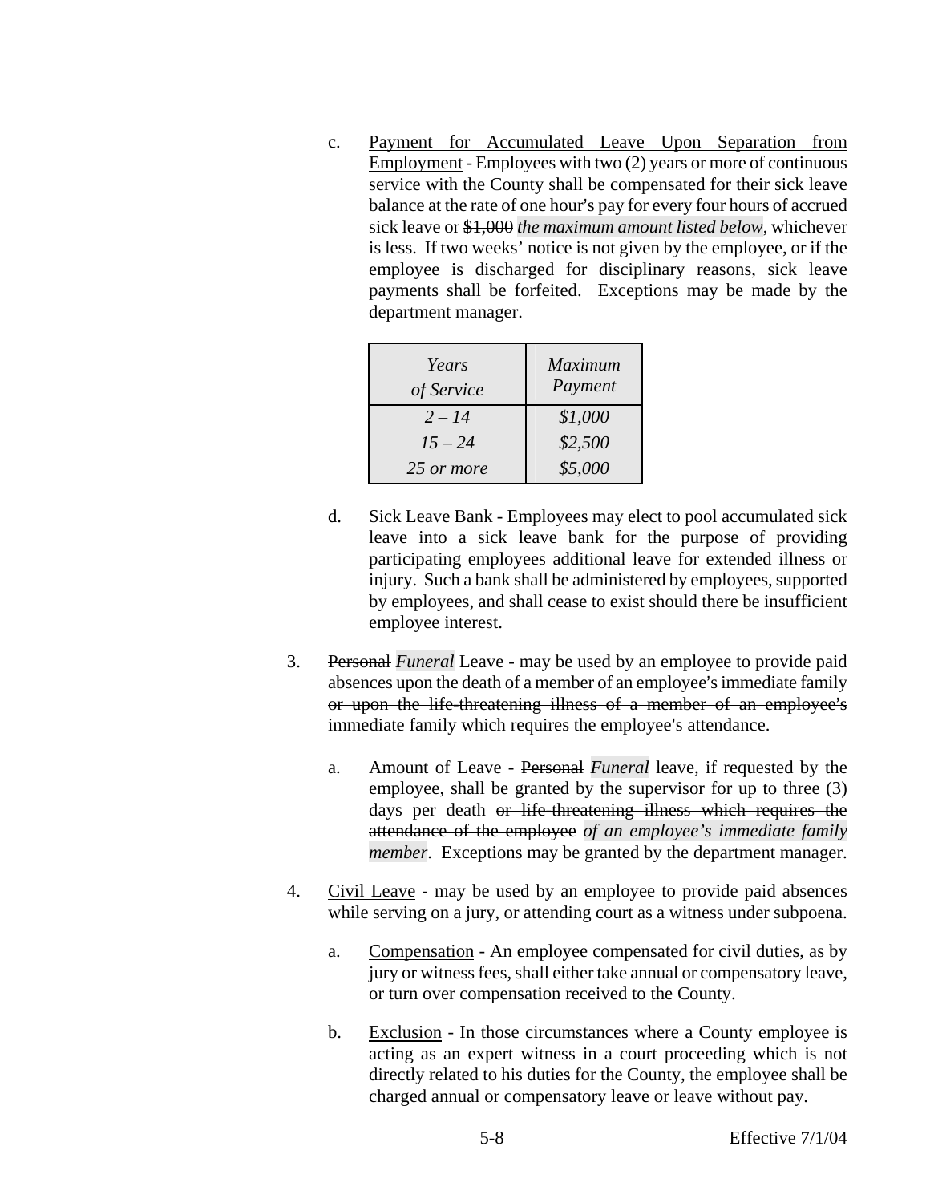c. Payment for Accumulated Leave Upon Separation from Employment - Employees with two (2) years or more of continuous service with the County shall be compensated for their sick leave balance at the rate of one hour's pay for every four hours of accrued sick leave or ~~$1,000~~ *the maximum amount listed below*, whichever is less. If two weeks' notice is not given by the employee, or if the employee is discharged for disciplinary reasons, sick leave payments shall be forfeited. Exceptions may be made by the department manager.

| *Years of Service* | *Maximum Payment* |
|---|---|
| *2 – 14* | *$1,000* |
| *15 – 24* | *$2,500* |
| *25 or more* | *$5,000* |

d. Sick Leave Bank - Employees may elect to pool accumulated sick leave into a sick leave bank for the purpose of providing participating employees additional leave for extended illness or injury. Such a bank shall be administered by employees, supported by employees, and shall cease to exist should there be insufficient employee interest.

3. ~~Personal~~ *Funeral* Leave - may be used by an employee to provide paid absences upon the death of a member of an employee's immediate family ~~or upon the life-threatening illness of a member of an employee's immediate family which requires the employee's attendance~~.

   a. Amount of Leave - ~~Personal~~ *Funeral* leave, if requested by the employee, shall be granted by the supervisor for up to three (3) days per death ~~or life-threatening illness which requires the attendance of the employee~~ *of an employee's immediate family member*. Exceptions may be granted by the department manager.

4. Civil Leave - may be used by an employee to provide paid absences while serving on a jury, or attending court as a witness under subpoena.

   a. Compensation - An employee compensated for civil duties, as by jury or witness fees, shall either take annual or compensatory leave, or turn over compensation received to the County.

   b. Exclusion - In those circumstances where a County employee is acting as an expert witness in a court proceeding which is not directly related to his duties for the County, the employee shall be charged annual or compensatory leave or leave without pay.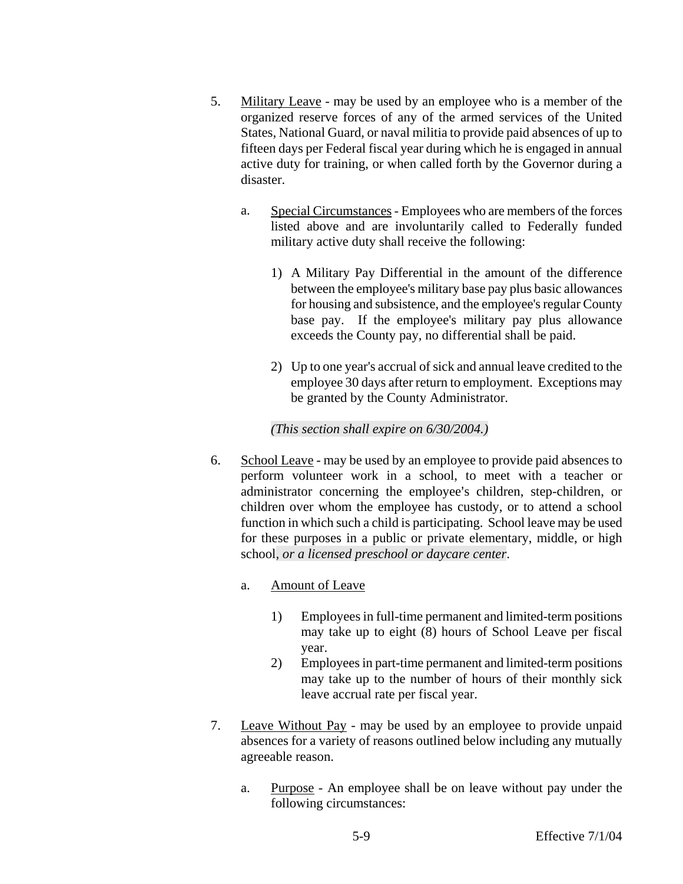5. Military Leave - may be used by an employee who is a member of the organized reserve forces of any of the armed services of the United States, National Guard, or naval militia to provide paid absences of up to fifteen days per Federal fiscal year during which he is engaged in annual active duty for training, or when called forth by the Governor during a disaster.

   a. Special Circumstances - Employees who are members of the forces listed above and are involuntarily called to Federally funded military active duty shall receive the following:

      1) A Military Pay Differential in the amount of the difference between the employee's military base pay plus basic allowances for housing and subsistence, and the employee's regular County base pay. If the employee's military pay plus allowance exceeds the County pay, no differential shall be paid.

      2) Up to one year's accrual of sick and annual leave credited to the employee 30 days after return to employment. Exceptions may be granted by the County Administrator.

   *(This section shall expire on 6/30/2004.)*

6. School Leave - may be used by an employee to provide paid absences to perform volunteer work in a school, to meet with a teacher or administrator concerning the employee's children, step-children, or children over whom the employee has custody, or to attend a school function in which such a child is participating. School leave may be used for these purposes in a public or private elementary, middle, or high school*, or a licensed preschool or daycare center*.

   a. Amount of Leave

      1) Employees in full-time permanent and limited-term positions may take up to eight (8) hours of School Leave per fiscal year.
      2) Employees in part-time permanent and limited-term positions may take up to the number of hours of their monthly sick leave accrual rate per fiscal year.

7. Leave Without Pay - may be used by an employee to provide unpaid absences for a variety of reasons outlined below including any mutually agreeable reason.

   a. Purpose - An employee shall be on leave without pay under the following circumstances: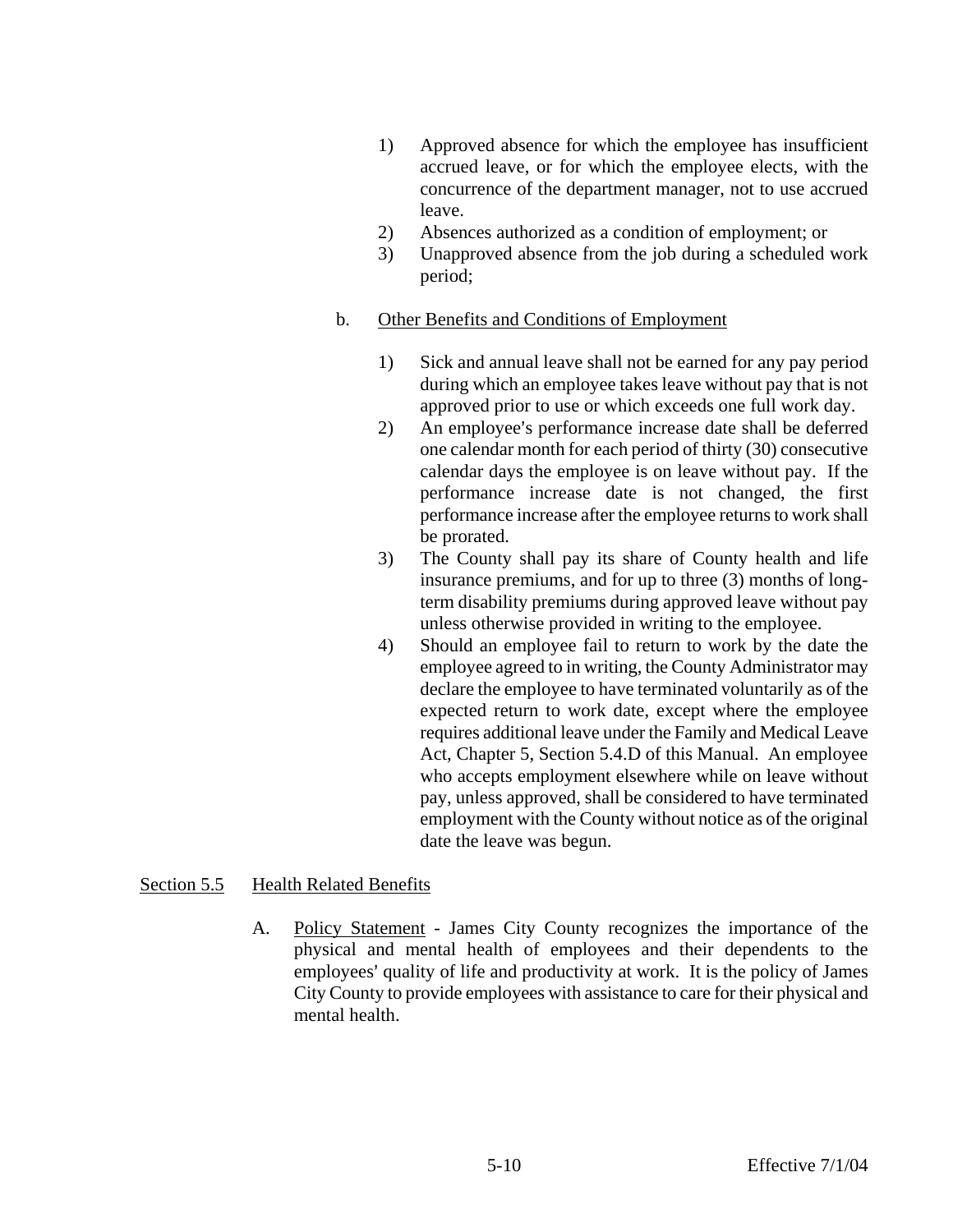1) Approved absence for which the employee has insufficient accrued leave, or for which the employee elects, with the concurrence of the department manager, not to use accrued leave.
2) Absences authorized as a condition of employment; or
3) Unapproved absence from the job during a scheduled work period;

b. Other Benefits and Conditions of Employment

1) Sick and annual leave shall not be earned for any pay period during which an employee takes leave without pay that is not approved prior to use or which exceeds one full work day.
2) An employee's performance increase date shall be deferred one calendar month for each period of thirty (30) consecutive calendar days the employee is on leave without pay. If the performance increase date is not changed, the first performance increase after the employee returns to work shall be prorated.
3) The County shall pay its share of County health and life insurance premiums, and for up to three (3) months of long-term disability premiums during approved leave without pay unless otherwise provided in writing to the employee.
4) Should an employee fail to return to work by the date the employee agreed to in writing, the County Administrator may declare the employee to have terminated voluntarily as of the expected return to work date, except where the employee requires additional leave under the Family and Medical Leave Act, Chapter 5, Section 5.4.D of this Manual. An employee who accepts employment elsewhere while on leave without pay, unless approved, shall be considered to have terminated employment with the County without notice as of the original date the leave was begun.

## Section 5.5 Health Related Benefits

A. Policy Statement - James City County recognizes the importance of the physical and mental health of employees and their dependents to the employees' quality of life and productivity at work. It is the policy of James City County to provide employees with assistance to care for their physical and mental health.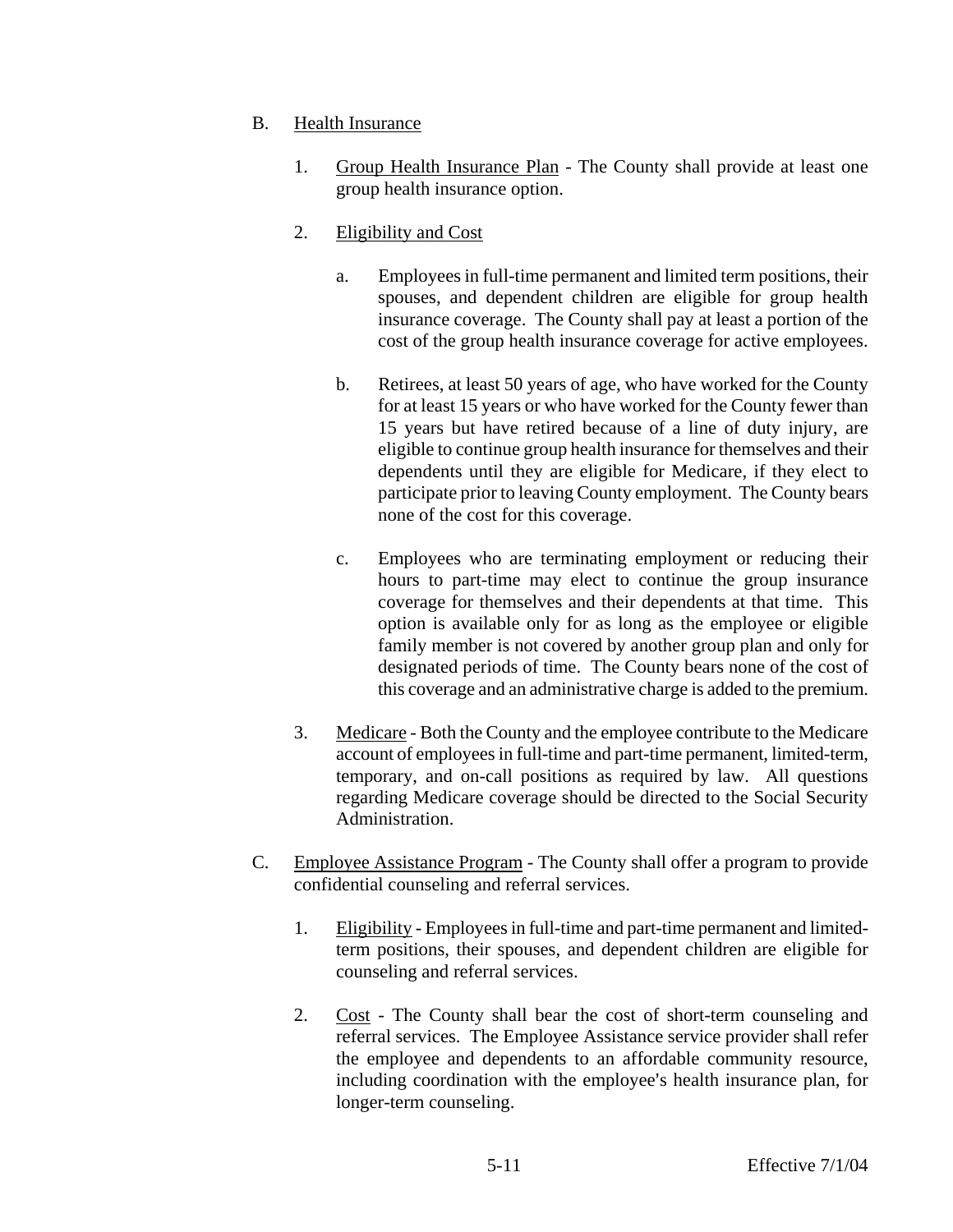B. Health Insurance

1. Group Health Insurance Plan - The County shall provide at least one group health insurance option.

2. Eligibility and Cost

   a. Employees in full-time permanent and limited term positions, their spouses, and dependent children are eligible for group health insurance coverage. The County shall pay at least a portion of the cost of the group health insurance coverage for active employees.

   b. Retirees, at least 50 years of age, who have worked for the County for at least 15 years or who have worked for the County fewer than 15 years but have retired because of a line of duty injury, are eligible to continue group health insurance for themselves and their dependents until they are eligible for Medicare, if they elect to participate prior to leaving County employment. The County bears none of the cost for this coverage.

   c. Employees who are terminating employment or reducing their hours to part-time may elect to continue the group insurance coverage for themselves and their dependents at that time. This option is available only for as long as the employee or eligible family member is not covered by another group plan and only for designated periods of time. The County bears none of the cost of this coverage and an administrative charge is added to the premium.

3. Medicare - Both the County and the employee contribute to the Medicare account of employees in full-time and part-time permanent, limited-term, temporary, and on-call positions as required by law. All questions regarding Medicare coverage should be directed to the Social Security Administration.

C. Employee Assistance Program - The County shall offer a program to provide confidential counseling and referral services.

1. Eligibility - Employees in full-time and part-time permanent and limited-term positions, their spouses, and dependent children are eligible for counseling and referral services.

2. Cost - The County shall bear the cost of short-term counseling and referral services. The Employee Assistance service provider shall refer the employee and dependents to an affordable community resource, including coordination with the employee's health insurance plan, for longer-term counseling.

5-11 Effective 7/1/04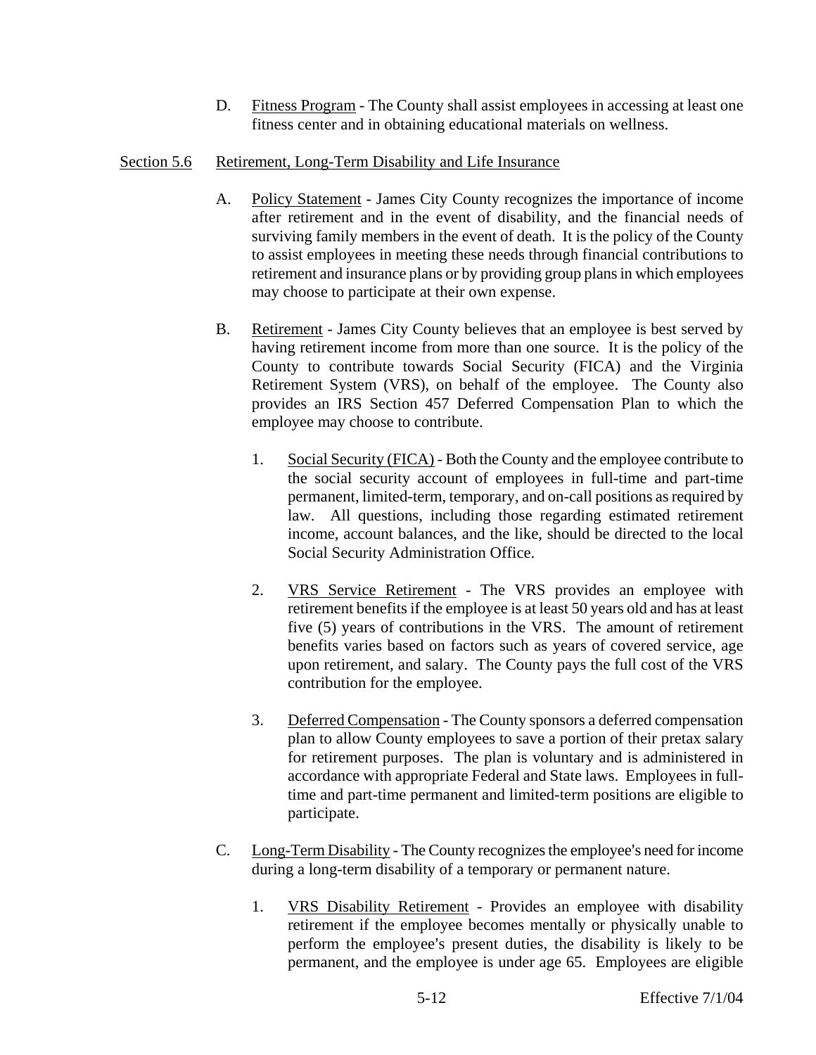D. <u>Fitness Program</u> - The County shall assist employees in accessing at least one fitness center and in obtaining educational materials on wellness.

## <u>Section 5.6</u> <u>Retirement, Long-Term Disability and Life Insurance</u>

A. <u>Policy Statement</u> - James City County recognizes the importance of income after retirement and in the event of disability, and the financial needs of surviving family members in the event of death. It is the policy of the County to assist employees in meeting these needs through financial contributions to retirement and insurance plans or by providing group plans in which employees may choose to participate at their own expense.

B. <u>Retirement</u> - James City County believes that an employee is best served by having retirement income from more than one source. It is the policy of the County to contribute towards Social Security (FICA) and the Virginia Retirement System (VRS), on behalf of the employee. The County also provides an IRS Section 457 Deferred Compensation Plan to which the employee may choose to contribute.

1. <u>Social Security (FICA)</u> - Both the County and the employee contribute to the social security account of employees in full-time and part-time permanent, limited-term, temporary, and on-call positions as required by law. All questions, including those regarding estimated retirement income, account balances, and the like, should be directed to the local Social Security Administration Office.

2. <u>VRS Service Retirement</u> - The VRS provides an employee with retirement benefits if the employee is at least 50 years old and has at least five (5) years of contributions in the VRS. The amount of retirement benefits varies based on factors such as years of covered service, age upon retirement, and salary. The County pays the full cost of the VRS contribution for the employee.

3. <u>Deferred Compensation</u> - The County sponsors a deferred compensation plan to allow County employees to save a portion of their pretax salary for retirement purposes. The plan is voluntary and is administered in accordance with appropriate Federal and State laws. Employees in full-time and part-time permanent and limited-term positions are eligible to participate.

C. <u>Long-Term Disability</u> - The County recognizes the employee's need for income during a long-term disability of a temporary or permanent nature.

1. <u>VRS Disability Retirement</u> - Provides an employee with disability retirement if the employee becomes mentally or physically unable to perform the employee's present duties, the disability is likely to be permanent, and the employee is under age 65. Employees are eligible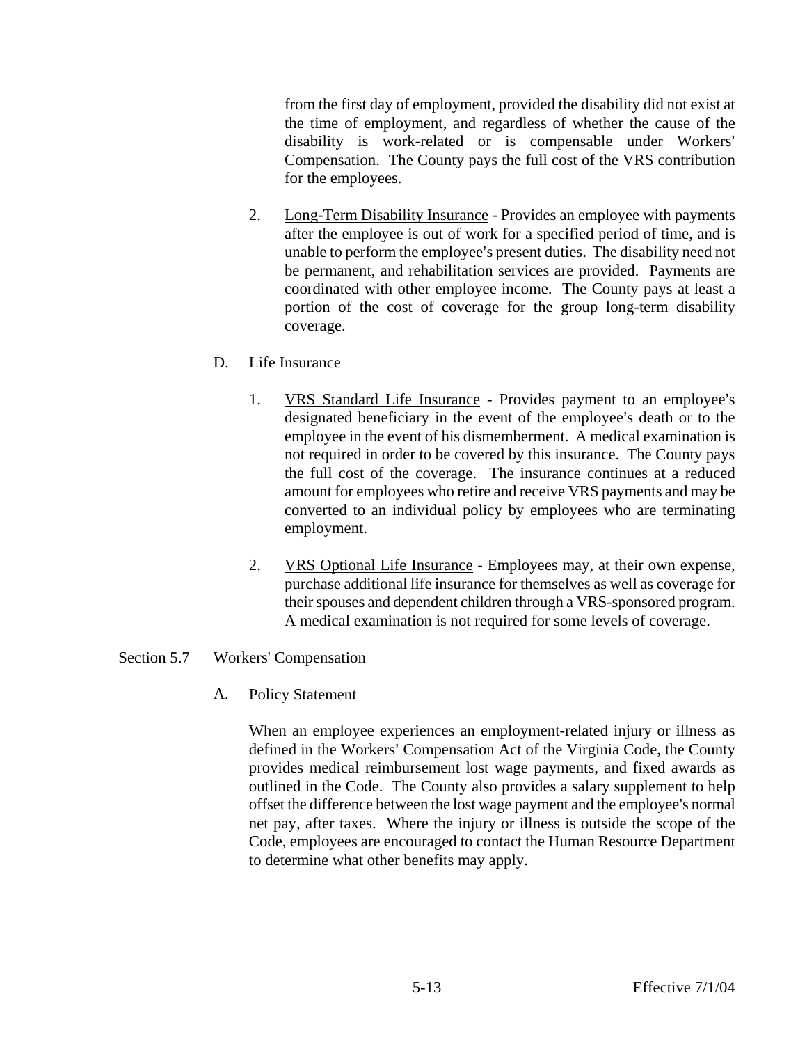from the first day of employment, provided the disability did not exist at the time of employment, and regardless of whether the cause of the disability is work-related or is compensable under Workers' Compensation. The County pays the full cost of the VRS contribution for the employees.

2. Long-Term Disability Insurance - Provides an employee with payments after the employee is out of work for a specified period of time, and is unable to perform the employee's present duties. The disability need not be permanent, and rehabilitation services are provided. Payments are coordinated with other employee income. The County pays at least a portion of the cost of coverage for the group long-term disability coverage.

D. Life Insurance

1. VRS Standard Life Insurance - Provides payment to an employee's designated beneficiary in the event of the employee's death or to the employee in the event of his dismemberment. A medical examination is not required in order to be covered by this insurance. The County pays the full cost of the coverage. The insurance continues at a reduced amount for employees who retire and receive VRS payments and may be converted to an individual policy by employees who are terminating employment.

2. VRS Optional Life Insurance - Employees may, at their own expense, purchase additional life insurance for themselves as well as coverage for their spouses and dependent children through a VRS-sponsored program. A medical examination is not required for some levels of coverage.

## Section 5.7 Workers' Compensation

A. Policy Statement

When an employee experiences an employment-related injury or illness as defined in the Workers' Compensation Act of the Virginia Code, the County provides medical reimbursement lost wage payments, and fixed awards as outlined in the Code. The County also provides a salary supplement to help offset the difference between the lost wage payment and the employee's normal net pay, after taxes. Where the injury or illness is outside the scope of the Code, employees are encouraged to contact the Human Resource Department to determine what other benefits may apply.

Effective 7/1/04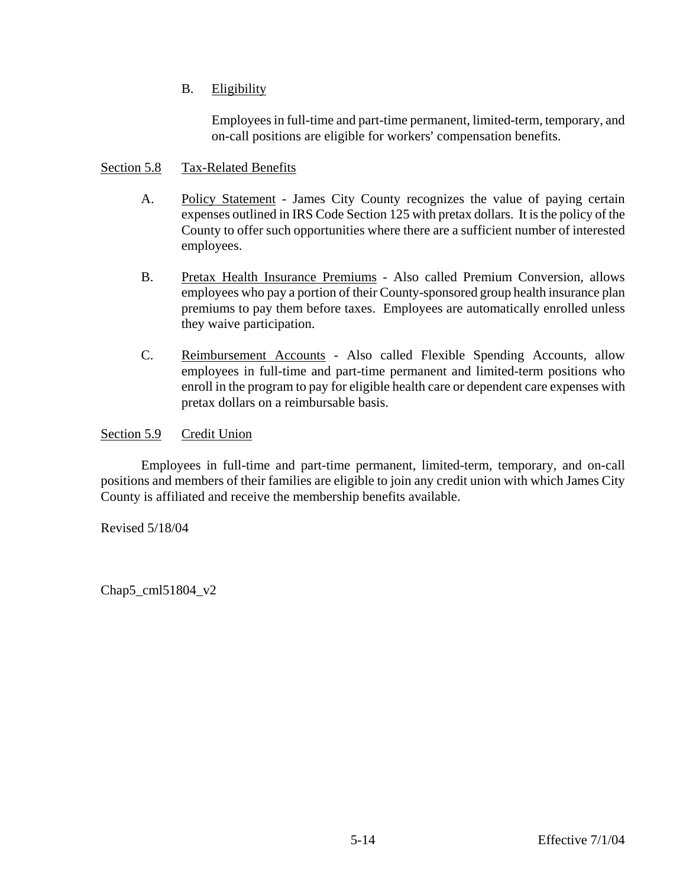B. Eligibility

Employees in full-time and part-time permanent, limited-term, temporary, and on-call positions are eligible for workers' compensation benefits.

## Section 5.8 Tax-Related Benefits

A. Policy Statement - James City County recognizes the value of paying certain expenses outlined in IRS Code Section 125 with pretax dollars. It is the policy of the County to offer such opportunities where there are a sufficient number of interested employees.

B. Pretax Health Insurance Premiums - Also called Premium Conversion, allows employees who pay a portion of their County-sponsored group health insurance plan premiums to pay them before taxes. Employees are automatically enrolled unless they waive participation.

C. Reimbursement Accounts - Also called Flexible Spending Accounts, allow employees in full-time and part-time permanent and limited-term positions who enroll in the program to pay for eligible health care or dependent care expenses with pretax dollars on a reimbursable basis.

## Section 5.9 Credit Union

Employees in full-time and part-time permanent, limited-term, temporary, and on-call positions and members of their families are eligible to join any credit union with which James City County is affiliated and receive the membership benefits available.

Revised 5/18/04

Chap5_cml51804_v2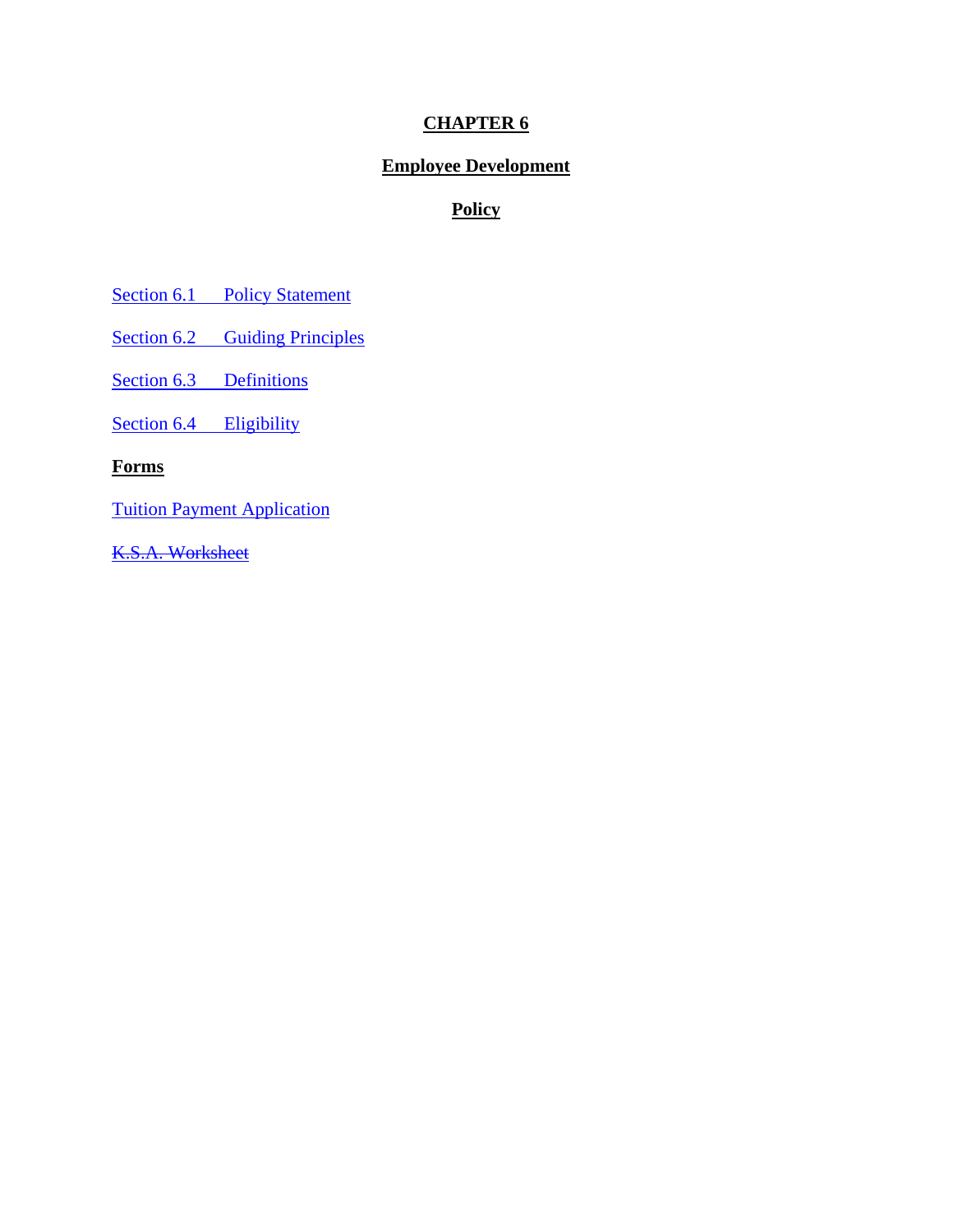# CHAPTER 6

## Employee Development

## Policy

Section 6.1 Policy Statement

Section 6.2 Guiding Principles

Section 6.3 Definitions

Section 6.4 Eligibility

**Forms**

Tuition Payment Application

~~K.S.A. Worksheet~~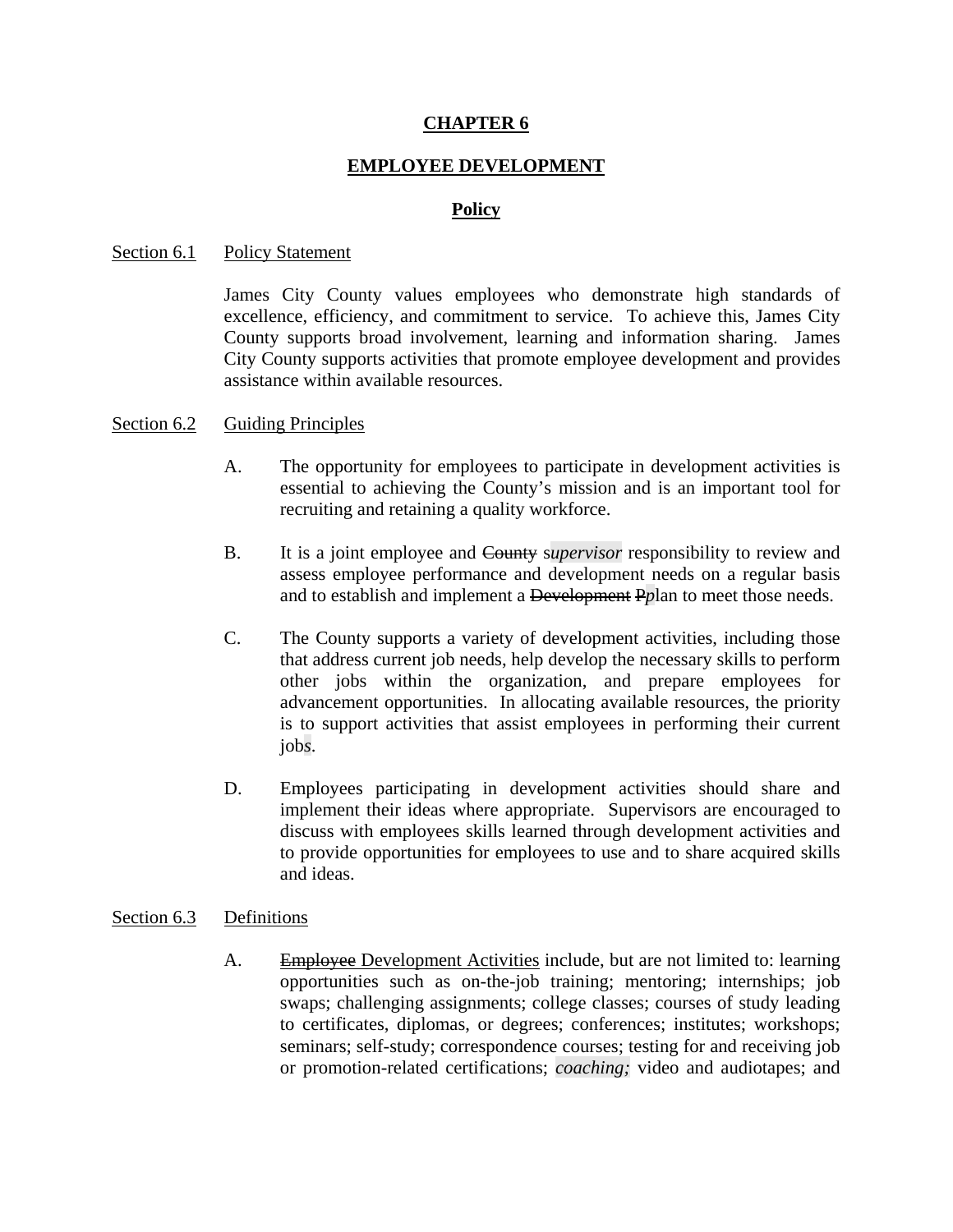**CHAPTER 6**

**EMPLOYEE DEVELOPMENT**

**Policy**

Section 6.1 Policy Statement

James City County values employees who demonstrate high standards of excellence, efficiency, and commitment to service. To achieve this, James City County supports broad involvement, learning and information sharing. James City County supports activities that promote employee development and provides assistance within available resources.

Section 6.2 Guiding Principles

A. The opportunity for employees to participate in development activities is essential to achieving the County's mission and is an important tool for recruiting and retaining a quality workforce.

B. It is a joint employee and ~~County~~ s*upervisor* responsibility to review and assess employee performance and development needs on a regular basis and to establish and implement a ~~Development~~ ~~P~~*p*lan to meet those needs.

C. The County supports a variety of development activities, including those that address current job needs, help develop the necessary skills to perform other jobs within the organization, and prepare employees for advancement opportunities. In allocating available resources, the priority is to support activities that assist employees in performing their current job*s*.

D. Employees participating in development activities should share and implement their ideas where appropriate. Supervisors are encouraged to discuss with employees skills learned through development activities and to provide opportunities for employees to use and to share acquired skills and ideas.

Section 6.3 Definitions

A. ~~Employee~~ Development Activities include, but are not limited to: learning opportunities such as on-the-job training; mentoring; internships; job swaps; challenging assignments; college classes; courses of study leading to certificates, diplomas, or degrees; conferences; institutes; workshops; seminars; self-study; correspondence courses; testing for and receiving job or promotion-related certifications; *coaching;* video and audiotapes; and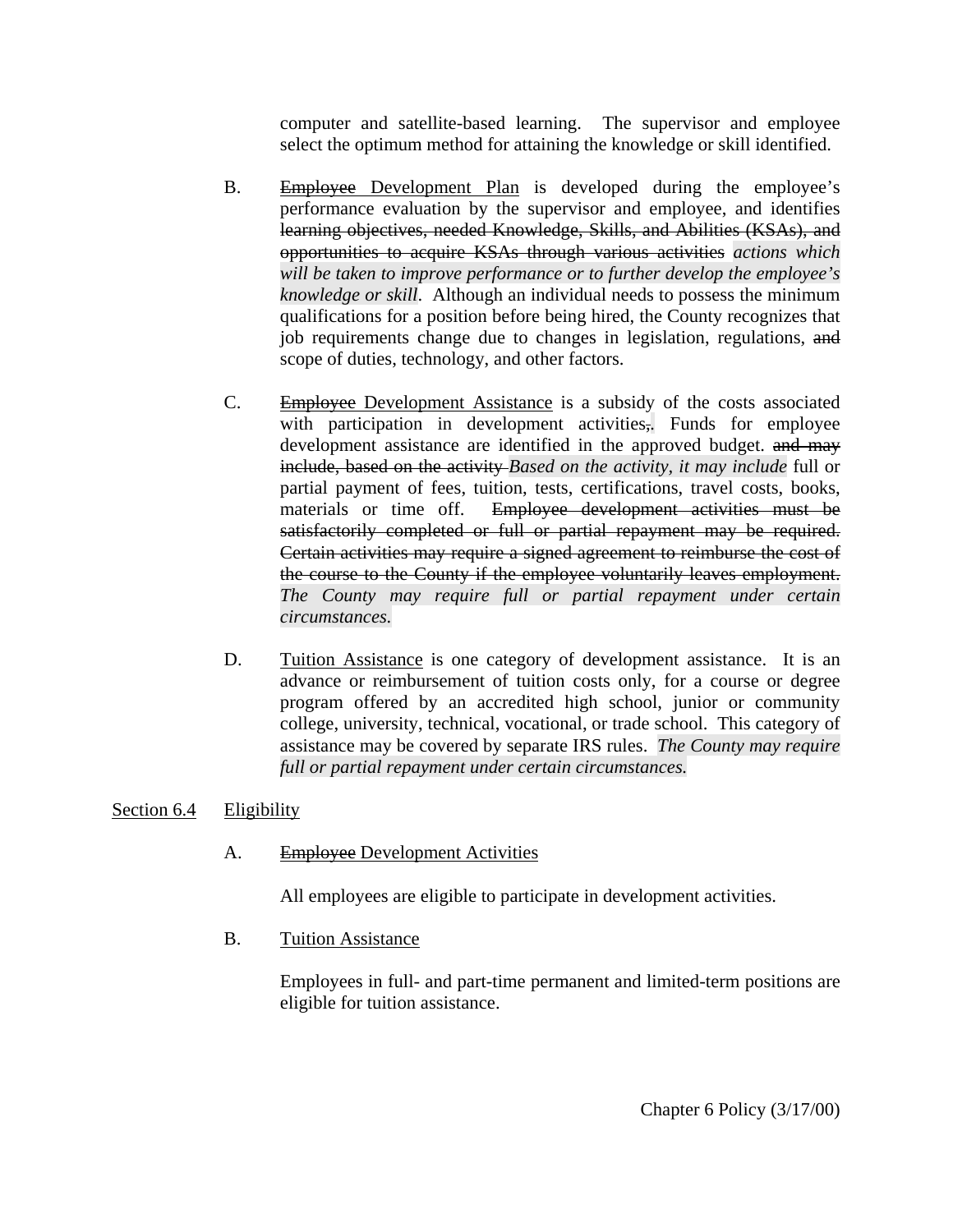computer and satellite-based learning. The supervisor and employee select the optimum method for attaining the knowledge or skill identified.

B. ~~Employee~~ Development Plan is developed during the employee's performance evaluation by the supervisor and employee, and identifies ~~learning objectives, needed Knowledge, Skills, and Abilities (KSAs), and opportunities to acquire KSAs through various activities~~ *actions which will be taken to improve performance or to further develop the employee's knowledge or skill*. Although an individual needs to possess the minimum qualifications for a position before being hired, the County recognizes that job requirements change due to changes in legislation, regulations, ~~and~~ scope of duties, technology, and other factors.

C. ~~Employee~~ Development Assistance is a subsidy of the costs associated with participation in development activities~~,~~. Funds for employee development assistance are identified in the approved budget. ~~and may include, based on the activity~~ *Based on the activity, it may include* full or partial payment of fees, tuition, tests, certifications, travel costs, books, materials or time off. ~~Employee development activities must be satisfactorily completed or full or partial repayment may be required. Certain activities may require a signed agreement to reimburse the cost of the course to the County if the employee voluntarily leaves employment.~~ *The County may require full or partial repayment under certain circumstances.*

D. Tuition Assistance is one category of development assistance. It is an advance or reimbursement of tuition costs only, for a course or degree program offered by an accredited high school, junior or community college, university, technical, vocational, or trade school. This category of assistance may be covered by separate IRS rules. *The County may require full or partial repayment under certain circumstances.*

## Section 6.4 Eligibility

A. ~~Employee~~ Development Activities

All employees are eligible to participate in development activities.

B. Tuition Assistance

Employees in full- and part-time permanent and limited-term positions are eligible for tuition assistance.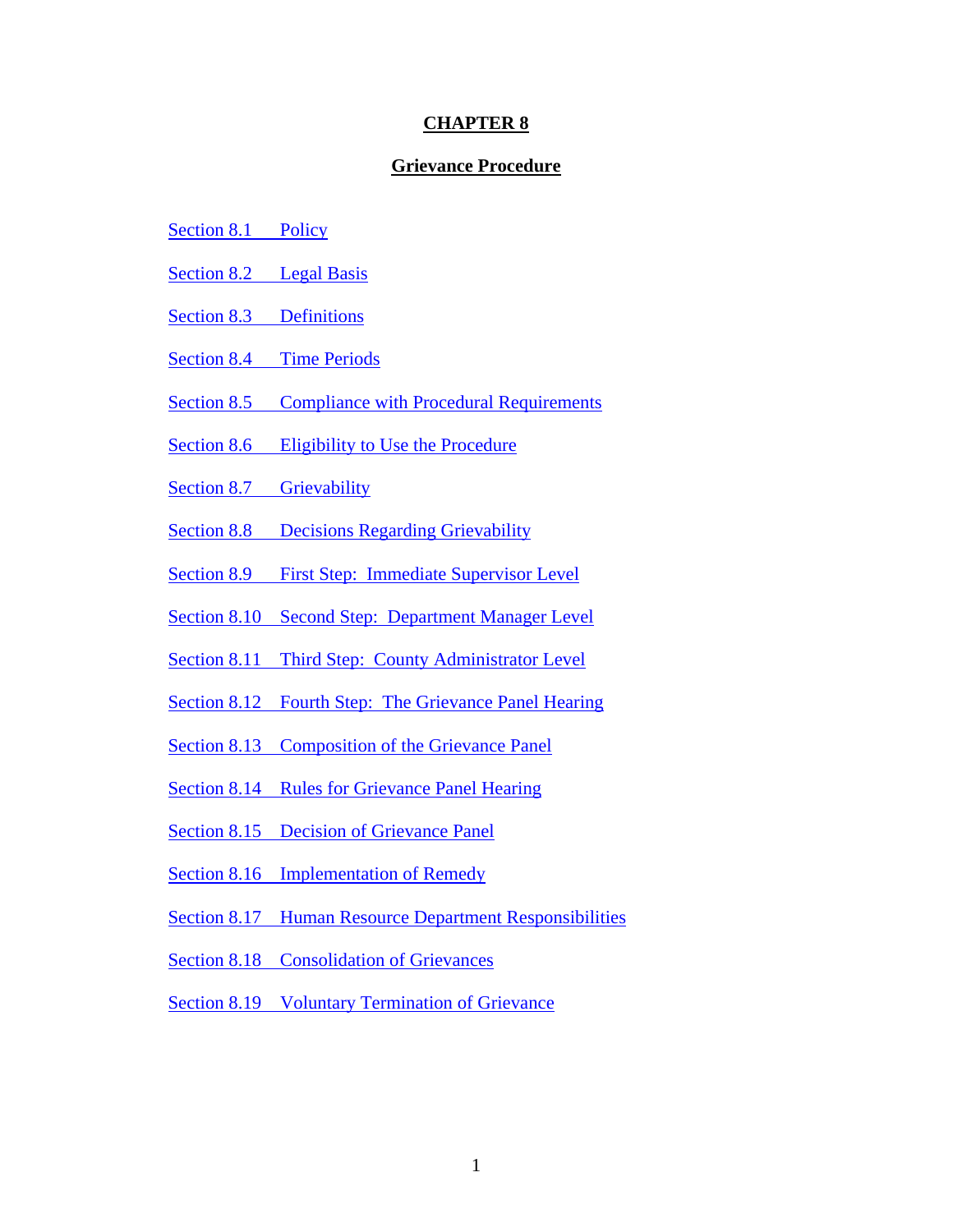# CHAPTER 8

## Grievance Procedure

Section 8.1 Policy

Section 8.2 Legal Basis

Section 8.3 Definitions

Section 8.4 Time Periods

Section 8.5 Compliance with Procedural Requirements

Section 8.6 Eligibility to Use the Procedure

Section 8.7 Grievability

Section 8.8 Decisions Regarding Grievability

Section 8.9 First Step: Immediate Supervisor Level

Section 8.10 Second Step: Department Manager Level

Section 8.11 Third Step: County Administrator Level

Section 8.12 Fourth Step: The Grievance Panel Hearing

Section 8.13 Composition of the Grievance Panel

Section 8.14 Rules for Grievance Panel Hearing

Section 8.15 Decision of Grievance Panel

Section 8.16 Implementation of Remedy

Section 8.17 Human Resource Department Responsibilities

Section 8.18 Consolidation of Grievances

Section 8.19 Voluntary Termination of Grievance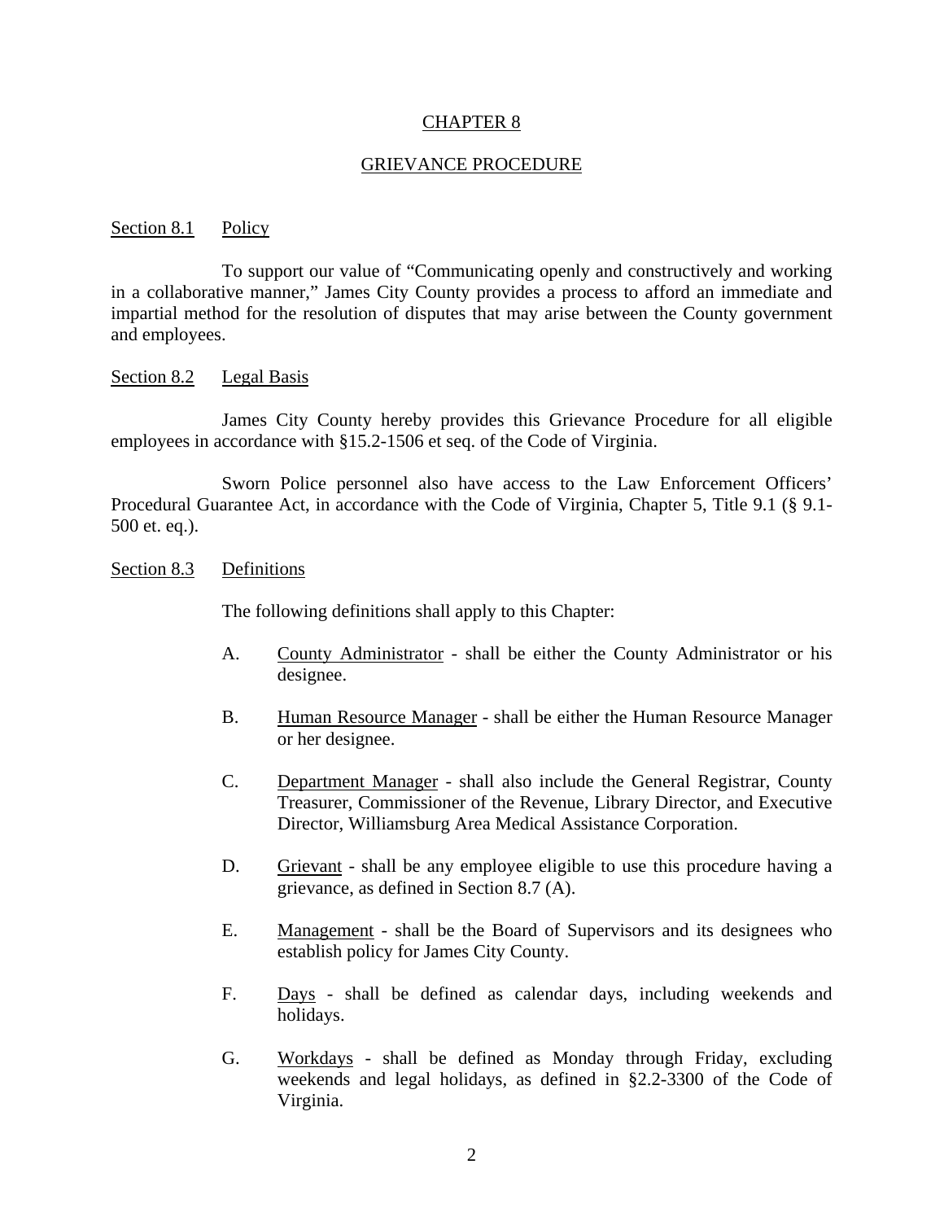# CHAPTER 8

## GRIEVANCE PROCEDURE

### Section 8.1 Policy

To support our value of "Communicating openly and constructively and working in a collaborative manner," James City County provides a process to afford an immediate and impartial method for the resolution of disputes that may arise between the County government and employees.

### Section 8.2 Legal Basis

James City County hereby provides this Grievance Procedure for all eligible employees in accordance with §15.2-1506 et seq. of the Code of Virginia.

Sworn Police personnel also have access to the Law Enforcement Officers' Procedural Guarantee Act, in accordance with the Code of Virginia, Chapter 5, Title 9.1 (§ 9.1-500 et. eq.).

### Section 8.3 Definitions

The following definitions shall apply to this Chapter:

A. County Administrator - shall be either the County Administrator or his designee.

B. Human Resource Manager - shall be either the Human Resource Manager or her designee.

C. Department Manager - shall also include the General Registrar, County Treasurer, Commissioner of the Revenue, Library Director, and Executive Director, Williamsburg Area Medical Assistance Corporation.

D. Grievant - shall be any employee eligible to use this procedure having a grievance, as defined in Section 8.7 (A).

E. Management - shall be the Board of Supervisors and its designees who establish policy for James City County.

F. Days - shall be defined as calendar days, including weekends and holidays.

G. Workdays - shall be defined as Monday through Friday, excluding weekends and legal holidays, as defined in §2.2-3300 of the Code of Virginia.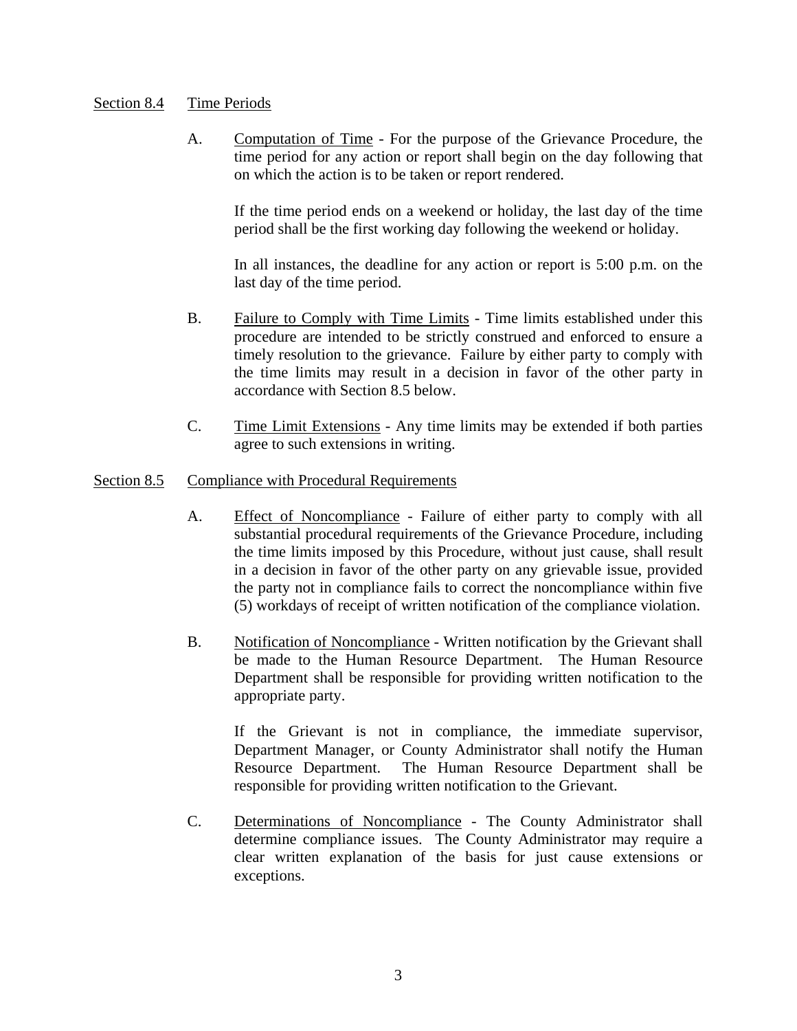## Section 8.4 Time Periods

A. Computation of Time - For the purpose of the Grievance Procedure, the time period for any action or report shall begin on the day following that on which the action is to be taken or report rendered.

If the time period ends on a weekend or holiday, the last day of the time period shall be the first working day following the weekend or holiday.

In all instances, the deadline for any action or report is 5:00 p.m. on the last day of the time period.

B. Failure to Comply with Time Limits - Time limits established under this procedure are intended to be strictly construed and enforced to ensure a timely resolution to the grievance. Failure by either party to comply with the time limits may result in a decision in favor of the other party in accordance with Section 8.5 below.

C. Time Limit Extensions - Any time limits may be extended if both parties agree to such extensions in writing.

## Section 8.5 Compliance with Procedural Requirements

A. Effect of Noncompliance - Failure of either party to comply with all substantial procedural requirements of the Grievance Procedure, including the time limits imposed by this Procedure, without just cause, shall result in a decision in favor of the other party on any grievable issue, provided the party not in compliance fails to correct the noncompliance within five (5) workdays of receipt of written notification of the compliance violation.

B. Notification of Noncompliance - Written notification by the Grievant shall be made to the Human Resource Department. The Human Resource Department shall be responsible for providing written notification to the appropriate party.

If the Grievant is not in compliance, the immediate supervisor, Department Manager, or County Administrator shall notify the Human Resource Department. The Human Resource Department shall be responsible for providing written notification to the Grievant.

C. Determinations of Noncompliance - The County Administrator shall determine compliance issues. The County Administrator may require a clear written explanation of the basis for just cause extensions or exceptions.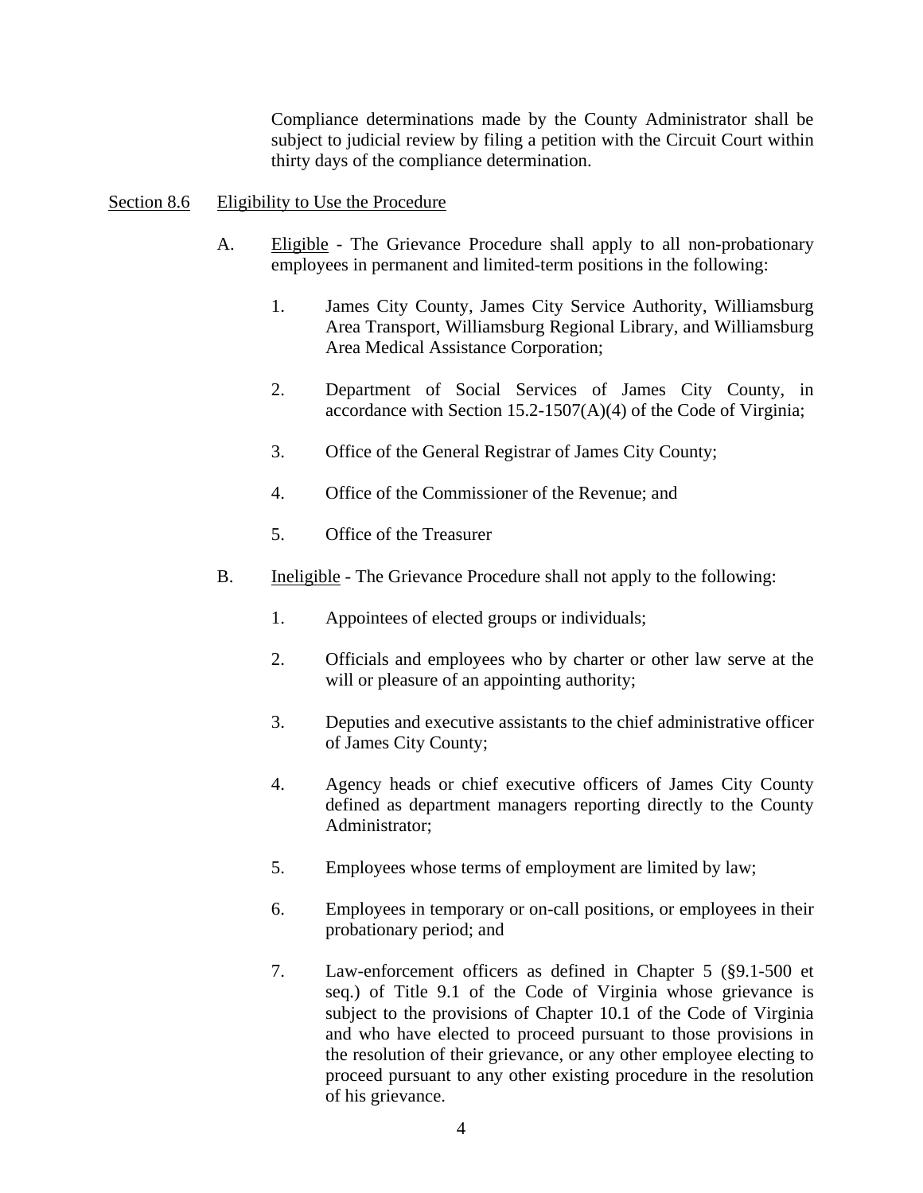Compliance determinations made by the County Administrator shall be subject to judicial review by filing a petition with the Circuit Court within thirty days of the compliance determination.

Section 8.6 Eligibility to Use the Procedure

A. Eligible - The Grievance Procedure shall apply to all non-probationary employees in permanent and limited-term positions in the following:

1. James City County, James City Service Authority, Williamsburg Area Transport, Williamsburg Regional Library, and Williamsburg Area Medical Assistance Corporation;

2. Department of Social Services of James City County, in accordance with Section 15.2-1507(A)(4) of the Code of Virginia;

3. Office of the General Registrar of James City County;

4. Office of the Commissioner of the Revenue; and

5. Office of the Treasurer

B. Ineligible - The Grievance Procedure shall not apply to the following:

1. Appointees of elected groups or individuals;

2. Officials and employees who by charter or other law serve at the will or pleasure of an appointing authority;

3. Deputies and executive assistants to the chief administrative officer of James City County;

4. Agency heads or chief executive officers of James City County defined as department managers reporting directly to the County Administrator;

5. Employees whose terms of employment are limited by law;

6. Employees in temporary or on-call positions, or employees in their probationary period; and

7. Law-enforcement officers as defined in Chapter 5 (§9.1-500 et seq.) of Title 9.1 of the Code of Virginia whose grievance is subject to the provisions of Chapter 10.1 of the Code of Virginia and who have elected to proceed pursuant to those provisions in the resolution of their grievance, or any other employee electing to proceed pursuant to any other existing procedure in the resolution of his grievance.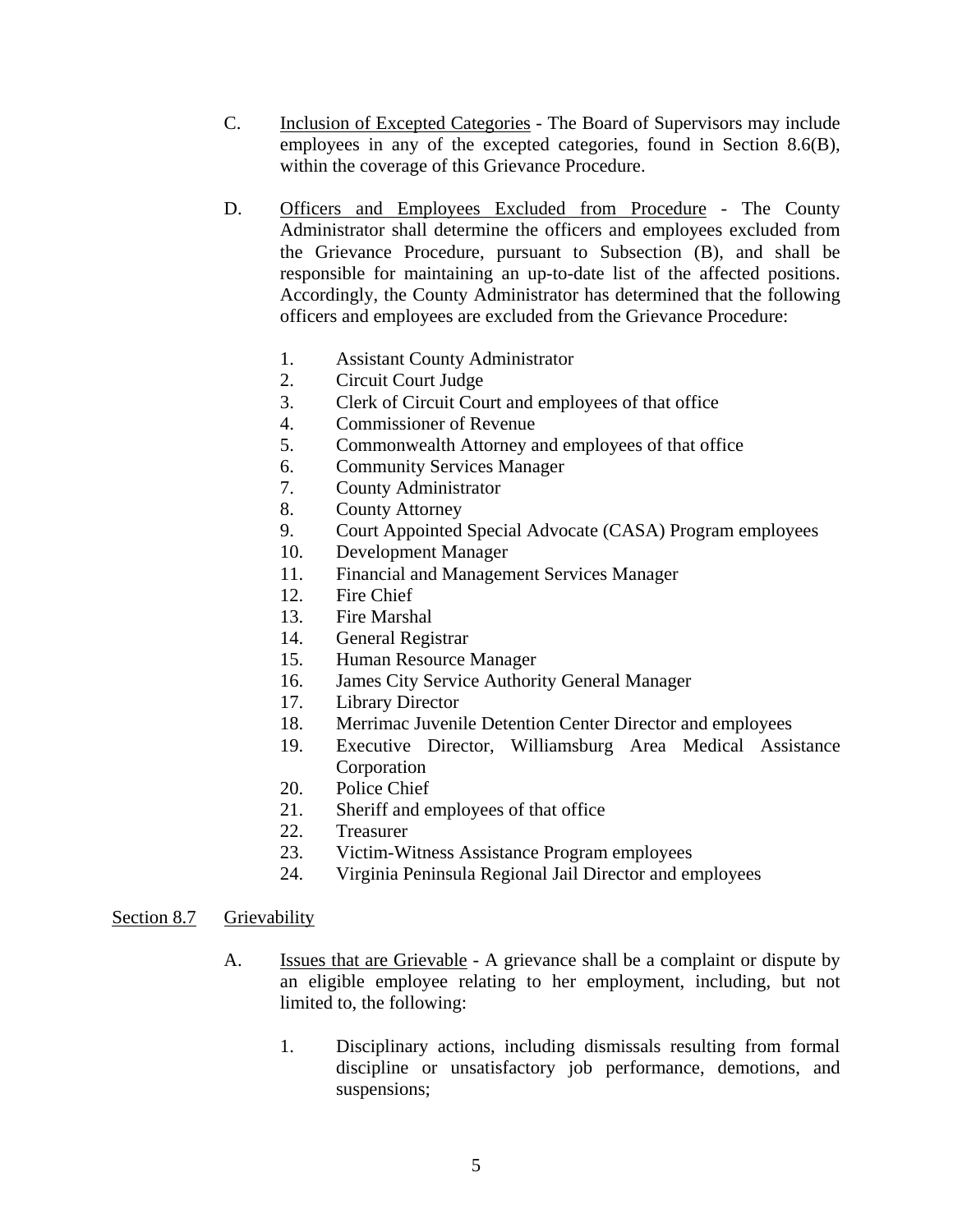C. Inclusion of Excepted Categories - The Board of Supervisors may include employees in any of the excepted categories, found in Section 8.6(B), within the coverage of this Grievance Procedure.

D. Officers and Employees Excluded from Procedure - The County Administrator shall determine the officers and employees excluded from the Grievance Procedure, pursuant to Subsection (B), and shall be responsible for maintaining an up-to-date list of the affected positions. Accordingly, the County Administrator has determined that the following officers and employees are excluded from the Grievance Procedure:

1. Assistant County Administrator
2. Circuit Court Judge
3. Clerk of Circuit Court and employees of that office
4. Commissioner of Revenue
5. Commonwealth Attorney and employees of that office
6. Community Services Manager
7. County Administrator
8. County Attorney
9. Court Appointed Special Advocate (CASA) Program employees
10. Development Manager
11. Financial and Management Services Manager
12. Fire Chief
13. Fire Marshal
14. General Registrar
15. Human Resource Manager
16. James City Service Authority General Manager
17. Library Director
18. Merrimac Juvenile Detention Center Director and employees
19. Executive Director, Williamsburg Area Medical Assistance Corporation
20. Police Chief
21. Sheriff and employees of that office
22. Treasurer
23. Victim-Witness Assistance Program employees
24. Virginia Peninsula Regional Jail Director and employees

## Section 8.7 Grievability

A. Issues that are Grievable - A grievance shall be a complaint or dispute by an eligible employee relating to her employment, including, but not limited to, the following:

1. Disciplinary actions, including dismissals resulting from formal discipline or unsatisfactory job performance, demotions, and suspensions;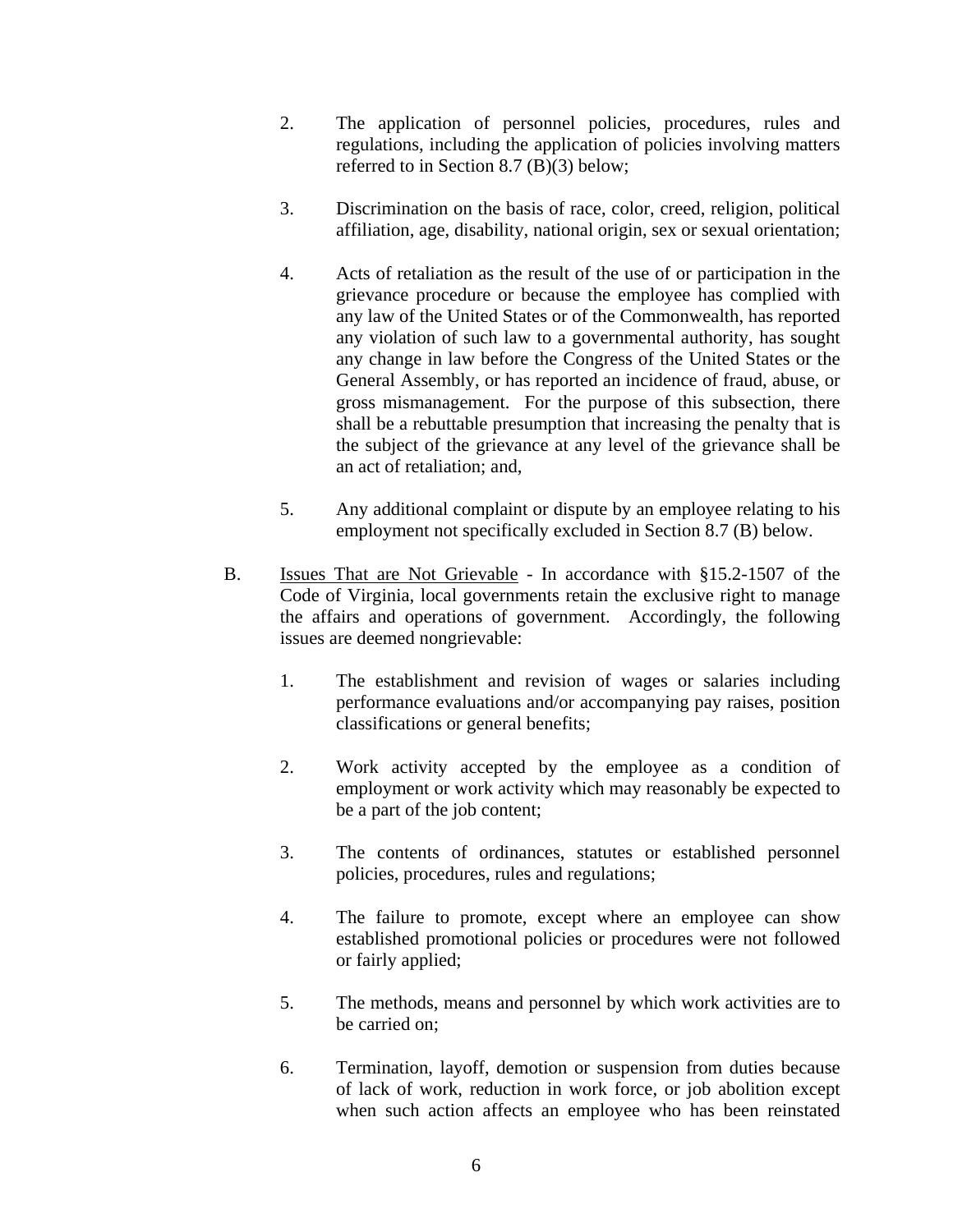2. The application of personnel policies, procedures, rules and regulations, including the application of policies involving matters referred to in Section 8.7 (B)(3) below;

3. Discrimination on the basis of race, color, creed, religion, political affiliation, age, disability, national origin, sex or sexual orientation;

4. Acts of retaliation as the result of the use of or participation in the grievance procedure or because the employee has complied with any law of the United States or of the Commonwealth, has reported any violation of such law to a governmental authority, has sought any change in law before the Congress of the United States or the General Assembly, or has reported an incidence of fraud, abuse, or gross mismanagement. For the purpose of this subsection, there shall be a rebuttable presumption that increasing the penalty that is the subject of the grievance at any level of the grievance shall be an act of retaliation; and,

5. Any additional complaint or dispute by an employee relating to his employment not specifically excluded in Section 8.7 (B) below.

B. <u>Issues That are Not Grievable</u> - In accordance with §15.2-1507 of the Code of Virginia, local governments retain the exclusive right to manage the affairs and operations of government. Accordingly, the following issues are deemed nongrievable:

1. The establishment and revision of wages or salaries including performance evaluations and/or accompanying pay raises, position classifications or general benefits;

2. Work activity accepted by the employee as a condition of employment or work activity which may reasonably be expected to be a part of the job content;

3. The contents of ordinances, statutes or established personnel policies, procedures, rules and regulations;

4. The failure to promote, except where an employee can show established promotional policies or procedures were not followed or fairly applied;

5. The methods, means and personnel by which work activities are to be carried on;

6. Termination, layoff, demotion or suspension from duties because of lack of work, reduction in work force, or job abolition except when such action affects an employee who has been reinstated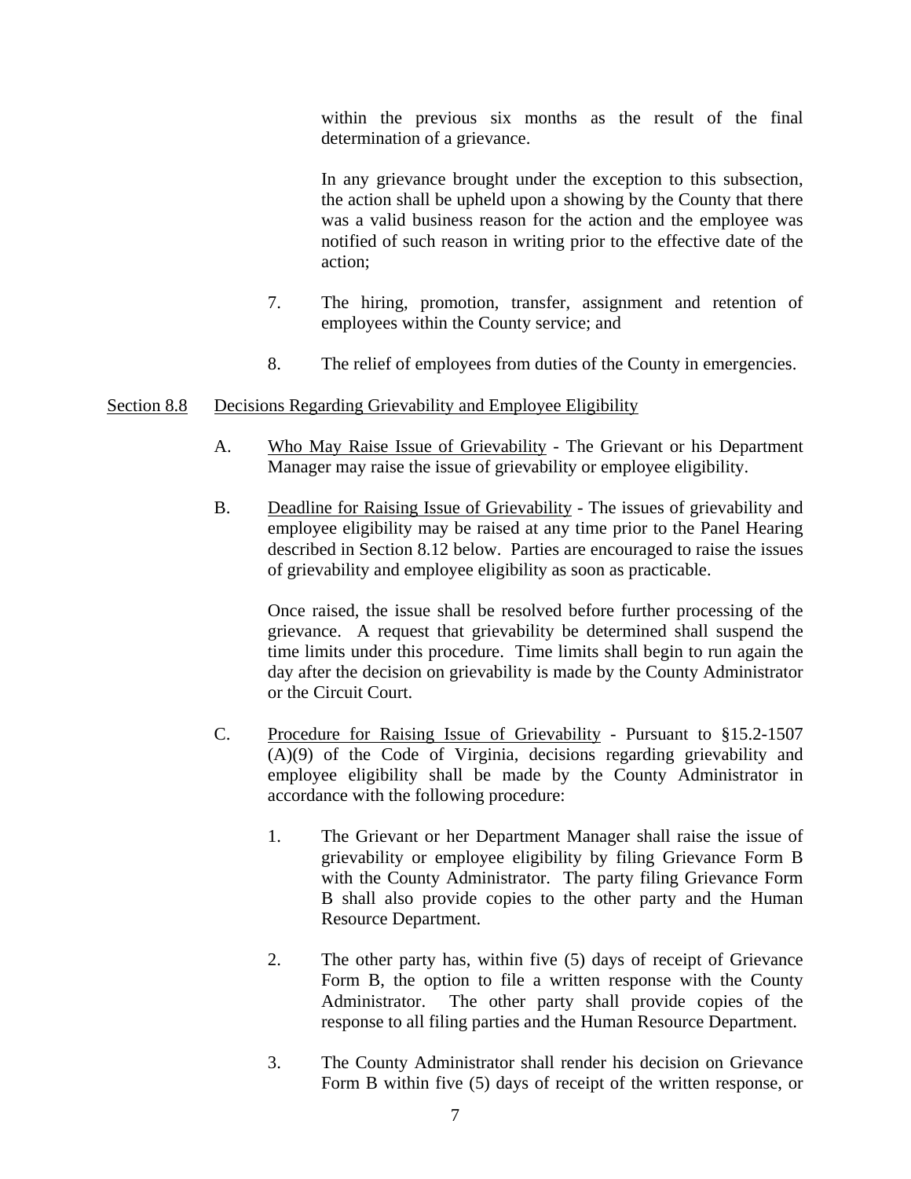within the previous six months as the result of the final determination of a grievance.

In any grievance brought under the exception to this subsection, the action shall be upheld upon a showing by the County that there was a valid business reason for the action and the employee was notified of such reason in writing prior to the effective date of the action;

7. The hiring, promotion, transfer, assignment and retention of employees within the County service; and

8. The relief of employees from duties of the County in emergencies.

Section 8.8 Decisions Regarding Grievability and Employee Eligibility

A. Who May Raise Issue of Grievability - The Grievant or his Department Manager may raise the issue of grievability or employee eligibility.

B. Deadline for Raising Issue of Grievability - The issues of grievability and employee eligibility may be raised at any time prior to the Panel Hearing described in Section 8.12 below. Parties are encouraged to raise the issues of grievability and employee eligibility as soon as practicable.

Once raised, the issue shall be resolved before further processing of the grievance. A request that grievability be determined shall suspend the time limits under this procedure. Time limits shall begin to run again the day after the decision on grievability is made by the County Administrator or the Circuit Court.

C. Procedure for Raising Issue of Grievability - Pursuant to §15.2-1507 (A)(9) of the Code of Virginia, decisions regarding grievability and employee eligibility shall be made by the County Administrator in accordance with the following procedure:

1. The Grievant or her Department Manager shall raise the issue of grievability or employee eligibility by filing Grievance Form B with the County Administrator. The party filing Grievance Form B shall also provide copies to the other party and the Human Resource Department.

2. The other party has, within five (5) days of receipt of Grievance Form B, the option to file a written response with the County Administrator. The other party shall provide copies of the response to all filing parties and the Human Resource Department.

3. The County Administrator shall render his decision on Grievance Form B within five (5) days of receipt of the written response, or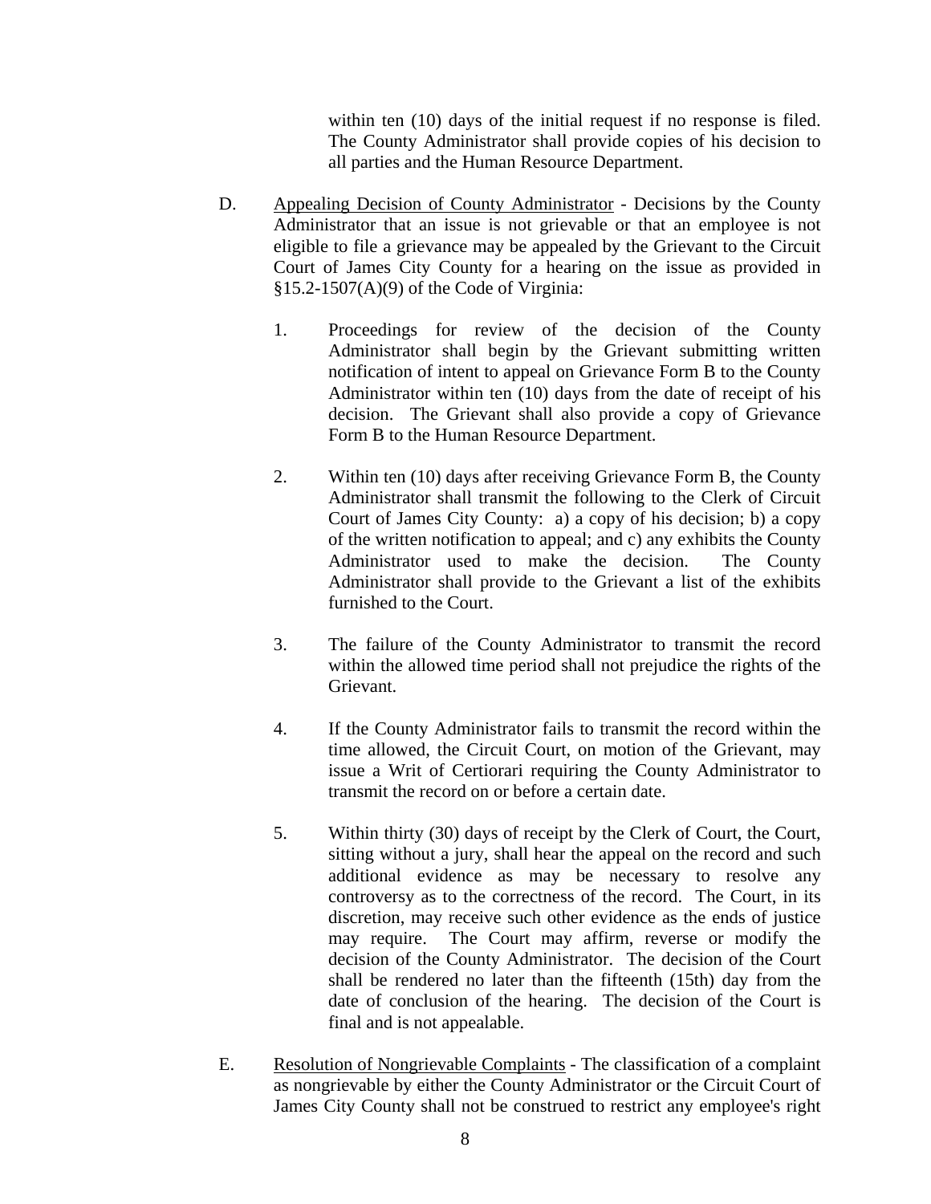within ten (10) days of the initial request if no response is filed. The County Administrator shall provide copies of his decision to all parties and the Human Resource Department.

D. <u>Appealing Decision of County Administrator</u> - Decisions by the County Administrator that an issue is not grievable or that an employee is not eligible to file a grievance may be appealed by the Grievant to the Circuit Court of James City County for a hearing on the issue as provided in §15.2-1507(A)(9) of the Code of Virginia:

1. Proceedings for review of the decision of the County Administrator shall begin by the Grievant submitting written notification of intent to appeal on Grievance Form B to the County Administrator within ten (10) days from the date of receipt of his decision. The Grievant shall also provide a copy of Grievance Form B to the Human Resource Department.

2. Within ten (10) days after receiving Grievance Form B, the County Administrator shall transmit the following to the Clerk of Circuit Court of James City County: a) a copy of his decision; b) a copy of the written notification to appeal; and c) any exhibits the County Administrator used to make the decision. The County Administrator shall provide to the Grievant a list of the exhibits furnished to the Court.

3. The failure of the County Administrator to transmit the record within the allowed time period shall not prejudice the rights of the Grievant.

4. If the County Administrator fails to transmit the record within the time allowed, the Circuit Court, on motion of the Grievant, may issue a Writ of Certiorari requiring the County Administrator to transmit the record on or before a certain date.

5. Within thirty (30) days of receipt by the Clerk of Court, the Court, sitting without a jury, shall hear the appeal on the record and such additional evidence as may be necessary to resolve any controversy as to the correctness of the record. The Court, in its discretion, may receive such other evidence as the ends of justice may require. The Court may affirm, reverse or modify the decision of the County Administrator. The decision of the Court shall be rendered no later than the fifteenth (15th) day from the date of conclusion of the hearing. The decision of the Court is final and is not appealable.

E. <u>Resolution of Nongrievable Complaints</u> - The classification of a complaint as nongrievable by either the County Administrator or the Circuit Court of James City County shall not be construed to restrict any employee's right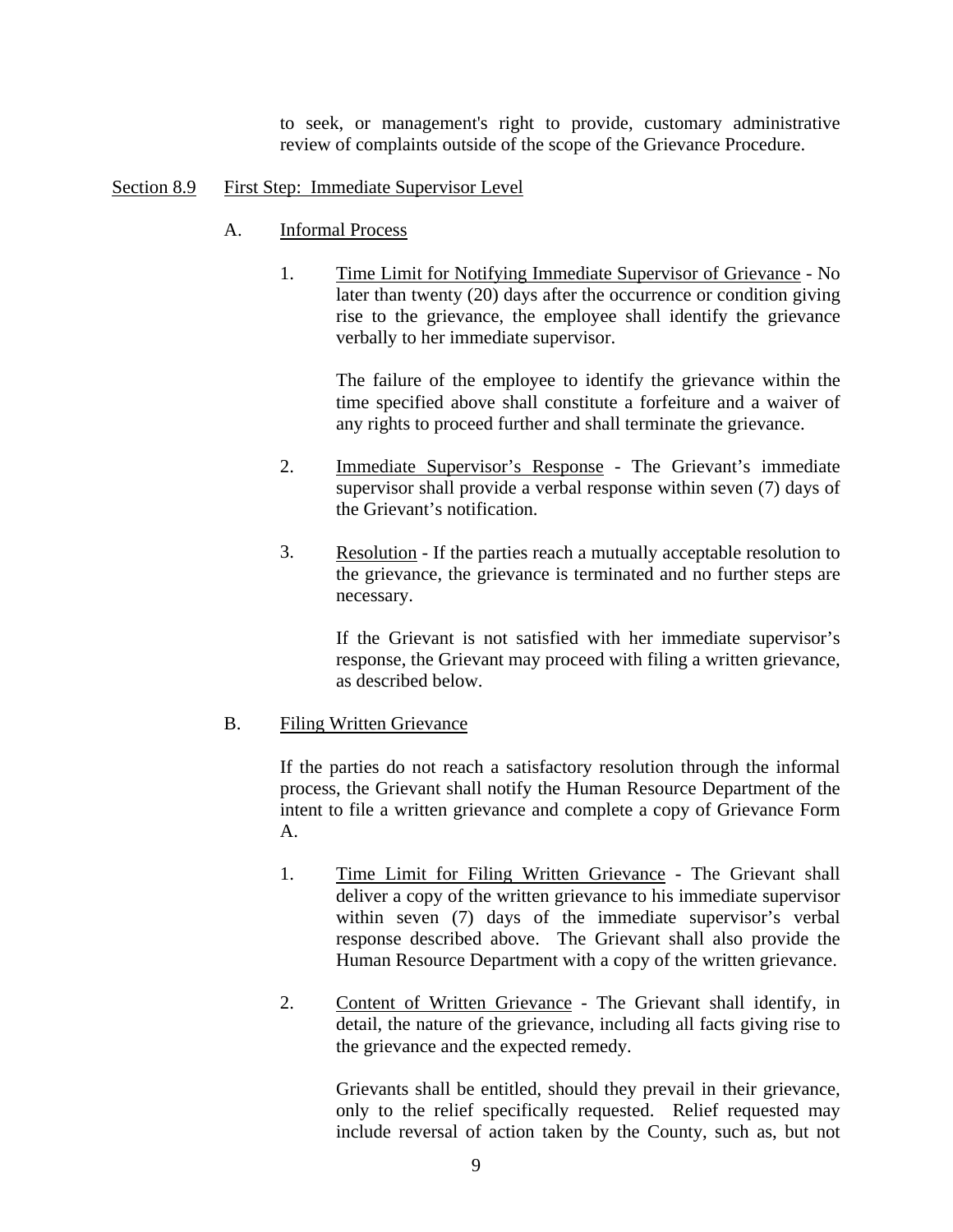to seek, or management's right to provide, customary administrative review of complaints outside of the scope of the Grievance Procedure.

Section 8.9 First Step: Immediate Supervisor Level

A. Informal Process

1. Time Limit for Notifying Immediate Supervisor of Grievance - No later than twenty (20) days after the occurrence or condition giving rise to the grievance, the employee shall identify the grievance verbally to her immediate supervisor.

   The failure of the employee to identify the grievance within the time specified above shall constitute a forfeiture and a waiver of any rights to proceed further and shall terminate the grievance.

2. Immediate Supervisor's Response - The Grievant's immediate supervisor shall provide a verbal response within seven (7) days of the Grievant's notification.

3. Resolution - If the parties reach a mutually acceptable resolution to the grievance, the grievance is terminated and no further steps are necessary.

   If the Grievant is not satisfied with her immediate supervisor's response, the Grievant may proceed with filing a written grievance, as described below.

B. Filing Written Grievance

If the parties do not reach a satisfactory resolution through the informal process, the Grievant shall notify the Human Resource Department of the intent to file a written grievance and complete a copy of Grievance Form A.

1. Time Limit for Filing Written Grievance - The Grievant shall deliver a copy of the written grievance to his immediate supervisor within seven (7) days of the immediate supervisor's verbal response described above. The Grievant shall also provide the Human Resource Department with a copy of the written grievance.

2. Content of Written Grievance - The Grievant shall identify, in detail, the nature of the grievance, including all facts giving rise to the grievance and the expected remedy.

   Grievants shall be entitled, should they prevail in their grievance, only to the relief specifically requested. Relief requested may include reversal of action taken by the County, such as, but not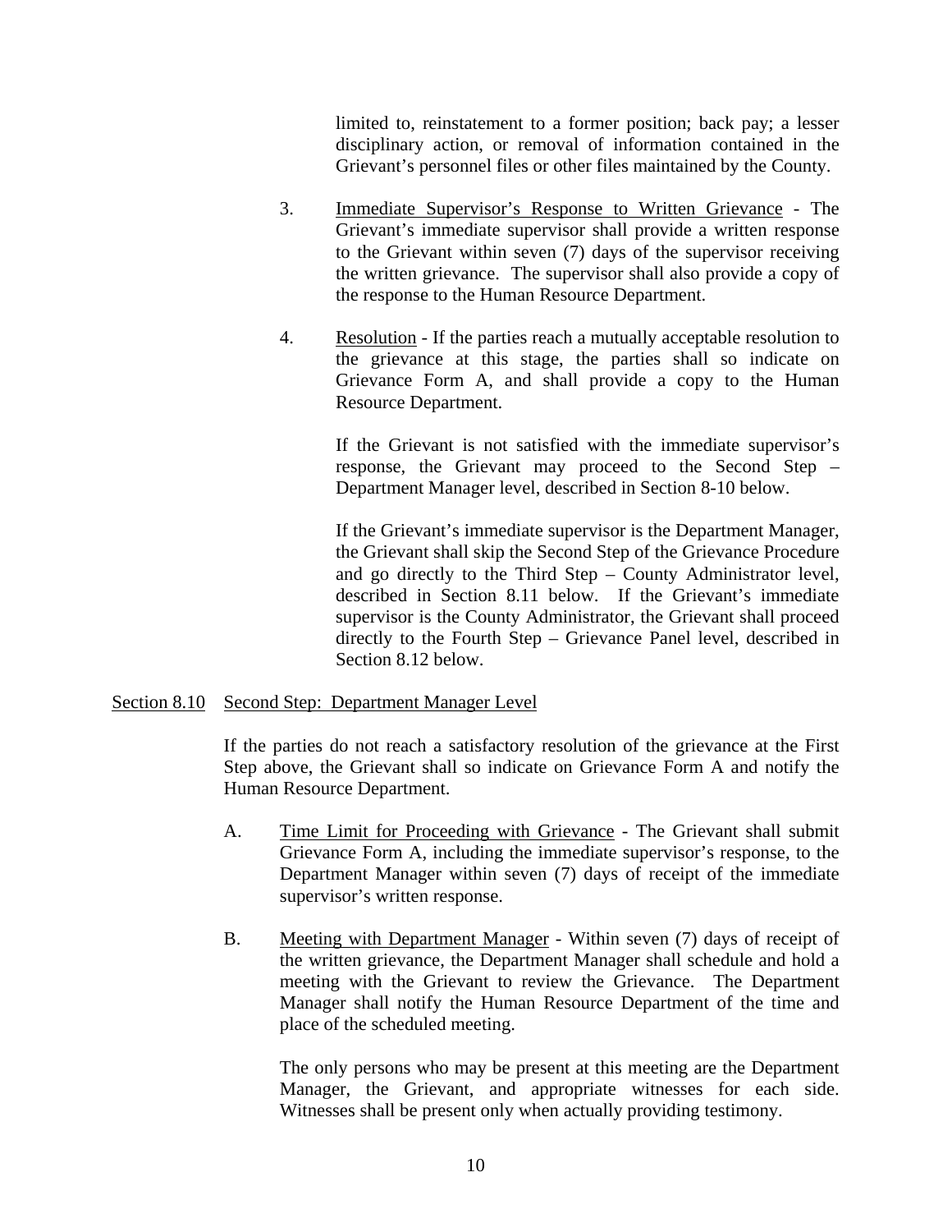limited to, reinstatement to a former position; back pay; a lesser disciplinary action, or removal of information contained in the Grievant's personnel files or other files maintained by the County.

3. Immediate Supervisor's Response to Written Grievance - The Grievant's immediate supervisor shall provide a written response to the Grievant within seven (7) days of the supervisor receiving the written grievance. The supervisor shall also provide a copy of the response to the Human Resource Department.

4. Resolution - If the parties reach a mutually acceptable resolution to the grievance at this stage, the parties shall so indicate on Grievance Form A, and shall provide a copy to the Human Resource Department.

   If the Grievant is not satisfied with the immediate supervisor's response, the Grievant may proceed to the Second Step – Department Manager level, described in Section 8-10 below.

   If the Grievant's immediate supervisor is the Department Manager, the Grievant shall skip the Second Step of the Grievance Procedure and go directly to the Third Step – County Administrator level, described in Section 8.11 below. If the Grievant's immediate supervisor is the County Administrator, the Grievant shall proceed directly to the Fourth Step – Grievance Panel level, described in Section 8.12 below.

## Section 8.10 Second Step: Department Manager Level

If the parties do not reach a satisfactory resolution of the grievance at the First Step above, the Grievant shall so indicate on Grievance Form A and notify the Human Resource Department.

A. Time Limit for Proceeding with Grievance - The Grievant shall submit Grievance Form A, including the immediate supervisor's response, to the Department Manager within seven (7) days of receipt of the immediate supervisor's written response.

B. Meeting with Department Manager - Within seven (7) days of receipt of the written grievance, the Department Manager shall schedule and hold a meeting with the Grievant to review the Grievance. The Department Manager shall notify the Human Resource Department of the time and place of the scheduled meeting.

   The only persons who may be present at this meeting are the Department Manager, the Grievant, and appropriate witnesses for each side. Witnesses shall be present only when actually providing testimony.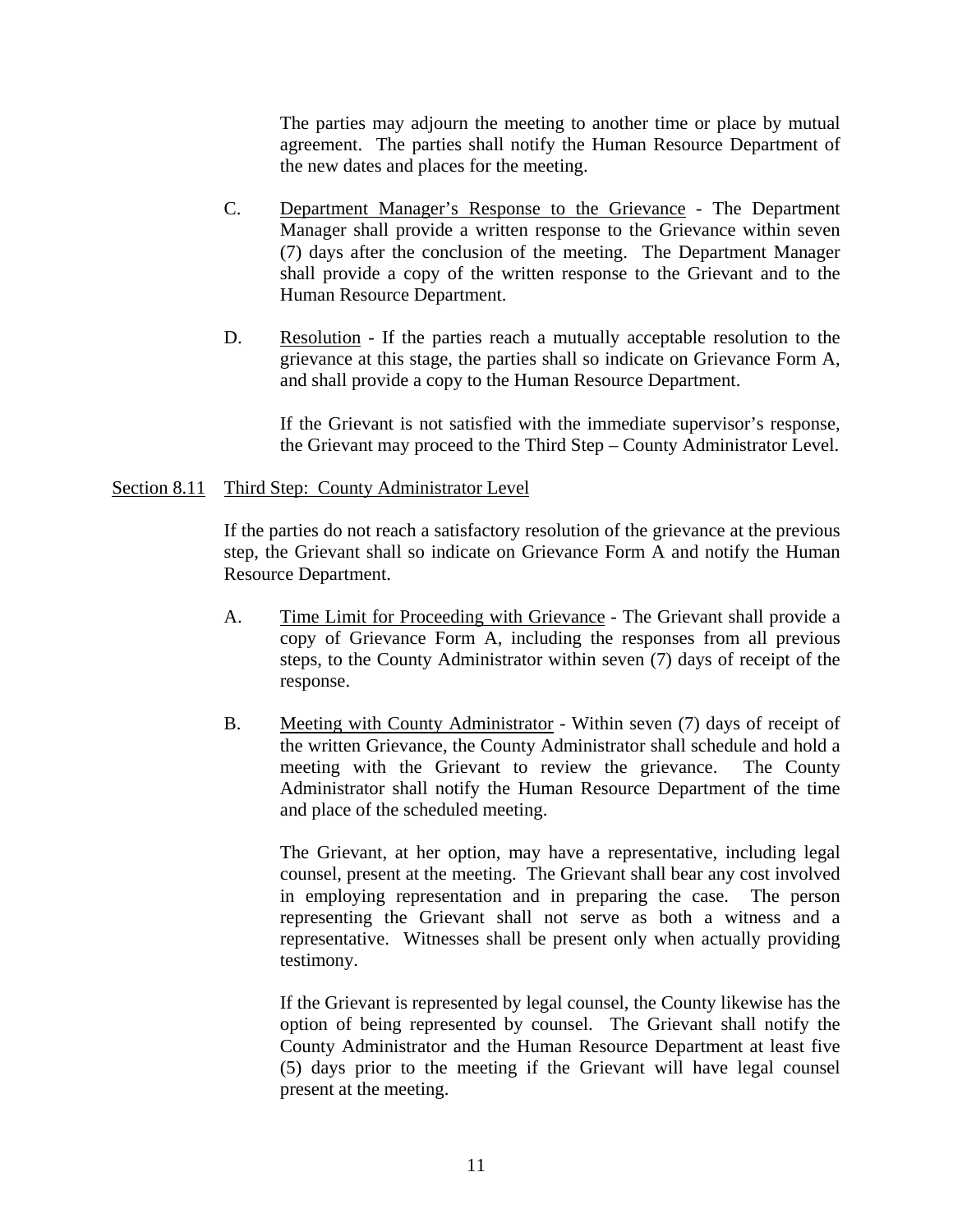The parties may adjourn the meeting to another time or place by mutual agreement. The parties shall notify the Human Resource Department of the new dates and places for the meeting.

C. Department Manager's Response to the Grievance - The Department Manager shall provide a written response to the Grievance within seven (7) days after the conclusion of the meeting. The Department Manager shall provide a copy of the written response to the Grievant and to the Human Resource Department.

D. Resolution - If the parties reach a mutually acceptable resolution to the grievance at this stage, the parties shall so indicate on Grievance Form A, and shall provide a copy to the Human Resource Department.

If the Grievant is not satisfied with the immediate supervisor's response, the Grievant may proceed to the Third Step – County Administrator Level.

Section 8.11 Third Step: County Administrator Level

If the parties do not reach a satisfactory resolution of the grievance at the previous step, the Grievant shall so indicate on Grievance Form A and notify the Human Resource Department.

A. Time Limit for Proceeding with Grievance - The Grievant shall provide a copy of Grievance Form A, including the responses from all previous steps, to the County Administrator within seven (7) days of receipt of the response.

B. Meeting with County Administrator - Within seven (7) days of receipt of the written Grievance, the County Administrator shall schedule and hold a meeting with the Grievant to review the grievance. The County Administrator shall notify the Human Resource Department of the time and place of the scheduled meeting.

The Grievant, at her option, may have a representative, including legal counsel, present at the meeting. The Grievant shall bear any cost involved in employing representation and in preparing the case. The person representing the Grievant shall not serve as both a witness and a representative. Witnesses shall be present only when actually providing testimony.

If the Grievant is represented by legal counsel, the County likewise has the option of being represented by counsel. The Grievant shall notify the County Administrator and the Human Resource Department at least five (5) days prior to the meeting if the Grievant will have legal counsel present at the meeting.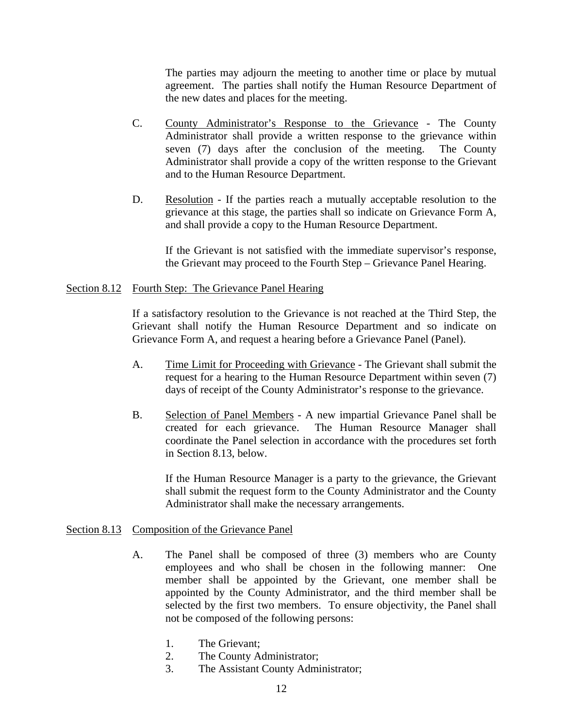The parties may adjourn the meeting to another time or place by mutual agreement. The parties shall notify the Human Resource Department of the new dates and places for the meeting.

C. County Administrator's Response to the Grievance - The County Administrator shall provide a written response to the grievance within seven (7) days after the conclusion of the meeting. The County Administrator shall provide a copy of the written response to the Grievant and to the Human Resource Department.

D. Resolution - If the parties reach a mutually acceptable resolution to the grievance at this stage, the parties shall so indicate on Grievance Form A, and shall provide a copy to the Human Resource Department.

If the Grievant is not satisfied with the immediate supervisor's response, the Grievant may proceed to the Fourth Step – Grievance Panel Hearing.

## Section 8.12 Fourth Step: The Grievance Panel Hearing

If a satisfactory resolution to the Grievance is not reached at the Third Step, the Grievant shall notify the Human Resource Department and so indicate on Grievance Form A, and request a hearing before a Grievance Panel (Panel).

A. Time Limit for Proceeding with Grievance - The Grievant shall submit the request for a hearing to the Human Resource Department within seven (7) days of receipt of the County Administrator's response to the grievance.

B. Selection of Panel Members - A new impartial Grievance Panel shall be created for each grievance. The Human Resource Manager shall coordinate the Panel selection in accordance with the procedures set forth in Section 8.13, below.

If the Human Resource Manager is a party to the grievance, the Grievant shall submit the request form to the County Administrator and the County Administrator shall make the necessary arrangements.

## Section 8.13 Composition of the Grievance Panel

A. The Panel shall be composed of three (3) members who are County employees and who shall be chosen in the following manner: One member shall be appointed by the Grievant, one member shall be appointed by the County Administrator, and the third member shall be selected by the first two members. To ensure objectivity, the Panel shall not be composed of the following persons:

1. The Grievant;
2. The County Administrator;
3. The Assistant County Administrator;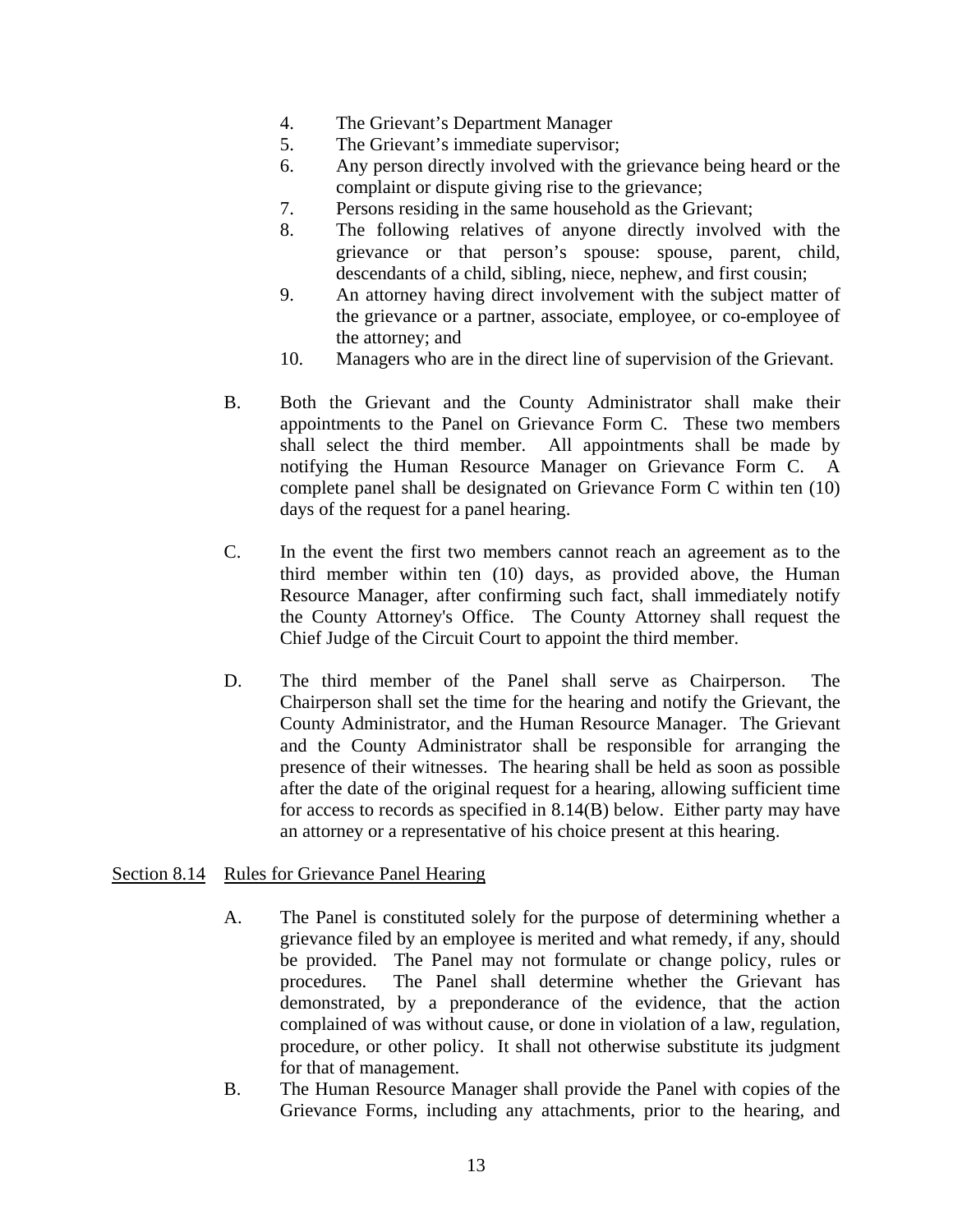4. The Grievant's Department Manager
5. The Grievant's immediate supervisor;
6. Any person directly involved with the grievance being heard or the complaint or dispute giving rise to the grievance;
7. Persons residing in the same household as the Grievant;
8. The following relatives of anyone directly involved with the grievance or that person's spouse: spouse, parent, child, descendants of a child, sibling, niece, nephew, and first cousin;
9. An attorney having direct involvement with the subject matter of the grievance or a partner, associate, employee, or co-employee of the attorney; and
10. Managers who are in the direct line of supervision of the Grievant.

B. Both the Grievant and the County Administrator shall make their appointments to the Panel on Grievance Form C. These two members shall select the third member. All appointments shall be made by notifying the Human Resource Manager on Grievance Form C. A complete panel shall be designated on Grievance Form C within ten (10) days of the request for a panel hearing.

C. In the event the first two members cannot reach an agreement as to the third member within ten (10) days, as provided above, the Human Resource Manager, after confirming such fact, shall immediately notify the County Attorney's Office. The County Attorney shall request the Chief Judge of the Circuit Court to appoint the third member.

D. The third member of the Panel shall serve as Chairperson. The Chairperson shall set the time for the hearing and notify the Grievant, the County Administrator, and the Human Resource Manager. The Grievant and the County Administrator shall be responsible for arranging the presence of their witnesses. The hearing shall be held as soon as possible after the date of the original request for a hearing, allowing sufficient time for access to records as specified in 8.14(B) below. Either party may have an attorney or a representative of his choice present at this hearing.

<u>Section 8.14</u> <u>Rules for Grievance Panel Hearing</u>

A. The Panel is constituted solely for the purpose of determining whether a grievance filed by an employee is merited and what remedy, if any, should be provided. The Panel may not formulate or change policy, rules or procedures. The Panel shall determine whether the Grievant has demonstrated, by a preponderance of the evidence, that the action complained of was without cause, or done in violation of a law, regulation, procedure, or other policy. It shall not otherwise substitute its judgment for that of management.

B. The Human Resource Manager shall provide the Panel with copies of the Grievance Forms, including any attachments, prior to the hearing, and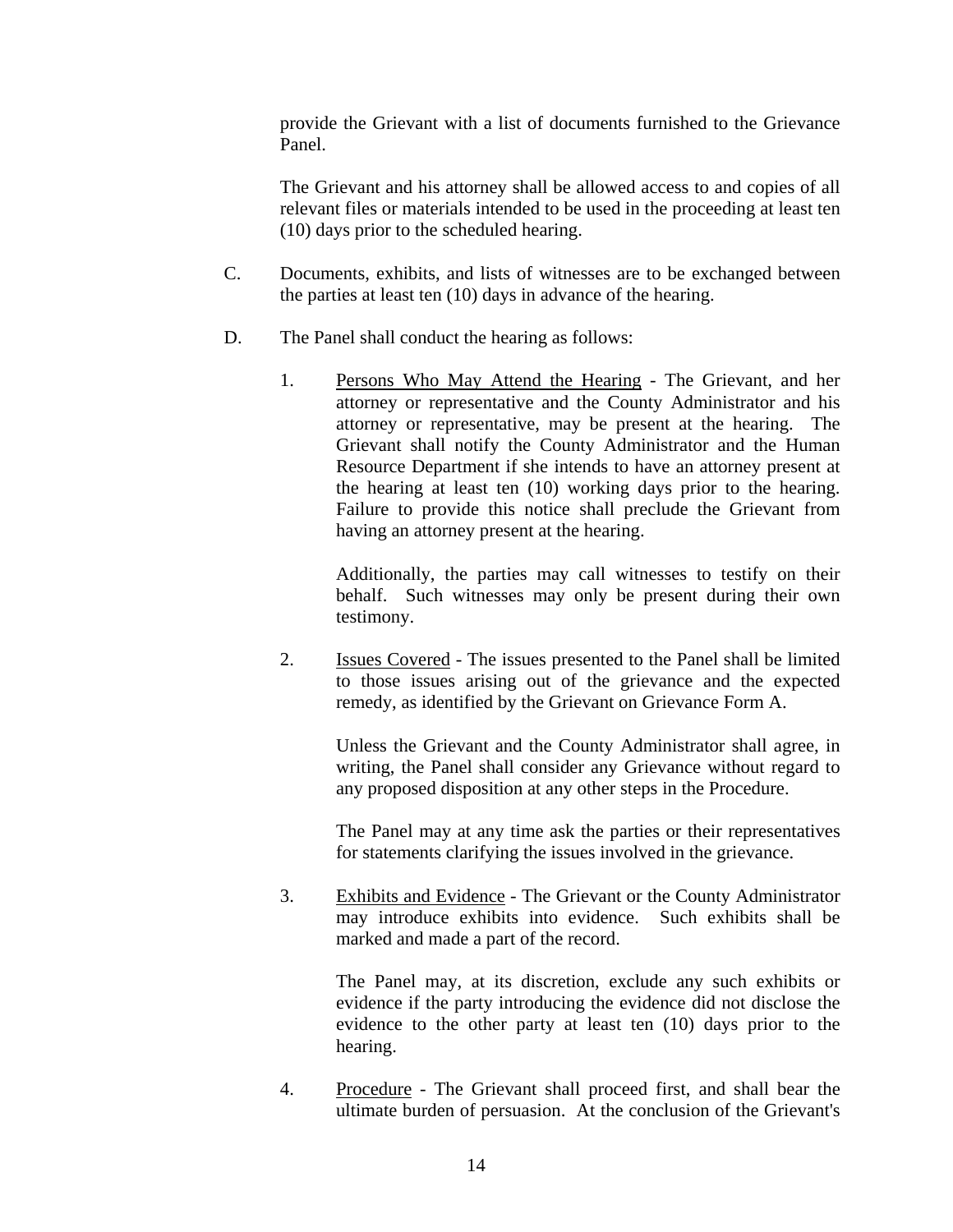provide the Grievant with a list of documents furnished to the Grievance Panel.

The Grievant and his attorney shall be allowed access to and copies of all relevant files or materials intended to be used in the proceeding at least ten (10) days prior to the scheduled hearing.

C. Documents, exhibits, and lists of witnesses are to be exchanged between the parties at least ten (10) days in advance of the hearing.

D. The Panel shall conduct the hearing as follows:

1. Persons Who May Attend the Hearing - The Grievant, and her attorney or representative and the County Administrator and his attorney or representative, may be present at the hearing. The Grievant shall notify the County Administrator and the Human Resource Department if she intends to have an attorney present at the hearing at least ten (10) working days prior to the hearing. Failure to provide this notice shall preclude the Grievant from having an attorney present at the hearing.

   Additionally, the parties may call witnesses to testify on their behalf. Such witnesses may only be present during their own testimony.

2. Issues Covered - The issues presented to the Panel shall be limited to those issues arising out of the grievance and the expected remedy, as identified by the Grievant on Grievance Form A.

   Unless the Grievant and the County Administrator shall agree, in writing, the Panel shall consider any Grievance without regard to any proposed disposition at any other steps in the Procedure.

   The Panel may at any time ask the parties or their representatives for statements clarifying the issues involved in the grievance.

3. Exhibits and Evidence - The Grievant or the County Administrator may introduce exhibits into evidence. Such exhibits shall be marked and made a part of the record.

   The Panel may, at its discretion, exclude any such exhibits or evidence if the party introducing the evidence did not disclose the evidence to the other party at least ten (10) days prior to the hearing.

4. Procedure - The Grievant shall proceed first, and shall bear the ultimate burden of persuasion. At the conclusion of the Grievant's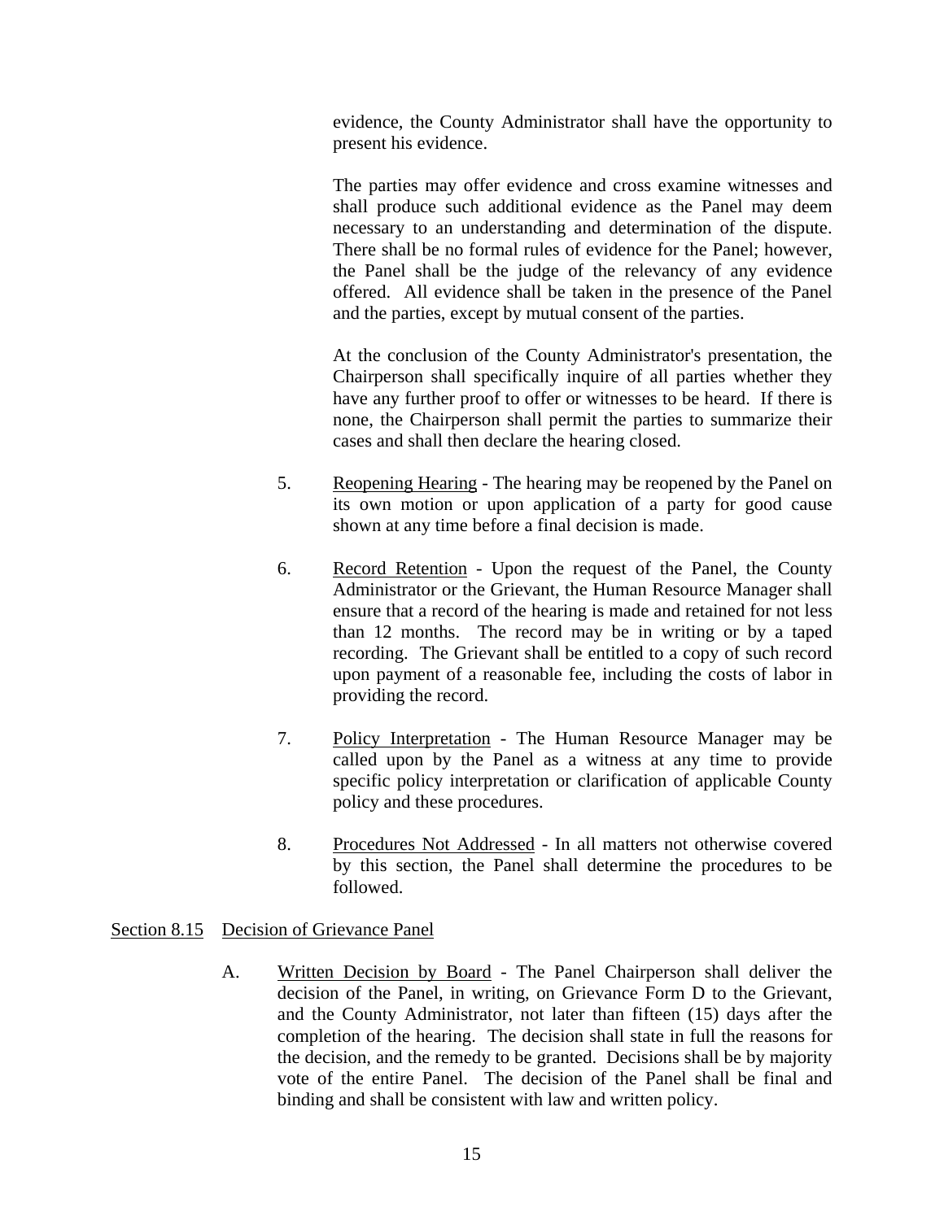evidence, the County Administrator shall have the opportunity to present his evidence.

The parties may offer evidence and cross examine witnesses and shall produce such additional evidence as the Panel may deem necessary to an understanding and determination of the dispute. There shall be no formal rules of evidence for the Panel; however, the Panel shall be the judge of the relevancy of any evidence offered. All evidence shall be taken in the presence of the Panel and the parties, except by mutual consent of the parties.

At the conclusion of the County Administrator's presentation, the Chairperson shall specifically inquire of all parties whether they have any further proof to offer or witnesses to be heard. If there is none, the Chairperson shall permit the parties to summarize their cases and shall then declare the hearing closed.

5. Reopening Hearing - The hearing may be reopened by the Panel on its own motion or upon application of a party for good cause shown at any time before a final decision is made.

6. Record Retention - Upon the request of the Panel, the County Administrator or the Grievant, the Human Resource Manager shall ensure that a record of the hearing is made and retained for not less than 12 months. The record may be in writing or by a taped recording. The Grievant shall be entitled to a copy of such record upon payment of a reasonable fee, including the costs of labor in providing the record.

7. Policy Interpretation - The Human Resource Manager may be called upon by the Panel as a witness at any time to provide specific policy interpretation or clarification of applicable County policy and these procedures.

8. Procedures Not Addressed - In all matters not otherwise covered by this section, the Panel shall determine the procedures to be followed.

Section 8.15 Decision of Grievance Panel

A. Written Decision by Board - The Panel Chairperson shall deliver the decision of the Panel, in writing, on Grievance Form D to the Grievant, and the County Administrator, not later than fifteen (15) days after the completion of the hearing. The decision shall state in full the reasons for the decision, and the remedy to be granted. Decisions shall be by majority vote of the entire Panel. The decision of the Panel shall be final and binding and shall be consistent with law and written policy.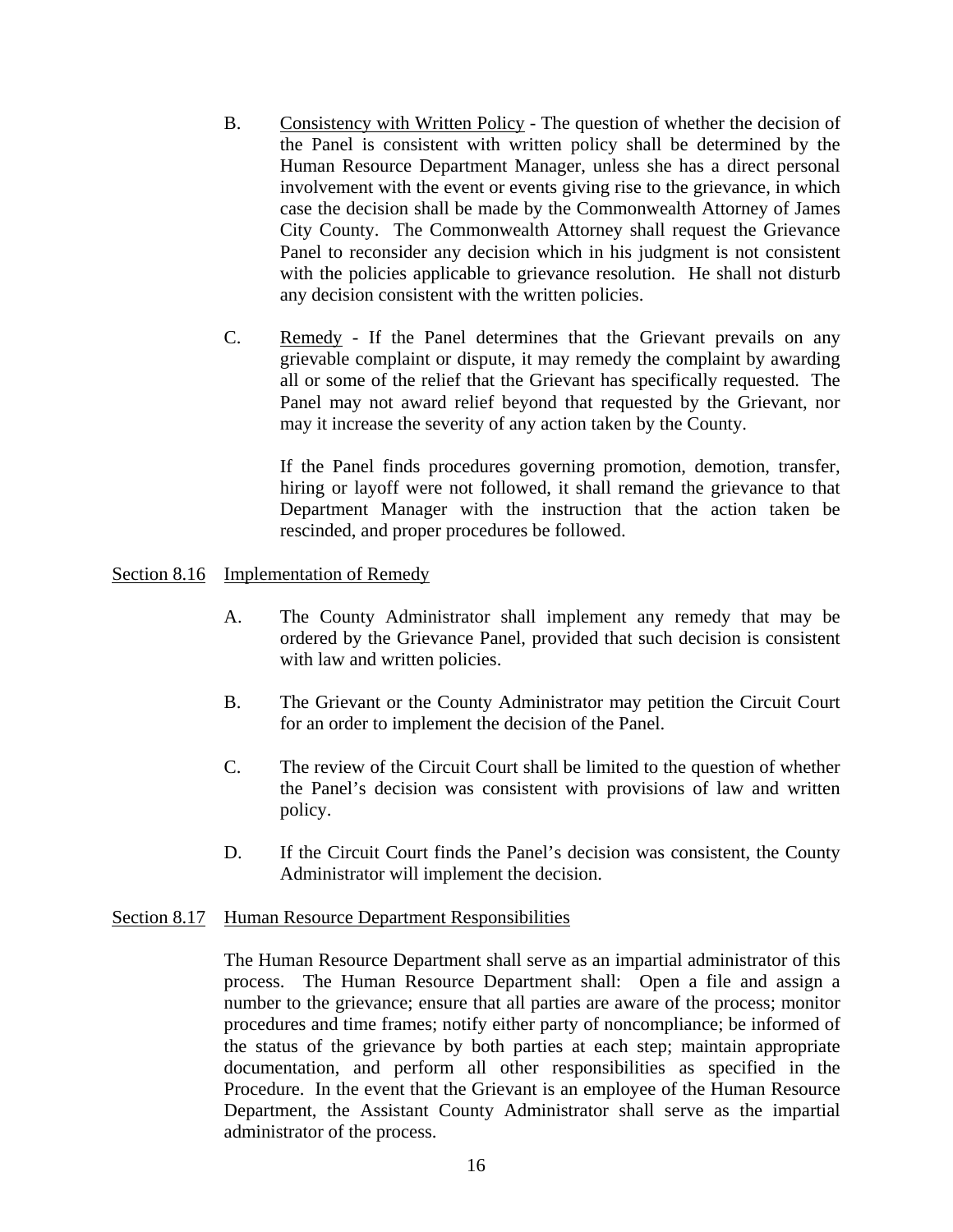B. Consistency with Written Policy - The question of whether the decision of the Panel is consistent with written policy shall be determined by the Human Resource Department Manager, unless she has a direct personal involvement with the event or events giving rise to the grievance, in which case the decision shall be made by the Commonwealth Attorney of James City County. The Commonwealth Attorney shall request the Grievance Panel to reconsider any decision which in his judgment is not consistent with the policies applicable to grievance resolution. He shall not disturb any decision consistent with the written policies.

C. Remedy - If the Panel determines that the Grievant prevails on any grievable complaint or dispute, it may remedy the complaint by awarding all or some of the relief that the Grievant has specifically requested. The Panel may not award relief beyond that requested by the Grievant, nor may it increase the severity of any action taken by the County.

If the Panel finds procedures governing promotion, demotion, transfer, hiring or layoff were not followed, it shall remand the grievance to that Department Manager with the instruction that the action taken be rescinded, and proper procedures be followed.

## Section 8.16 Implementation of Remedy

A. The County Administrator shall implement any remedy that may be ordered by the Grievance Panel, provided that such decision is consistent with law and written policies.

B. The Grievant or the County Administrator may petition the Circuit Court for an order to implement the decision of the Panel.

C. The review of the Circuit Court shall be limited to the question of whether the Panel's decision was consistent with provisions of law and written policy.

D. If the Circuit Court finds the Panel's decision was consistent, the County Administrator will implement the decision.

## Section 8.17 Human Resource Department Responsibilities

The Human Resource Department shall serve as an impartial administrator of this process. The Human Resource Department shall: Open a file and assign a number to the grievance; ensure that all parties are aware of the process; monitor procedures and time frames; notify either party of noncompliance; be informed of the status of the grievance by both parties at each step; maintain appropriate documentation, and perform all other responsibilities as specified in the Procedure. In the event that the Grievant is an employee of the Human Resource Department, the Assistant County Administrator shall serve as the impartial administrator of the process.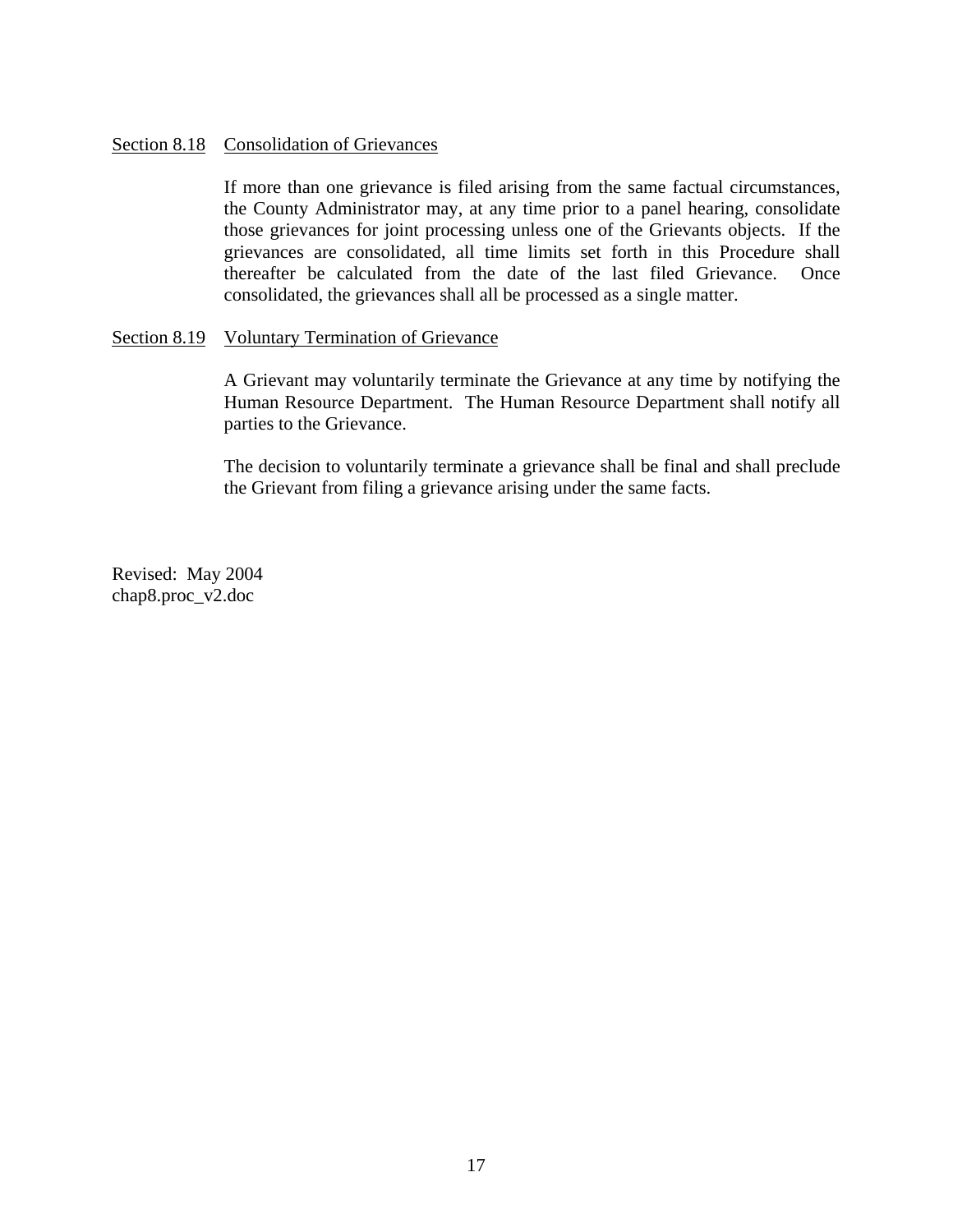### Section 8.18 Consolidation of Grievances

If more than one grievance is filed arising from the same factual circumstances, the County Administrator may, at any time prior to a panel hearing, consolidate those grievances for joint processing unless one of the Grievants objects. If the grievances are consolidated, all time limits set forth in this Procedure shall thereafter be calculated from the date of the last filed Grievance. Once consolidated, the grievances shall all be processed as a single matter.

### Section 8.19 Voluntary Termination of Grievance

A Grievant may voluntarily terminate the Grievance at any time by notifying the Human Resource Department. The Human Resource Department shall notify all parties to the Grievance.

The decision to voluntarily terminate a grievance shall be final and shall preclude the Grievant from filing a grievance arising under the same facts.

Revised: May 2004
chap8.proc_v2.doc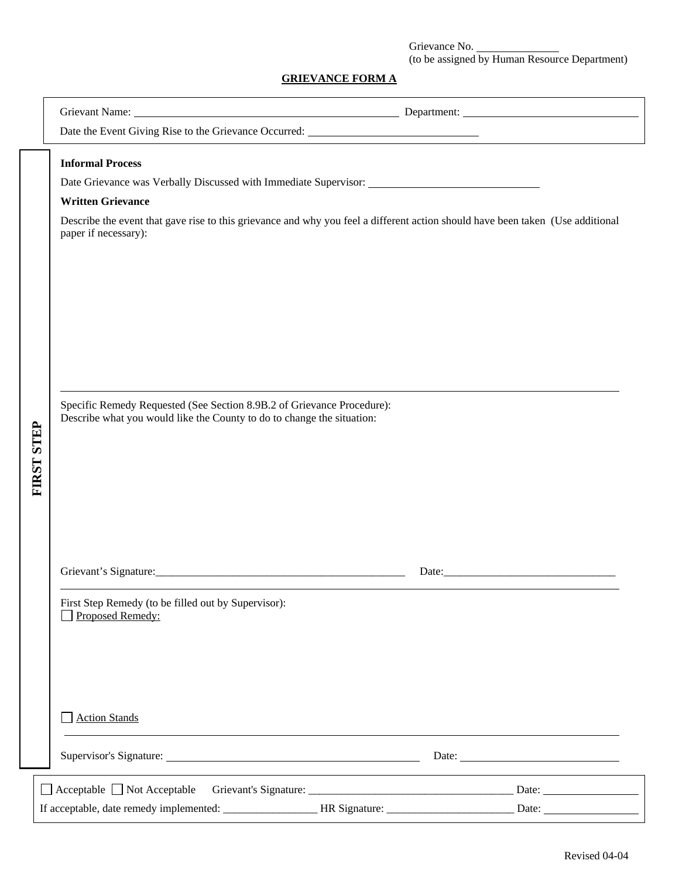Grievance No. _______________
(to be assigned by Human Resource Department)

**GRIEVANCE FORM A**

Grievant Name: ________________________________________________ Department: ________________________________

Date the Event Giving Rise to the Grievance Occurred: ______________________________

**FIRST STEP**

**Informal Process**

Date Grievance was Verbally Discussed with Immediate Supervisor: ______________________________

**Written Grievance**

Describe the event that gave rise to this grievance and why you feel a different action should have been taken (Use additional paper if necessary):

Specific Remedy Requested (See Section 8.9B.2 of Grievance Procedure):
Describe what you would like the County to do to change the situation:

Grievant's Signature:_______________________________________________ Date:_______________________________

First Step Remedy (to be filled out by Supervisor):

☐ Proposed Remedy:

☐ Action Stands

Supervisor's Signature: ____________________________________________ Date: ____________________________

☐ Acceptable ☐ Not Acceptable Grievant's Signature: _____________________________________ Date: ________________

If acceptable, date remedy implemented: _________________ HR Signature: _______________________ Date: ________________

Revised 04-04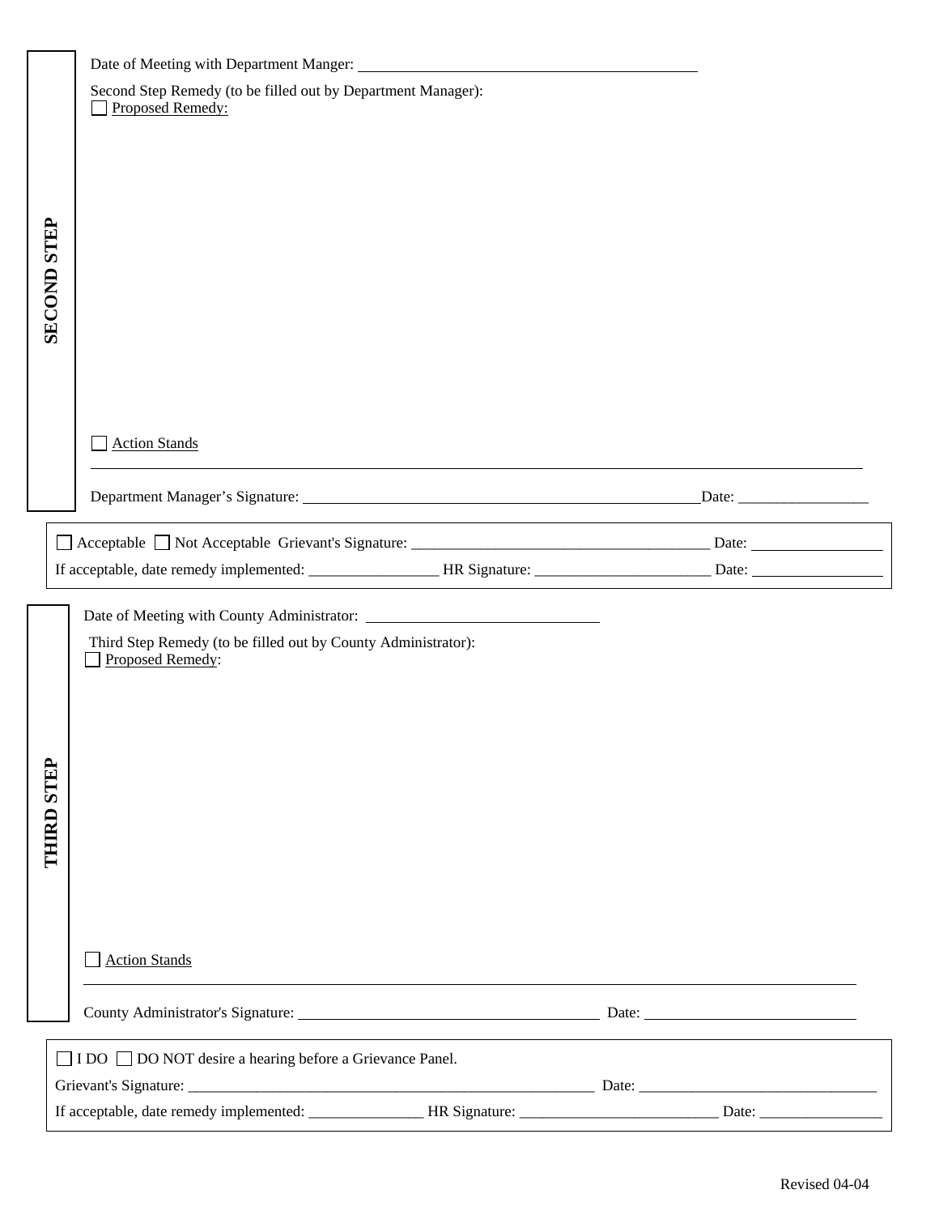## SECOND STEP

Date of Meeting with Department Manger: ______________________________

Second Step Remedy (to be filled out by Department Manager):

☐ Proposed Remedy:

☐ Action Stands

Department Manager's Signature: ______________________________ Date: ________________

☐ Acceptable ☐ Not Acceptable Grievant's Signature: ______________________________ Date: ________________

If acceptable, date remedy implemented: ________________ HR Signature: ______________________ Date: ________________

## THIRD STEP

Date of Meeting with County Administrator: ______________________________

Third Step Remedy (to be filled out by County Administrator):

☐ Proposed Remedy:

☐ Action Stands

County Administrator's Signature: ______________________________ Date: ________________

☐ I DO ☐ DO NOT desire a hearing before a Grievance Panel.

Grievant's Signature: ______________________________ Date: ______________________________

If acceptable, date remedy implemented: ______________ HR Signature: ________________________ Date: ________________

Revised 04-04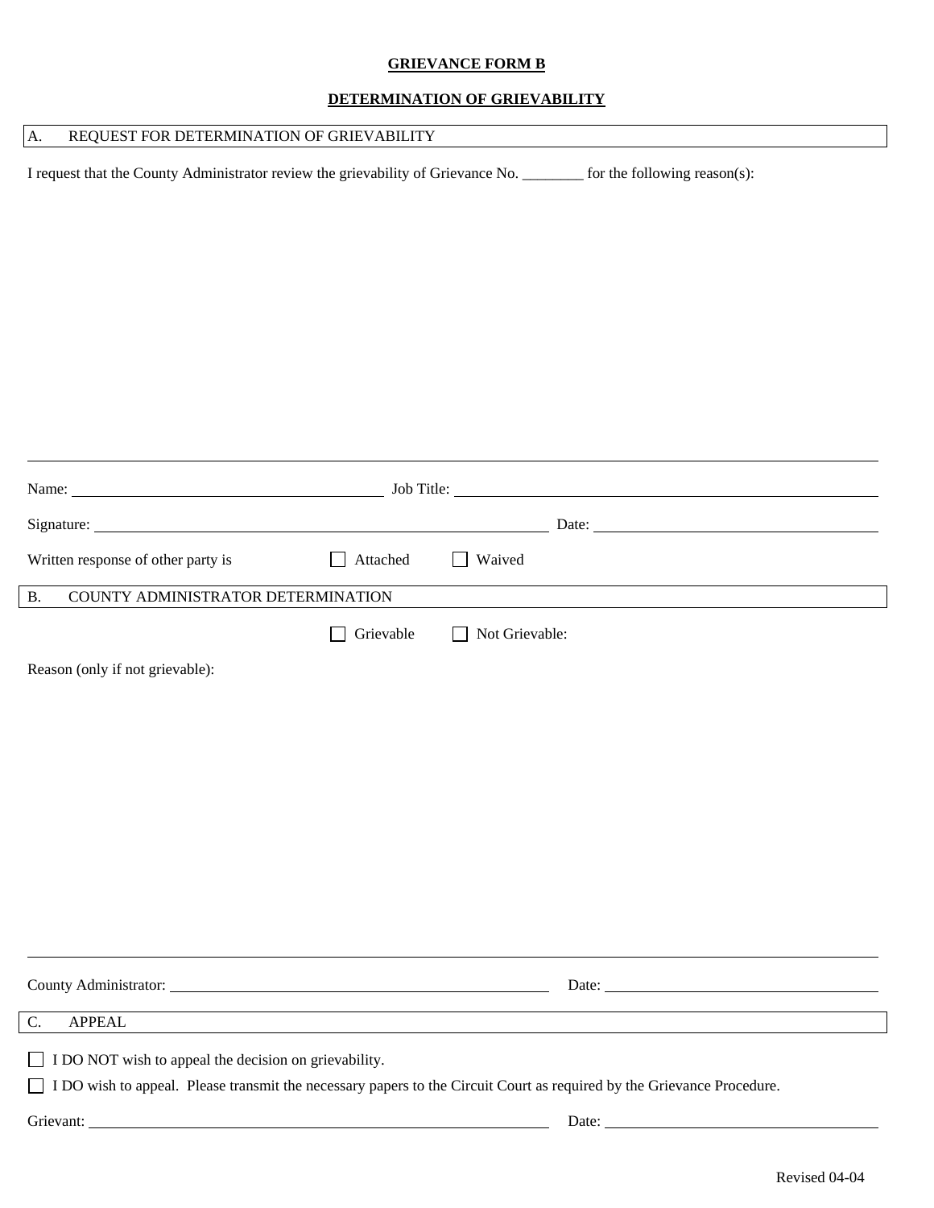# GRIEVANCE FORM B

## DETERMINATION OF GRIEVABILITY

**A. REQUEST FOR DETERMINATION OF GRIEVABILITY**

I request that the County Administrator review the grievability of Grievance No. ________ for the following reason(s):

Name: ______________________________ Job Title: ______________________________

Signature: ______________________________ Date: ______________________________

Written response of other party is ☐ Attached ☐ Waived

**B. COUNTY ADMINISTRATOR DETERMINATION**

☐ Grievable ☐ Not Grievable:

Reason (only if not grievable):

County Administrator: ______________________________ Date: ______________________________

**C. APPEAL**

☐ I DO NOT wish to appeal the decision on grievability.

☐ I DO wish to appeal. Please transmit the necessary papers to the Circuit Court as required by the Grievance Procedure.

Grievant: ______________________________ Date: ______________________________

Revised 04-04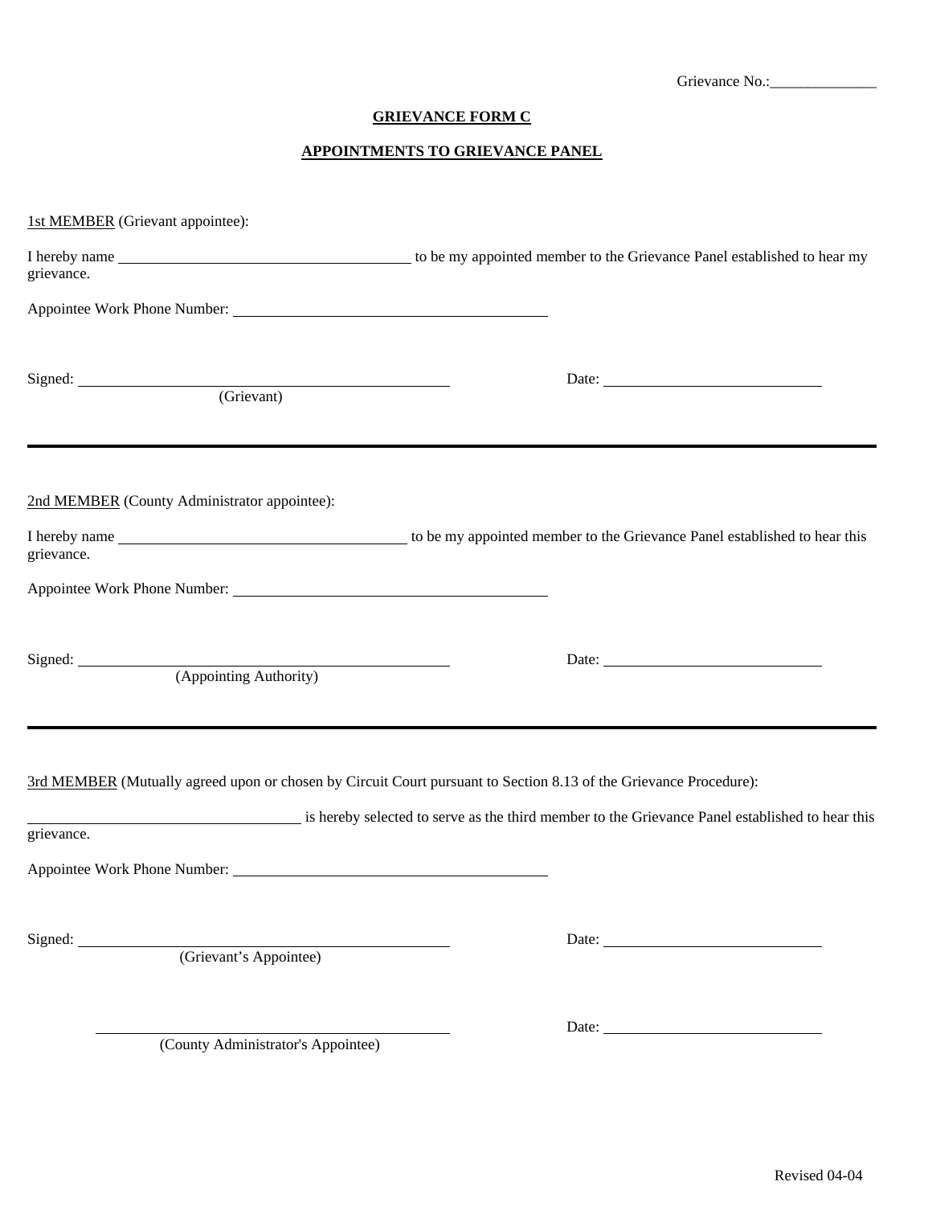Grievance No.:______________

# GRIEVANCE FORM C

## APPOINTMENTS TO GRIEVANCE PANEL

1st MEMBER (Grievant appointee):

I hereby name ______________________________________ to be my appointed member to the Grievance Panel established to hear my grievance.

Appointee Work Phone Number: ________________________________________

Signed: ______________________________________________ Date: ____________________________
(Grievant)

---

2nd MEMBER (County Administrator appointee):

I hereby name ______________________________________ to be my appointed member to the Grievance Panel established to hear this grievance.

Appointee Work Phone Number: ________________________________________

Signed: ______________________________________________ Date: ____________________________
(Appointing Authority)

---

3rd MEMBER (Mutually agreed upon or chosen by Circuit Court pursuant to Section 8.13 of the Grievance Procedure):

___________________________________ is hereby selected to serve as the third member to the Grievance Panel established to hear this grievance.

Appointee Work Phone Number: ________________________________________

Signed: ______________________________________________ Date: ____________________________
(Grievant's Appointee)

______________________________________________ Date: ____________________________
(County Administrator's Appointee)

Revised 04-04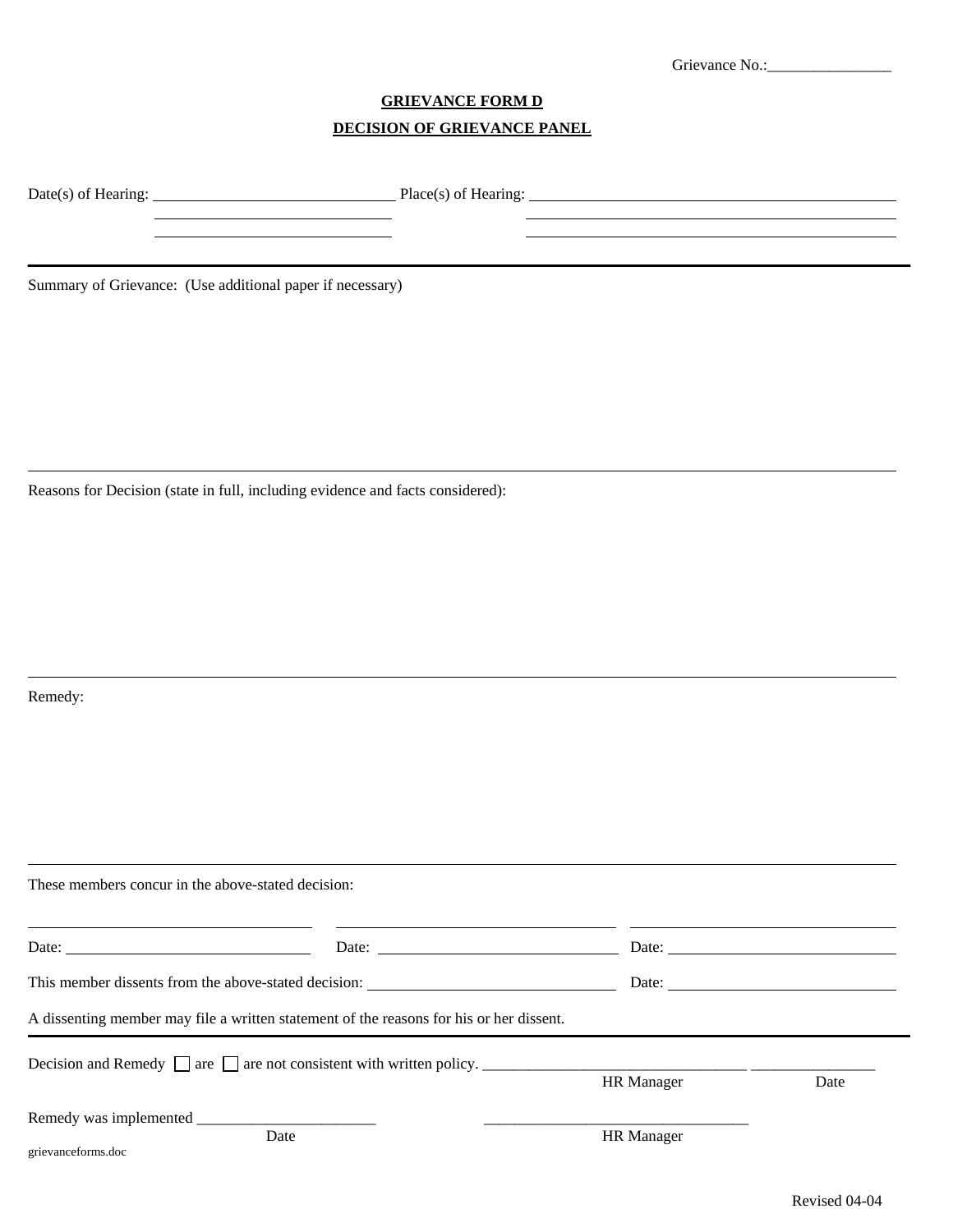Grievance No.:________________

**GRIEVANCE FORM D**

**DECISION OF GRIEVANCE PANEL**

Date(s) of Hearing: ______________________________ Place(s) of Hearing: ______________________________________________

______________________________ ______________________________________________

______________________________ ______________________________________________

---

Summary of Grievance: (Use additional paper if necessary)

---

Reasons for Decision (state in full, including evidence and facts considered):

---

Remedy:

---

These members concur in the above-stated decision:

_________________________ _________________________ _________________________

Date: ____________________ Date: ____________________ Date: ____________________

This member dissents from the above-stated decision: _________________________ Date: ____________________

A dissenting member may file a written statement of the reasons for his or her dissent.

---

Decision and Remedy ☐ are ☐ are not consistent with written policy. _________________________________ ________________

HR Manager Date

Remedy was implemented _______________________ _________________________________

Date HR Manager

grievanceforms.doc

Revised 04-04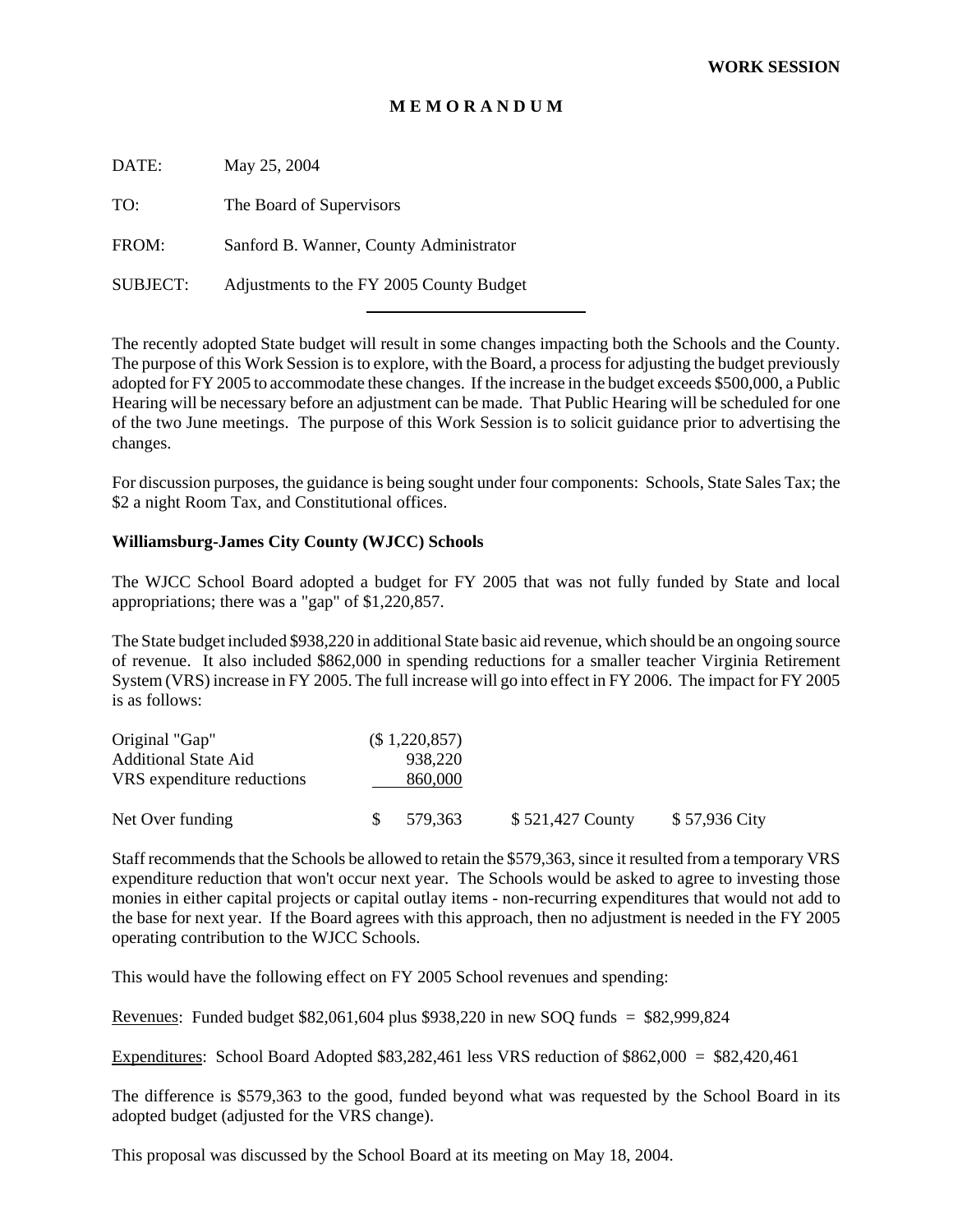**WORK SESSION**

**M E M O R A N D U M**

DATE: May 25, 2004

TO: The Board of Supervisors

FROM: Sanford B. Wanner, County Administrator

SUBJECT: Adjustments to the FY 2005 County Budget

The recently adopted State budget will result in some changes impacting both the Schools and the County. The purpose of this Work Session is to explore, with the Board, a process for adjusting the budget previously adopted for FY 2005 to accommodate these changes. If the increase in the budget exceeds $500,000, a Public Hearing will be necessary before an adjustment can be made. That Public Hearing will be scheduled for one of the two June meetings. The purpose of this Work Session is to solicit guidance prior to advertising the changes.

For discussion purposes, the guidance is being sought under four components: Schools, State Sales Tax; the $2 a night Room Tax, and Constitutional offices.

**Williamsburg-James City County (WJCC) Schools**

The WJCC School Board adopted a budget for FY 2005 that was not fully funded by State and local appropriations; there was a "gap" of $1,220,857.

The State budget included $938,220 in additional State basic aid revenue, which should be an ongoing source of revenue. It also included $862,000 in spending reductions for a smaller teacher Virginia Retirement System (VRS) increase in FY 2005. The full increase will go into effect in FY 2006. The impact for FY 2005 is as follows:

| | | | |
|---|---|---|---|
| Original "Gap" | ($ 1,220,857) | | |
| Additional State Aid | 938,220 | | |
| VRS expenditure reductions | 860,000 | | |
| Net Over funding | $ 579,363 | $ 521,427 County | $ 57,936 City |

Staff recommends that the Schools be allowed to retain the $579,363, since it resulted from a temporary VRS expenditure reduction that won't occur next year. The Schools would be asked to agree to investing those monies in either capital projects or capital outlay items - non-recurring expenditures that would not add to the base for next year. If the Board agrees with this approach, then no adjustment is needed in the FY 2005 operating contribution to the WJCC Schools.

This would have the following effect on FY 2005 School revenues and spending:

Revenues: Funded budget $82,061,604 plus $938,220 in new SOQ funds = $82,999,824

Expenditures: School Board Adopted $83,282,461 less VRS reduction of $862,000 = $82,420,461

The difference is $579,363 to the good, funded beyond what was requested by the School Board in its adopted budget (adjusted for the VRS change).

This proposal was discussed by the School Board at its meeting on May 18, 2004.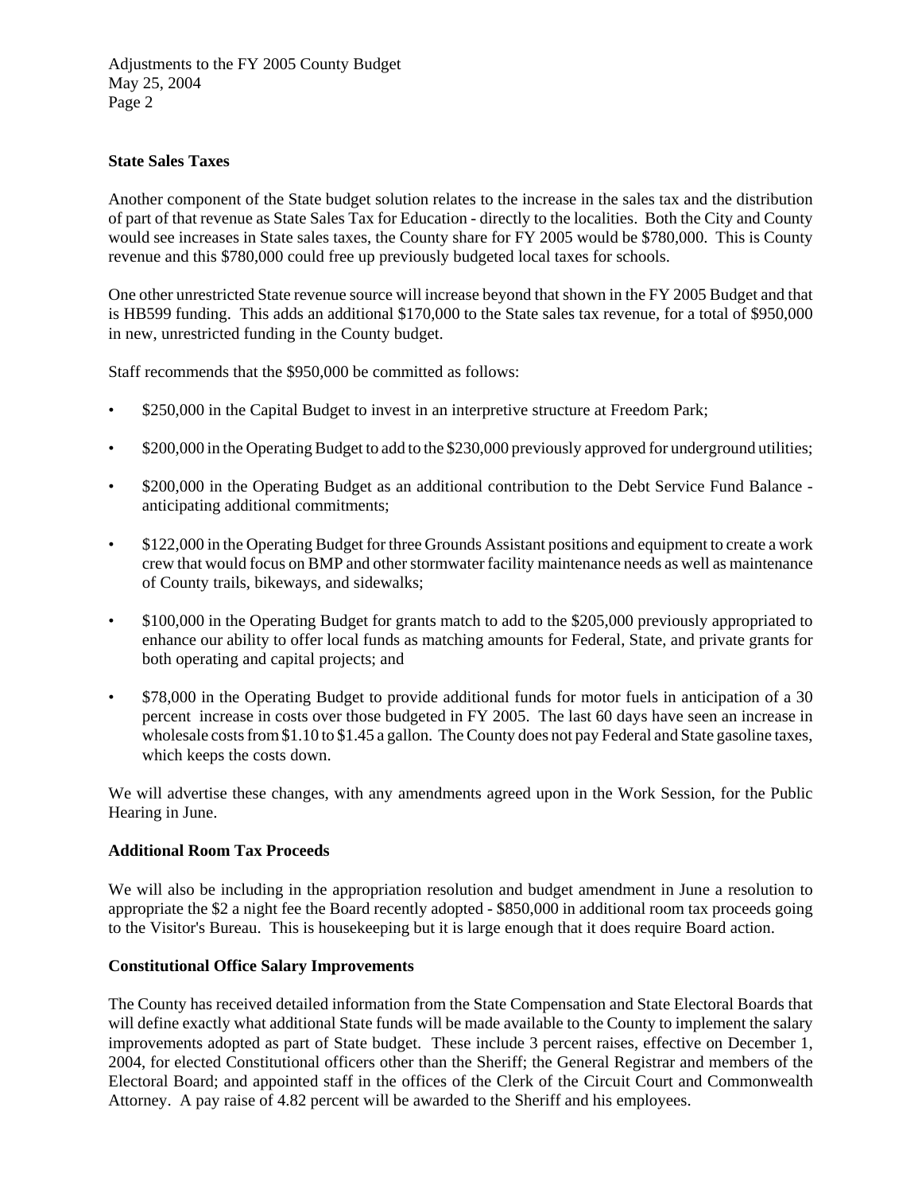**State Sales Taxes**

Another component of the State budget solution relates to the increase in the sales tax and the distribution of part of that revenue as State Sales Tax for Education - directly to the localities. Both the City and County would see increases in State sales taxes, the County share for FY 2005 would be $780,000. This is County revenue and this $780,000 could free up previously budgeted local taxes for schools.

One other unrestricted State revenue source will increase beyond that shown in the FY 2005 Budget and that is HB599 funding. This adds an additional $170,000 to the State sales tax revenue, for a total of $950,000 in new, unrestricted funding in the County budget.

Staff recommends that the $950,000 be committed as follows:

- $250,000 in the Capital Budget to invest in an interpretive structure at Freedom Park;
- $200,000 in the Operating Budget to add to the $230,000 previously approved for underground utilities;
- $200,000 in the Operating Budget as an additional contribution to the Debt Service Fund Balance - anticipating additional commitments;
- $122,000 in the Operating Budget for three Grounds Assistant positions and equipment to create a work crew that would focus on BMP and other stormwater facility maintenance needs as well as maintenance of County trails, bikeways, and sidewalks;
- $100,000 in the Operating Budget for grants match to add to the $205,000 previously appropriated to enhance our ability to offer local funds as matching amounts for Federal, State, and private grants for both operating and capital projects; and
- $78,000 in the Operating Budget to provide additional funds for motor fuels in anticipation of a 30 percent increase in costs over those budgeted in FY 2005. The last 60 days have seen an increase in wholesale costs from $1.10 to $1.45 a gallon. The County does not pay Federal and State gasoline taxes, which keeps the costs down.

We will advertise these changes, with any amendments agreed upon in the Work Session, for the Public Hearing in June.

**Additional Room Tax Proceeds**

We will also be including in the appropriation resolution and budget amendment in June a resolution to appropriate the $2 a night fee the Board recently adopted - $850,000 in additional room tax proceeds going to the Visitor's Bureau. This is housekeeping but it is large enough that it does require Board action.

**Constitutional Office Salary Improvements**

The County has received detailed information from the State Compensation and State Electoral Boards that will define exactly what additional State funds will be made available to the County to implement the salary improvements adopted as part of State budget. These include 3 percent raises, effective on December 1, 2004, for elected Constitutional officers other than the Sheriff; the General Registrar and members of the Electoral Board; and appointed staff in the offices of the Clerk of the Circuit Court and Commonwealth Attorney. A pay raise of 4.82 percent will be awarded to the Sheriff and his employees.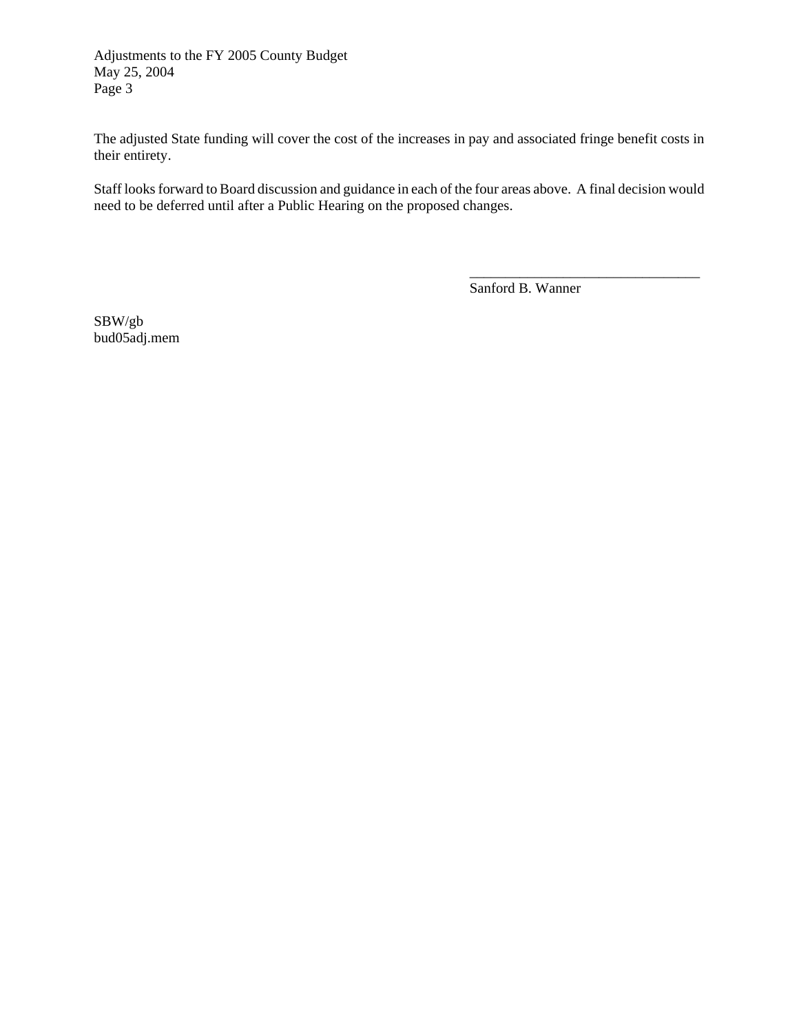The adjusted State funding will cover the cost of the increases in pay and associated fringe benefit costs in their entirety.

Staff looks forward to Board discussion and guidance in each of the four areas above. A final decision would need to be deferred until after a Public Hearing on the proposed changes.

\_\_\_\_\_\_\_\_\_\_\_\_\_\_\_\_\_\_\_\_\_\_\_\_\_\_\_\_\_\_\_\_

Sanford B. Wanner

SBW/gb

bud05adj.mem